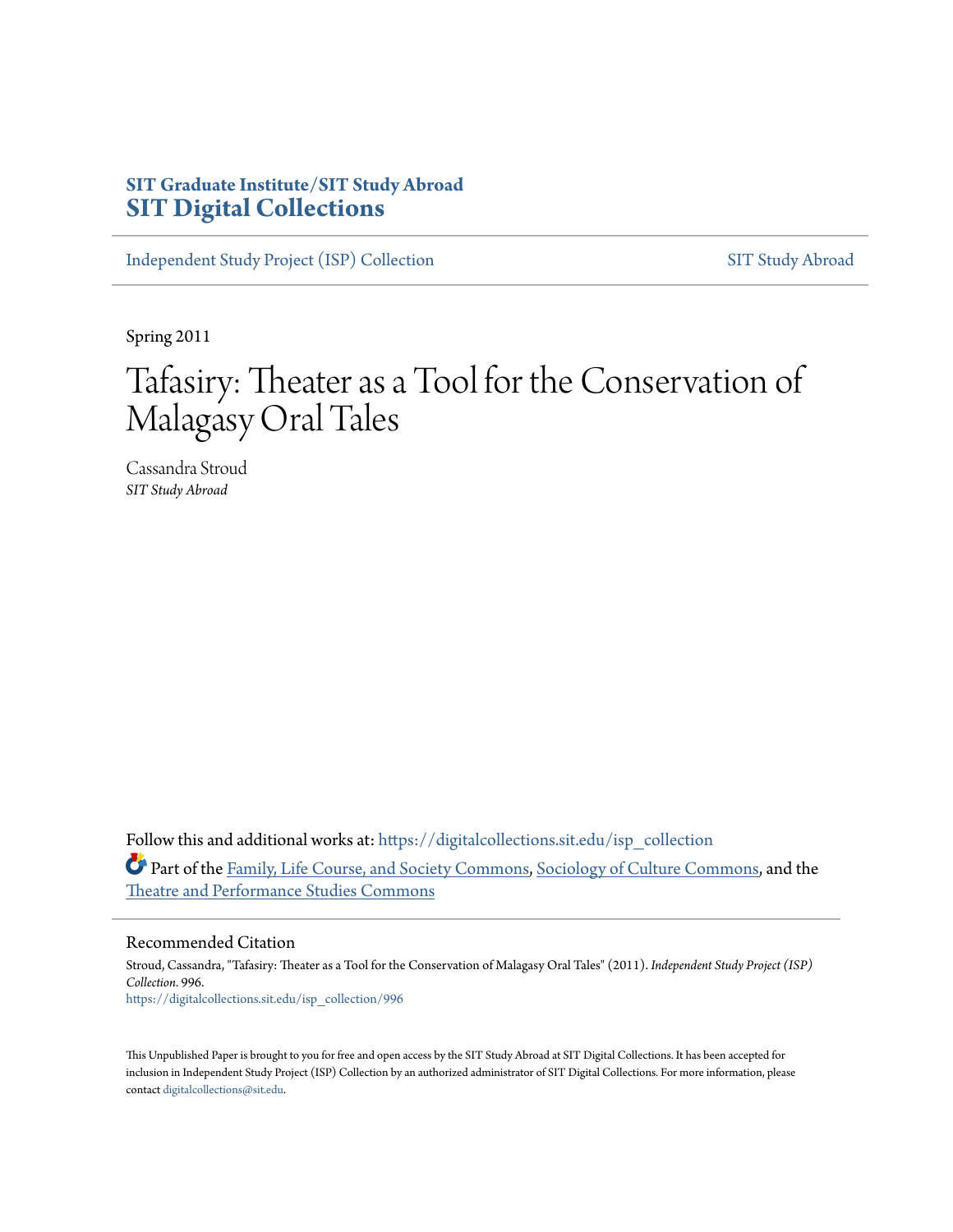SIT Graduate Institute/SIT Study Abroad
**SIT Digital Collections**

Independent Study Project (ISP) Collection | SIT Study Abroad

Spring 2011

# Tafasiry: Theater as a Tool for the Conservation of Malagasy Oral Tales

Cassandra Stroud
*SIT Study Abroad*

Follow this and additional works at: https://digitalcollections.sit.edu/isp_collection

Part of the Family, Life Course, and Society Commons, Sociology of Culture Commons, and the Theatre and Performance Studies Commons

## Recommended Citation

Stroud, Cassandra, "Tafasiry: Theater as a Tool for the Conservation of Malagasy Oral Tales" (2011). *Independent Study Project (ISP) Collection*. 996.
https://digitalcollections.sit.edu/isp_collection/996

This Unpublished Paper is brought to you for free and open access by the SIT Study Abroad at SIT Digital Collections. It has been accepted for inclusion in Independent Study Project (ISP) Collection by an authorized administrator of SIT Digital Collections. For more information, please contact digitalcollections@sit.edu.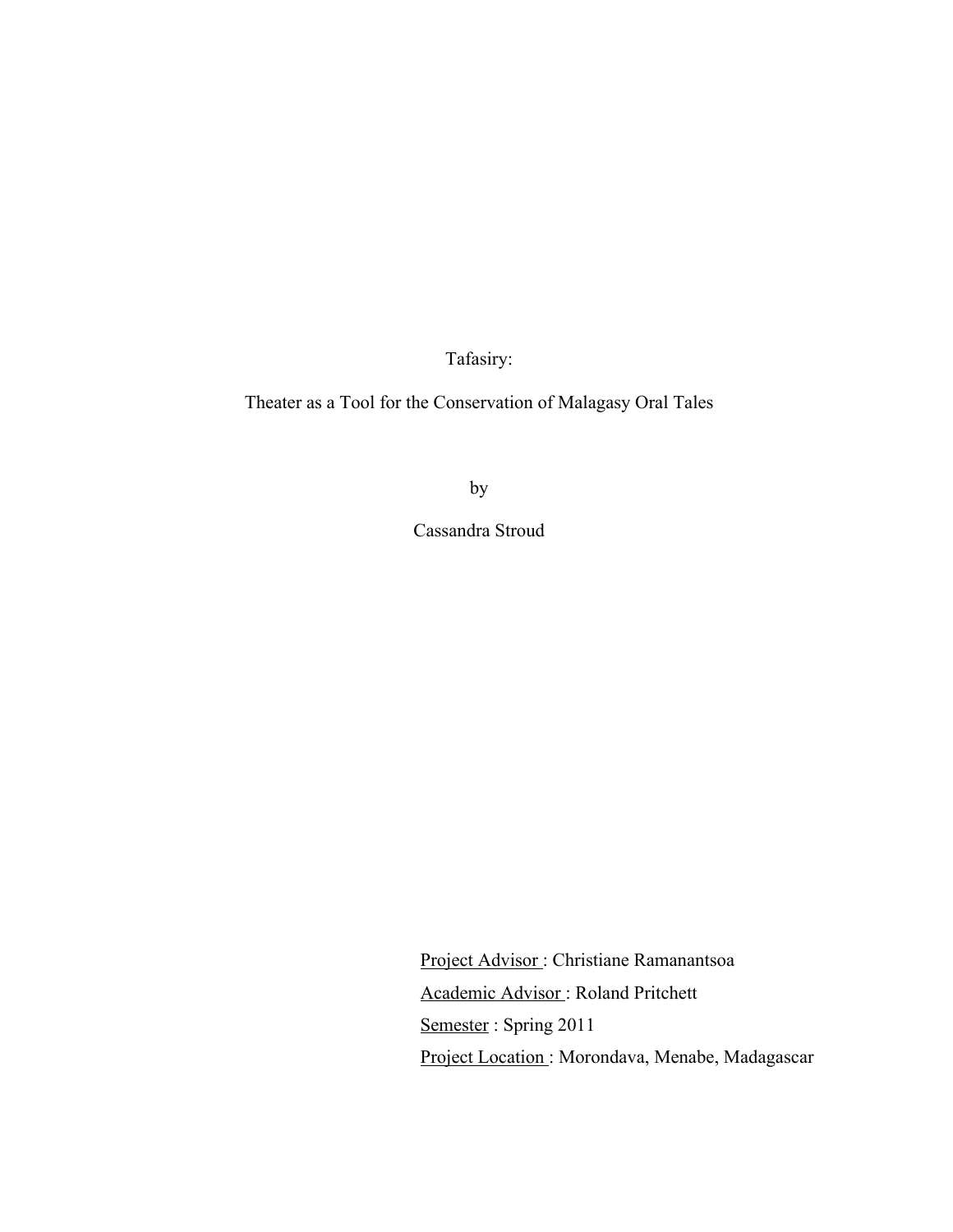# Tafasiry:

## Theater as a Tool for the Conservation of Malagasy Oral Tales

by

Cassandra Stroud

Project Advisor : Christiane Ramanantsoa

Academic Advisor : Roland Pritchett

Semester : Spring 2011

Project Location : Morondava, Menabe, Madagascar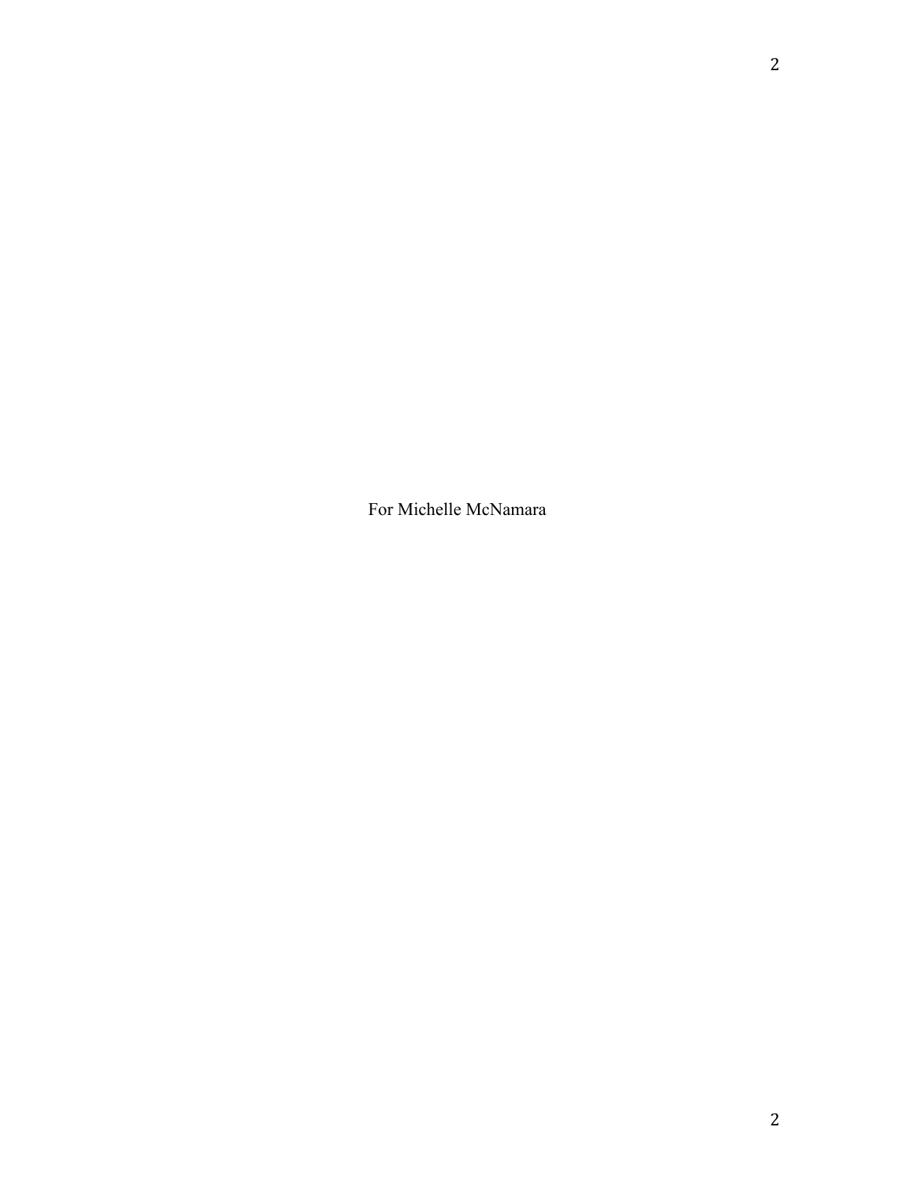For Michelle McNamara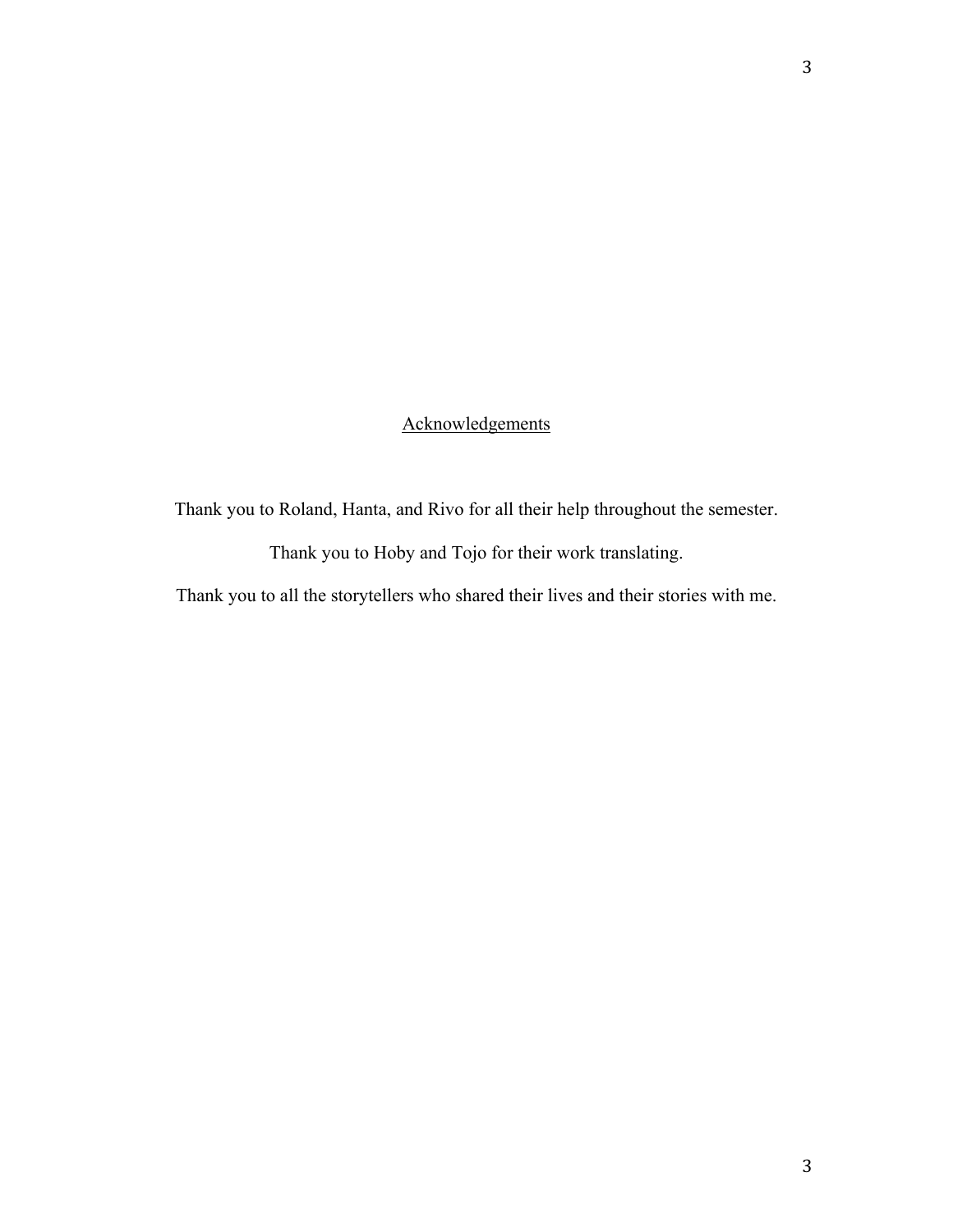## Acknowledgements

Thank you to Roland, Hanta, and Rivo for all their help throughout the semester.

Thank you to Hoby and Tojo for their work translating.

Thank you to all the storytellers who shared their lives and their stories with me.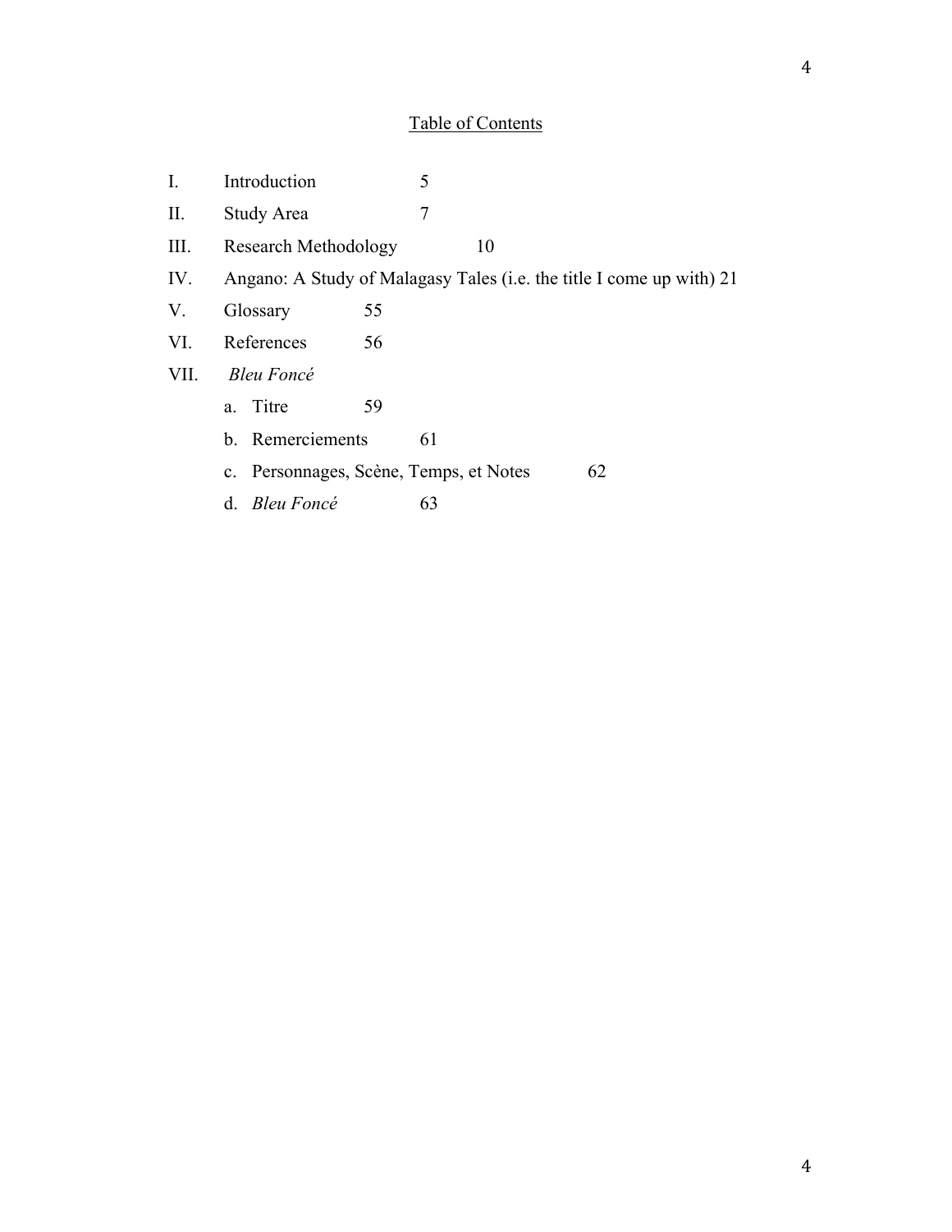## Table of Contents

I. Introduction 5

II. Study Area 7

III. Research Methodology 10

IV. Angano: A Study of Malagasy Tales (i.e. the title I come up with) 21

V. Glossary 55

VI. References 56

VII. *Bleu Foncé*

   a. Titre 59

   b. Remerciements 61

   c. Personnages, Scène, Temps, et Notes 62

   d. *Bleu Foncé* 63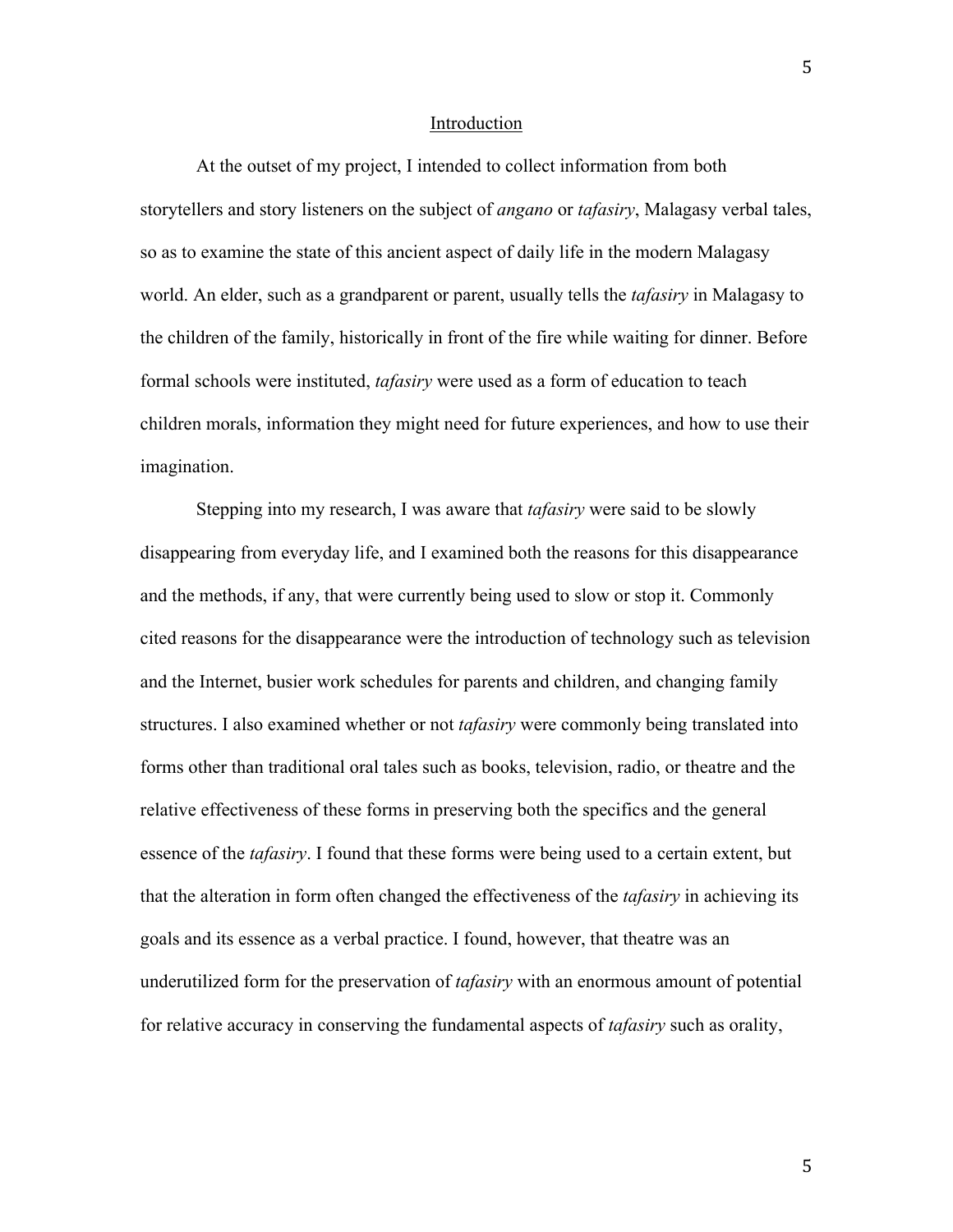## Introduction

At the outset of my project, I intended to collect information from both storytellers and story listeners on the subject of *angano* or *tafasiry*, Malagasy verbal tales, so as to examine the state of this ancient aspect of daily life in the modern Malagasy world. An elder, such as a grandparent or parent, usually tells the *tafasiry* in Malagasy to the children of the family, historically in front of the fire while waiting for dinner. Before formal schools were instituted, *tafasiry* were used as a form of education to teach children morals, information they might need for future experiences, and how to use their imagination.

Stepping into my research, I was aware that *tafasiry* were said to be slowly disappearing from everyday life, and I examined both the reasons for this disappearance and the methods, if any, that were currently being used to slow or stop it. Commonly cited reasons for the disappearance were the introduction of technology such as television and the Internet, busier work schedules for parents and children, and changing family structures. I also examined whether or not *tafasiry* were commonly being translated into forms other than traditional oral tales such as books, television, radio, or theatre and the relative effectiveness of these forms in preserving both the specifics and the general essence of the *tafasiry*. I found that these forms were being used to a certain extent, but that the alteration in form often changed the effectiveness of the *tafasiry* in achieving its goals and its essence as a verbal practice. I found, however, that theatre was an underutilized form for the preservation of *tafasiry* with an enormous amount of potential for relative accuracy in conserving the fundamental aspects of *tafasiry* such as orality,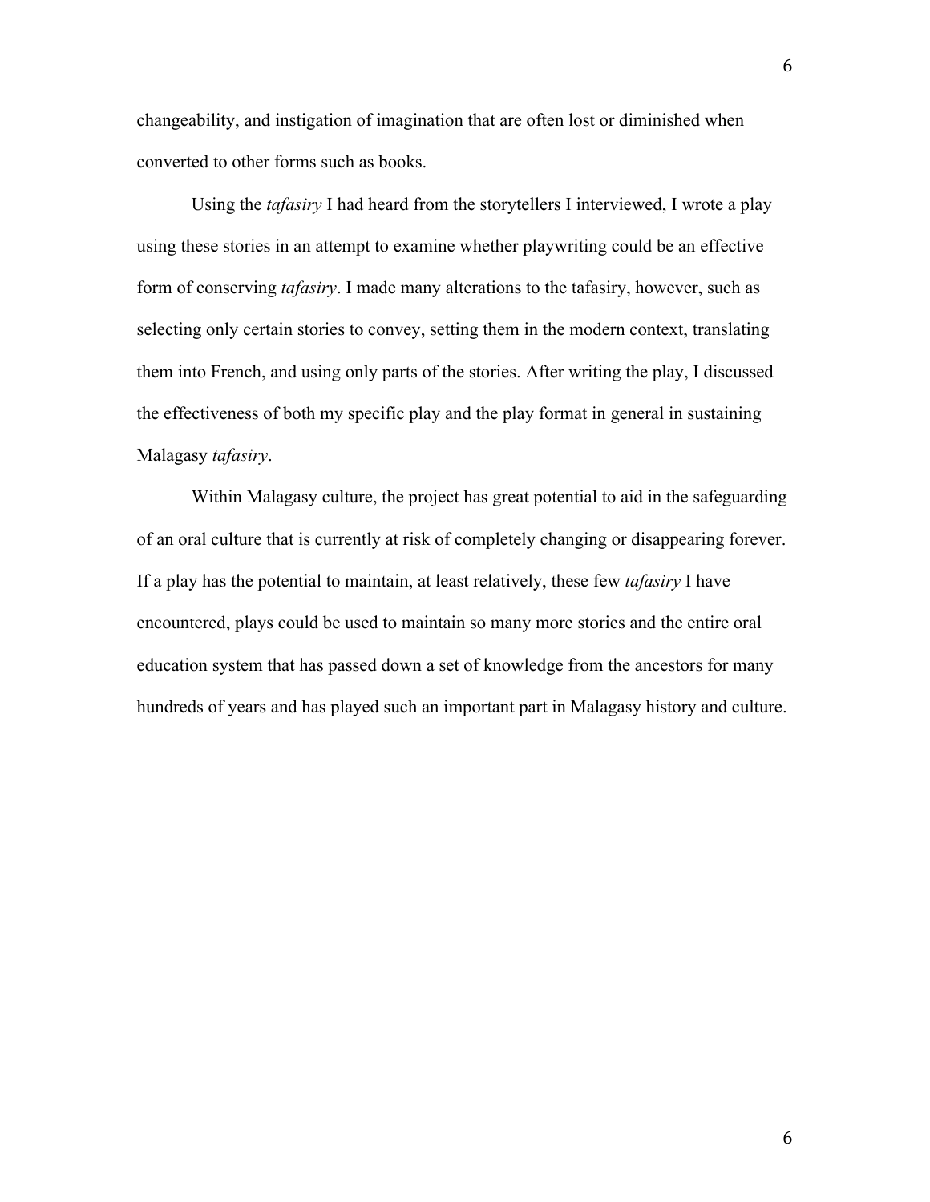changeability, and instigation of imagination that are often lost or diminished when converted to other forms such as books.

Using the *tafasiry* I had heard from the storytellers I interviewed, I wrote a play using these stories in an attempt to examine whether playwriting could be an effective form of conserving *tafasiry*. I made many alterations to the tafasiry, however, such as selecting only certain stories to convey, setting them in the modern context, translating them into French, and using only parts of the stories. After writing the play, I discussed the effectiveness of both my specific play and the play format in general in sustaining Malagasy *tafasiry*.

Within Malagasy culture, the project has great potential to aid in the safeguarding of an oral culture that is currently at risk of completely changing or disappearing forever. If a play has the potential to maintain, at least relatively, these few *tafasiry* I have encountered, plays could be used to maintain so many more stories and the entire oral education system that has passed down a set of knowledge from the ancestors for many hundreds of years and has played such an important part in Malagasy history and culture.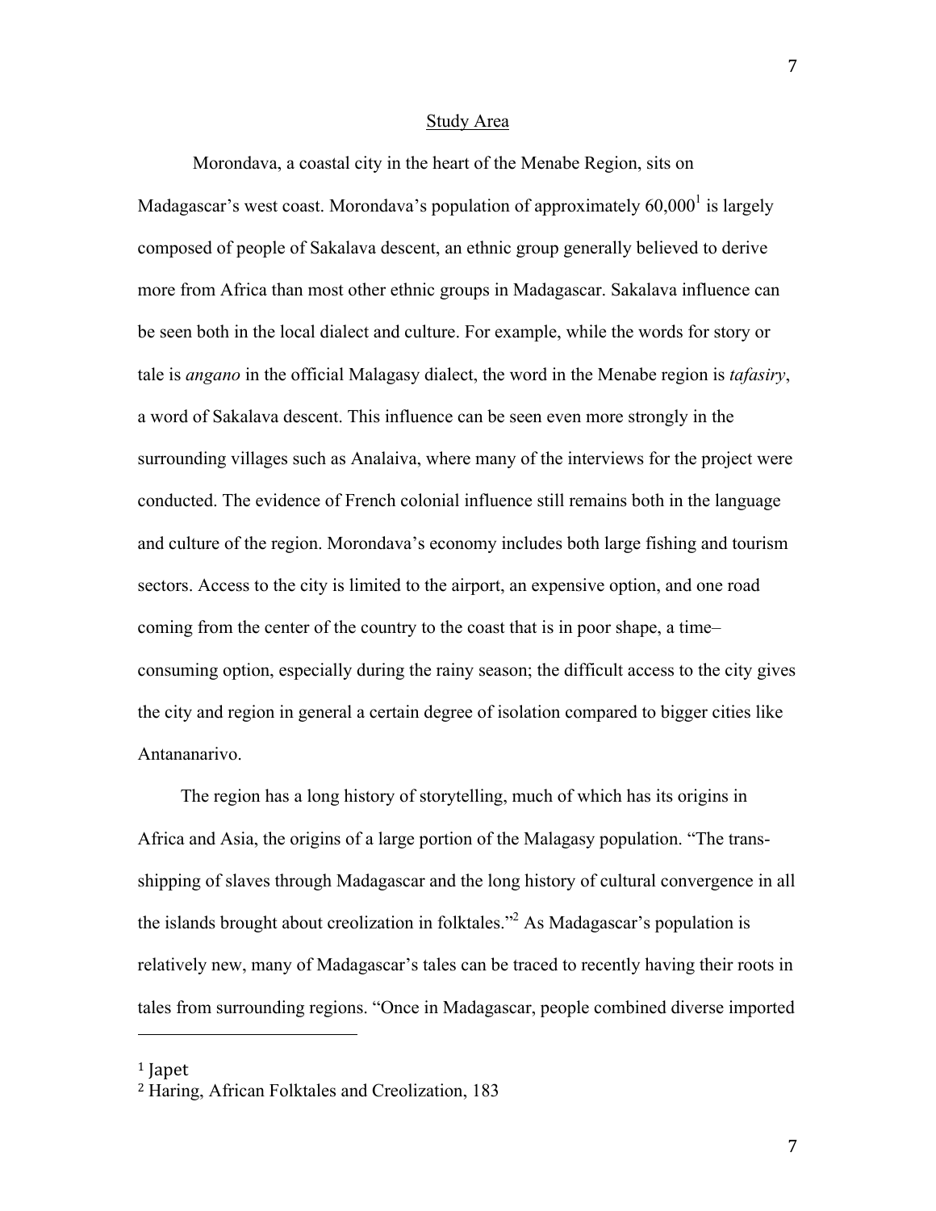## Study Area

Morondava, a coastal city in the heart of the Menabe Region, sits on Madagascar's west coast. Morondava's population of approximately 60,000[1] is largely composed of people of Sakalava descent, an ethnic group generally believed to derive more from Africa than most other ethnic groups in Madagascar. Sakalava influence can be seen both in the local dialect and culture. For example, while the words for story or tale is *angano* in the official Malagasy dialect, the word in the Menabe region is *tafasiry*, a word of Sakalava descent. This influence can be seen even more strongly in the surrounding villages such as Analaiva, where many of the interviews for the project were conducted. The evidence of French colonial influence still remains both in the language and culture of the region. Morondava's economy includes both large fishing and tourism sectors. Access to the city is limited to the airport, an expensive option, and one road coming from the center of the country to the coast that is in poor shape, a time–consuming option, especially during the rainy season; the difficult access to the city gives the city and region in general a certain degree of isolation compared to bigger cities like Antananarivo.

The region has a long history of storytelling, much of which has its origins in Africa and Asia, the origins of a large portion of the Malagasy population. "The trans-shipping of slaves through Madagascar and the long history of cultural convergence in all the islands brought about creolization in folktales."[2] As Madagascar's population is relatively new, many of Madagascar's tales can be traced to recently having their roots in tales from surrounding regions. "Once in Madagascar, people combined diverse imported

---

[1] Japet

[2] Haring, African Folktales and Creolization, 183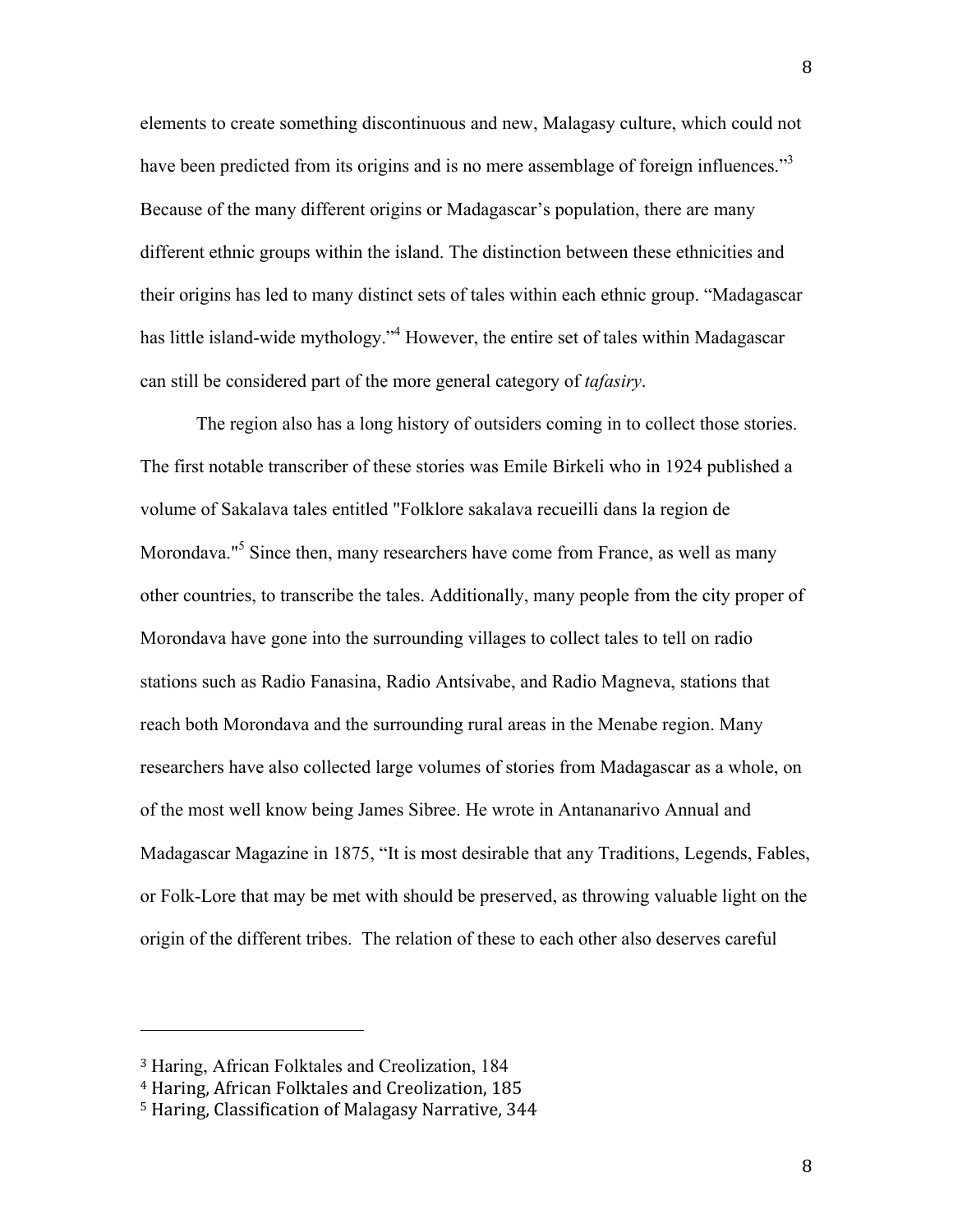elements to create something discontinuous and new, Malagasy culture, which could not have been predicted from its origins and is no mere assemblage of foreign influences."[3] Because of the many different origins or Madagascar's population, there are many different ethnic groups within the island. The distinction between these ethnicities and their origins has led to many distinct sets of tales within each ethnic group. "Madagascar has little island-wide mythology."[4] However, the entire set of tales within Madagascar can still be considered part of the more general category of *tafasiry*.

The region also has a long history of outsiders coming in to collect those stories. The first notable transcriber of these stories was Emile Birkeli who in 1924 published a volume of Sakalava tales entitled "Folklore sakalava recueilli dans la region de Morondava."[5] Since then, many researchers have come from France, as well as many other countries, to transcribe the tales. Additionally, many people from the city proper of Morondava have gone into the surrounding villages to collect tales to tell on radio stations such as Radio Fanasina, Radio Antsivabe, and Radio Magneva, stations that reach both Morondava and the surrounding rural areas in the Menabe region. Many researchers have also collected large volumes of stories from Madagascar as a whole, on of the most well know being James Sibree. He wrote in Antananarivo Annual and Madagascar Magazine in 1875, "It is most desirable that any Traditions, Legends, Fables, or Folk-Lore that may be met with should be preserved, as throwing valuable light on the origin of the different tribes. The relation of these to each other also deserves careful

---

[3] Haring, African Folktales and Creolization, 184

[4] Haring, African Folktales and Creolization, 185

[5] Haring, Classification of Malagasy Narrative, 344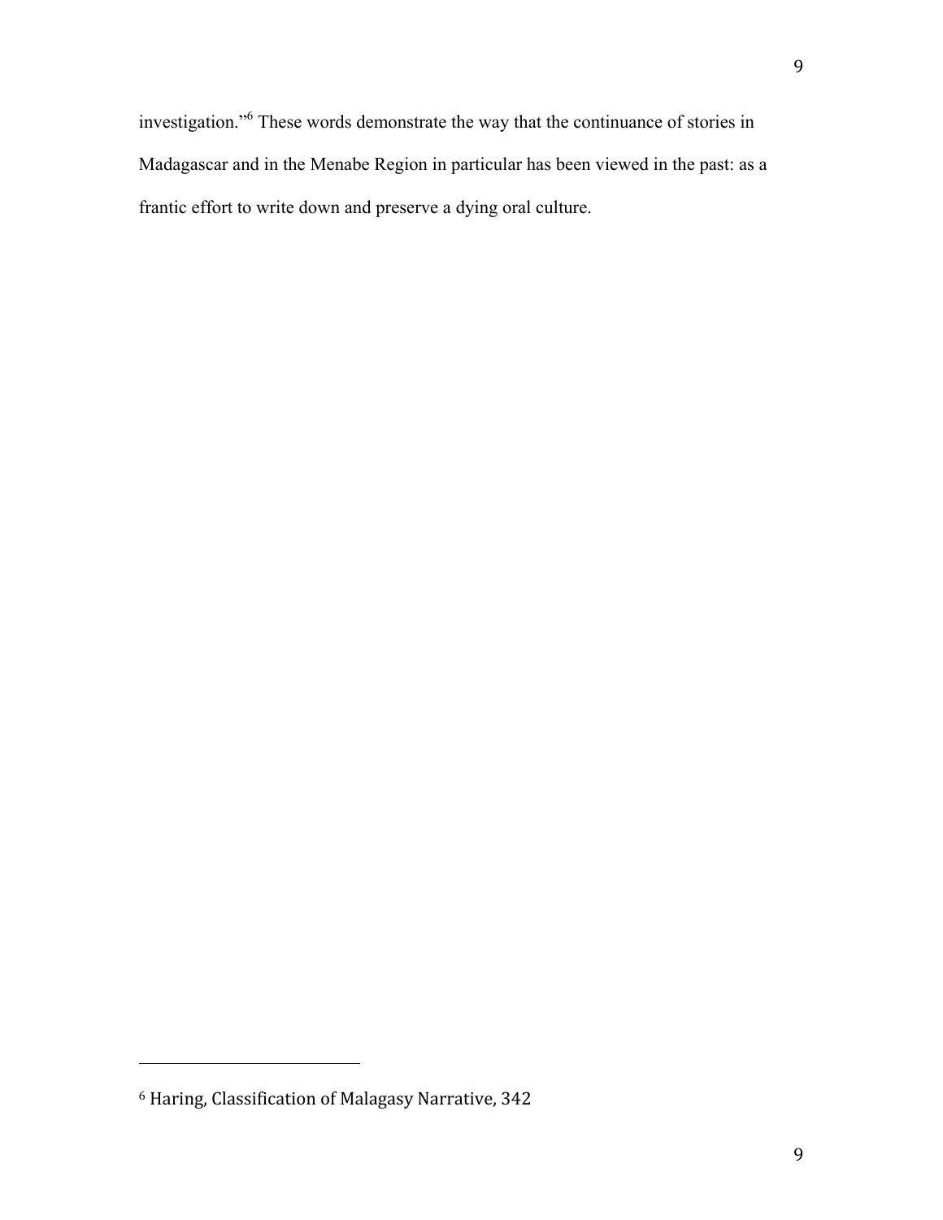investigation."[6] These words demonstrate the way that the continuance of stories in Madagascar and in the Menabe Region in particular has been viewed in the past: as a frantic effort to write down and preserve a dying oral culture.

---

[6] Haring, Classification of Malagasy Narrative, 342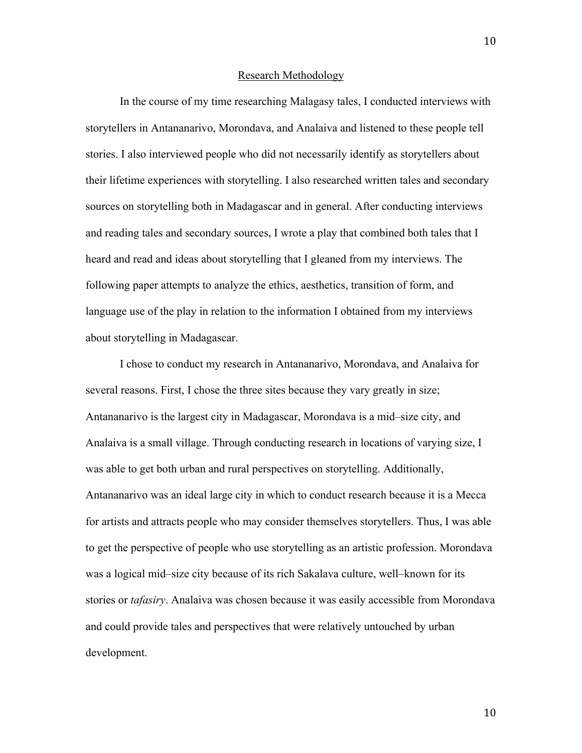## Research Methodology

In the course of my time researching Malagasy tales, I conducted interviews with storytellers in Antananarivo, Morondava, and Analaiva and listened to these people tell stories. I also interviewed people who did not necessarily identify as storytellers about their lifetime experiences with storytelling. I also researched written tales and secondary sources on storytelling both in Madagascar and in general. After conducting interviews and reading tales and secondary sources, I wrote a play that combined both tales that I heard and read and ideas about storytelling that I gleaned from my interviews. The following paper attempts to analyze the ethics, aesthetics, transition of form, and language use of the play in relation to the information I obtained from my interviews about storytelling in Madagascar.

I chose to conduct my research in Antananarivo, Morondava, and Analaiva for several reasons. First, I chose the three sites because they vary greatly in size; Antananarivo is the largest city in Madagascar, Morondava is a mid–size city, and Analaiva is a small village. Through conducting research in locations of varying size, I was able to get both urban and rural perspectives on storytelling. Additionally, Antananarivo was an ideal large city in which to conduct research because it is a Mecca for artists and attracts people who may consider themselves storytellers. Thus, I was able to get the perspective of people who use storytelling as an artistic profession. Morondava was a logical mid–size city because of its rich Sakalava culture, well–known for its stories or *tafasiry*. Analaiva was chosen because it was easily accessible from Morondava and could provide tales and perspectives that were relatively untouched by urban development.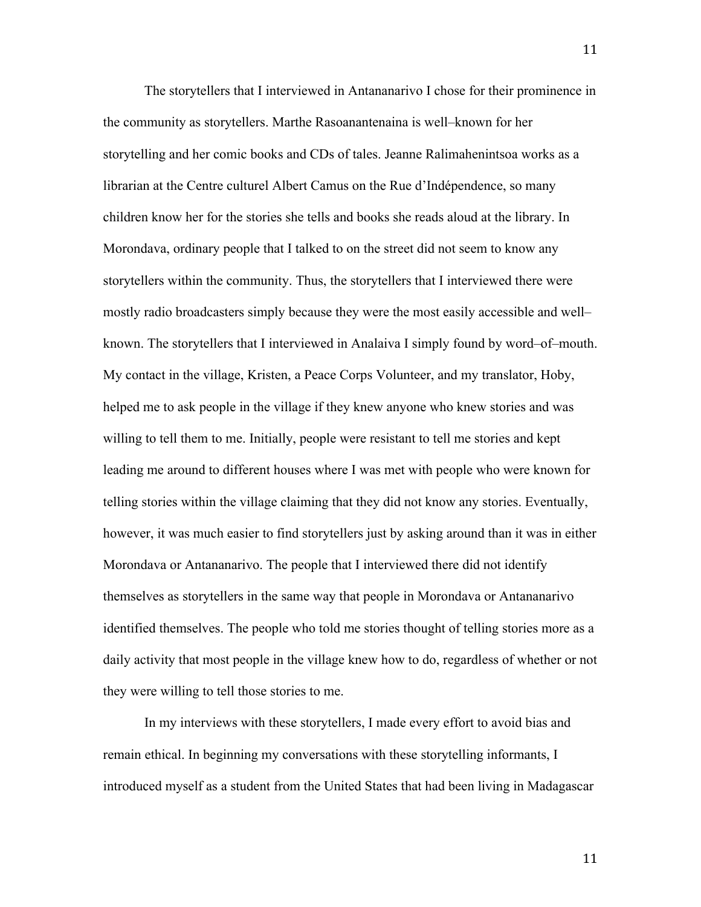The storytellers that I interviewed in Antananarivo I chose for their prominence in the community as storytellers. Marthe Rasoanantenaina is well–known for her storytelling and her comic books and CDs of tales. Jeanne Ralimahenintsoa works as a librarian at the Centre culturel Albert Camus on the Rue d'Indépendence, so many children know her for the stories she tells and books she reads aloud at the library. In Morondava, ordinary people that I talked to on the street did not seem to know any storytellers within the community. Thus, the storytellers that I interviewed there were mostly radio broadcasters simply because they were the most easily accessible and well–known. The storytellers that I interviewed in Analaiva I simply found by word–of–mouth. My contact in the village, Kristen, a Peace Corps Volunteer, and my translator, Hoby, helped me to ask people in the village if they knew anyone who knew stories and was willing to tell them to me. Initially, people were resistant to tell me stories and kept leading me around to different houses where I was met with people who were known for telling stories within the village claiming that they did not know any stories. Eventually, however, it was much easier to find storytellers just by asking around than it was in either Morondava or Antananarivo. The people that I interviewed there did not identify themselves as storytellers in the same way that people in Morondava or Antananarivo identified themselves. The people who told me stories thought of telling stories more as a daily activity that most people in the village knew how to do, regardless of whether or not they were willing to tell those stories to me.

In my interviews with these storytellers, I made every effort to avoid bias and remain ethical. In beginning my conversations with these storytelling informants, I introduced myself as a student from the United States that had been living in Madagascar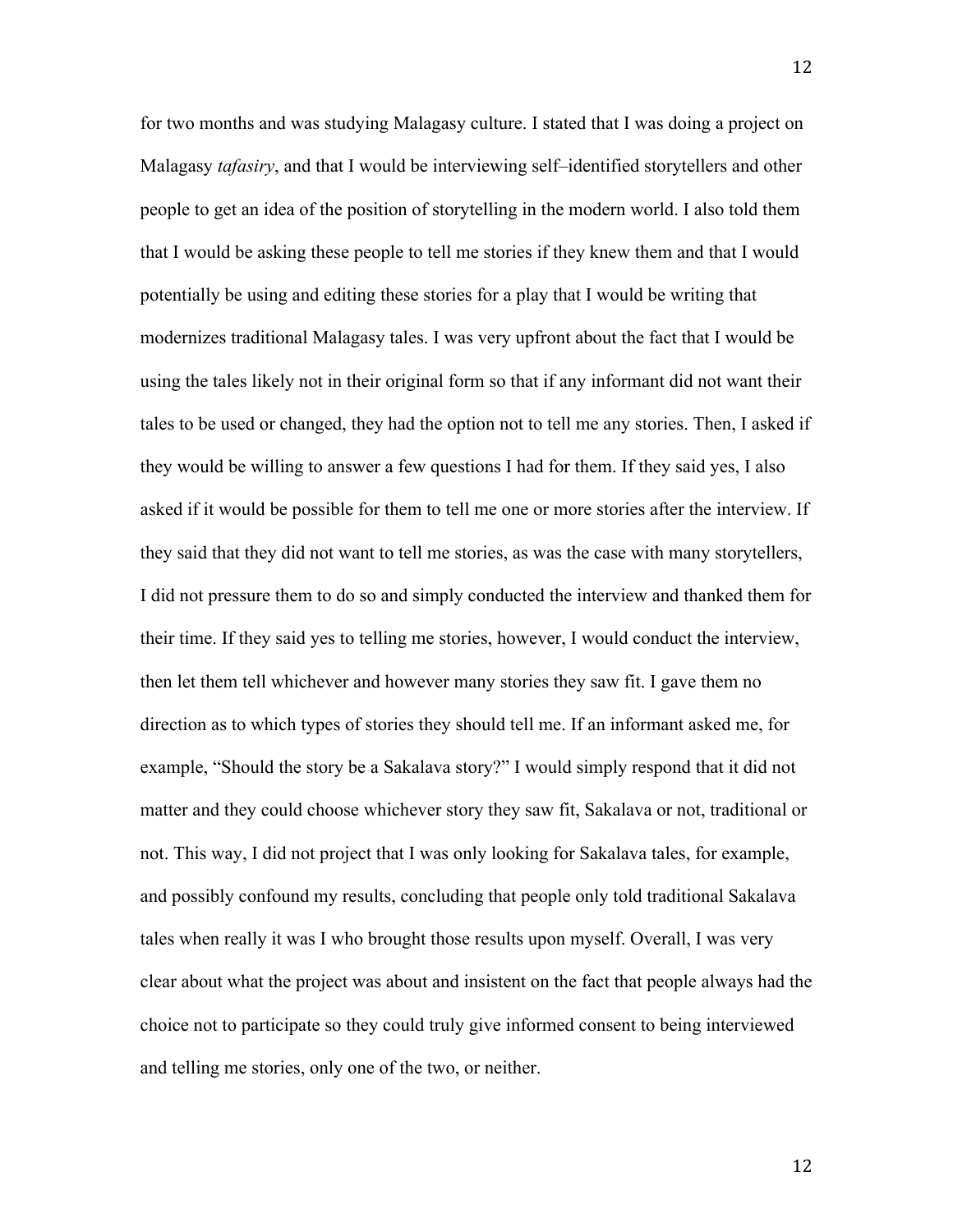for two months and was studying Malagasy culture. I stated that I was doing a project on Malagasy *tafasiry*, and that I would be interviewing self–identified storytellers and other people to get an idea of the position of storytelling in the modern world. I also told them that I would be asking these people to tell me stories if they knew them and that I would potentially be using and editing these stories for a play that I would be writing that modernizes traditional Malagasy tales. I was very upfront about the fact that I would be using the tales likely not in their original form so that if any informant did not want their tales to be used or changed, they had the option not to tell me any stories. Then, I asked if they would be willing to answer a few questions I had for them. If they said yes, I also asked if it would be possible for them to tell me one or more stories after the interview. If they said that they did not want to tell me stories, as was the case with many storytellers, I did not pressure them to do so and simply conducted the interview and thanked them for their time. If they said yes to telling me stories, however, I would conduct the interview, then let them tell whichever and however many stories they saw fit. I gave them no direction as to which types of stories they should tell me. If an informant asked me, for example, "Should the story be a Sakalava story?" I would simply respond that it did not matter and they could choose whichever story they saw fit, Sakalava or not, traditional or not. This way, I did not project that I was only looking for Sakalava tales, for example, and possibly confound my results, concluding that people only told traditional Sakalava tales when really it was I who brought those results upon myself. Overall, I was very clear about what the project was about and insistent on the fact that people always had the choice not to participate so they could truly give informed consent to being interviewed and telling me stories, only one of the two, or neither.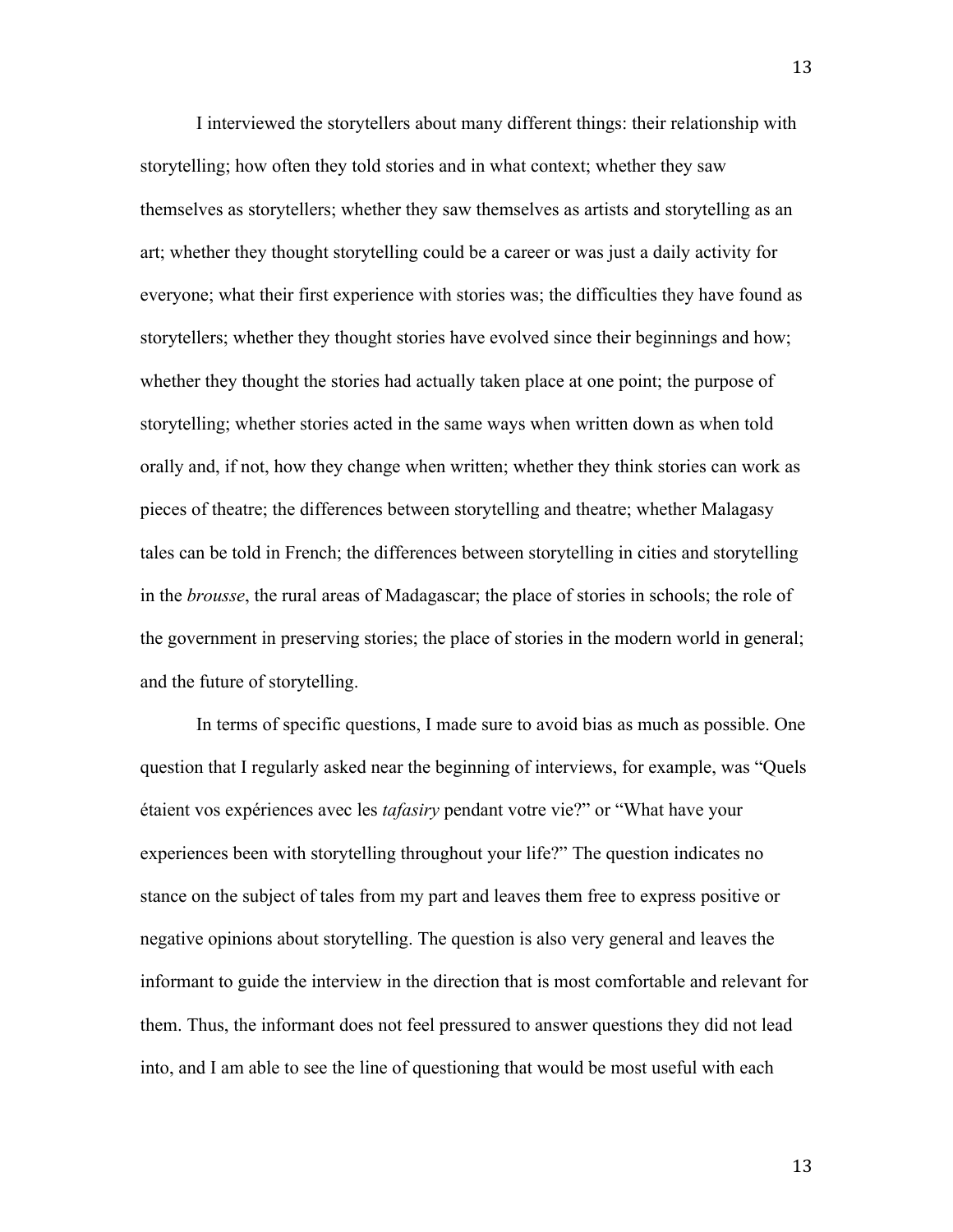I interviewed the storytellers about many different things: their relationship with storytelling; how often they told stories and in what context; whether they saw themselves as storytellers; whether they saw themselves as artists and storytelling as an art; whether they thought storytelling could be a career or was just a daily activity for everyone; what their first experience with stories was; the difficulties they have found as storytellers; whether they thought stories have evolved since their beginnings and how; whether they thought the stories had actually taken place at one point; the purpose of storytelling; whether stories acted in the same ways when written down as when told orally and, if not, how they change when written; whether they think stories can work as pieces of theatre; the differences between storytelling and theatre; whether Malagasy tales can be told in French; the differences between storytelling in cities and storytelling in the *brousse*, the rural areas of Madagascar; the place of stories in schools; the role of the government in preserving stories; the place of stories in the modern world in general; and the future of storytelling.

In terms of specific questions, I made sure to avoid bias as much as possible. One question that I regularly asked near the beginning of interviews, for example, was "Quels étaient vos expériences avec les *tafasiry* pendant votre vie?" or "What have your experiences been with storytelling throughout your life?" The question indicates no stance on the subject of tales from my part and leaves them free to express positive or negative opinions about storytelling. The question is also very general and leaves the informant to guide the interview in the direction that is most comfortable and relevant for them. Thus, the informant does not feel pressured to answer questions they did not lead into, and I am able to see the line of questioning that would be most useful with each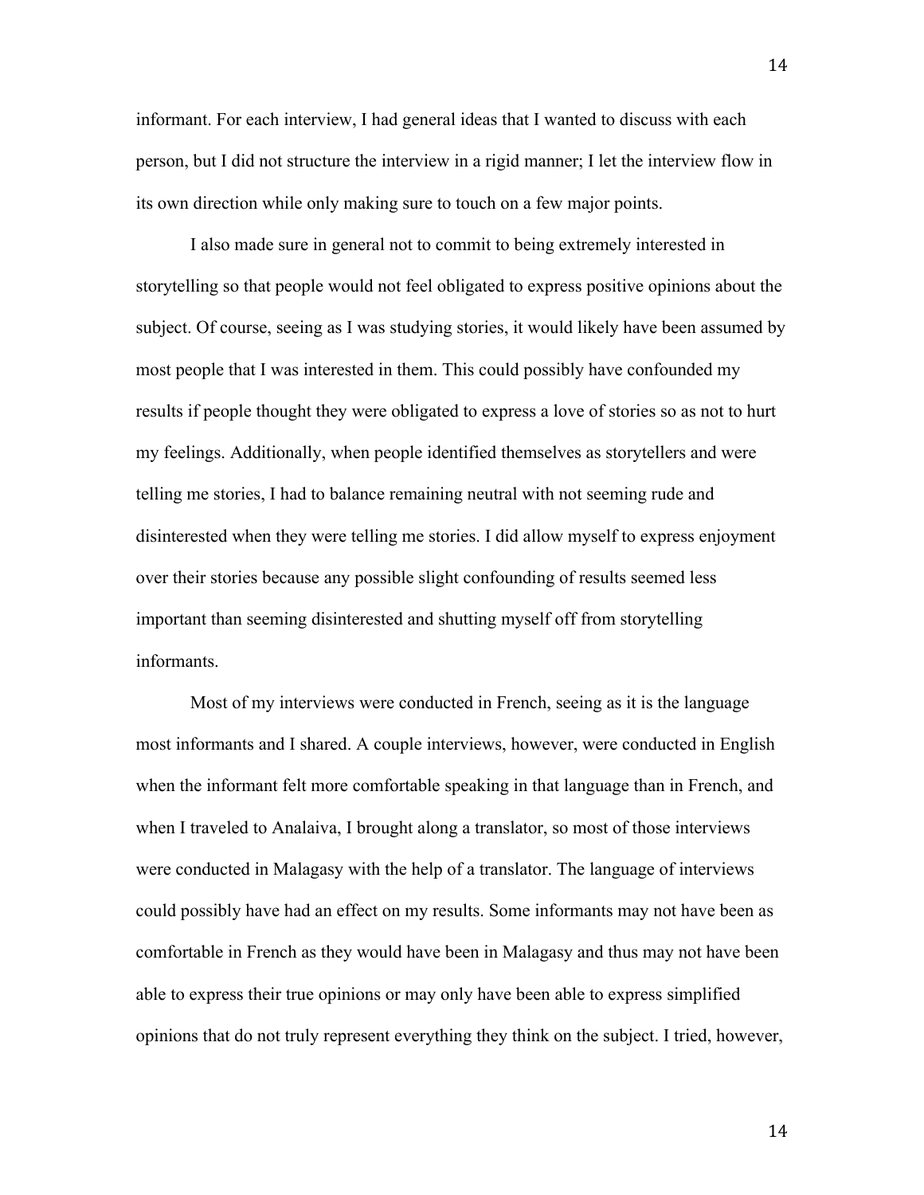informant. For each interview, I had general ideas that I wanted to discuss with each person, but I did not structure the interview in a rigid manner; I let the interview flow in its own direction while only making sure to touch on a few major points.

I also made sure in general not to commit to being extremely interested in storytelling so that people would not feel obligated to express positive opinions about the subject. Of course, seeing as I was studying stories, it would likely have been assumed by most people that I was interested in them. This could possibly have confounded my results if people thought they were obligated to express a love of stories so as not to hurt my feelings. Additionally, when people identified themselves as storytellers and were telling me stories, I had to balance remaining neutral with not seeming rude and disinterested when they were telling me stories. I did allow myself to express enjoyment over their stories because any possible slight confounding of results seemed less important than seeming disinterested and shutting myself off from storytelling informants.

Most of my interviews were conducted in French, seeing as it is the language most informants and I shared. A couple interviews, however, were conducted in English when the informant felt more comfortable speaking in that language than in French, and when I traveled to Analaiva, I brought along a translator, so most of those interviews were conducted in Malagasy with the help of a translator. The language of interviews could possibly have had an effect on my results. Some informants may not have been as comfortable in French as they would have been in Malagasy and thus may not have been able to express their true opinions or may only have been able to express simplified opinions that do not truly represent everything they think on the subject. I tried, however,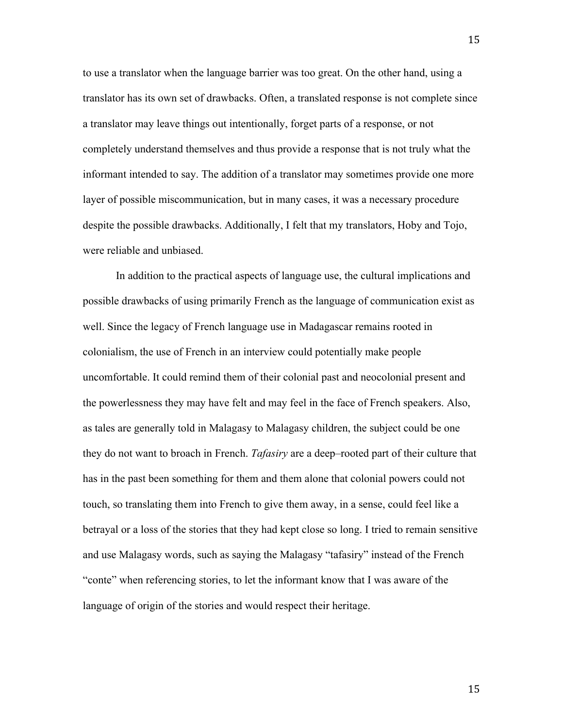to use a translator when the language barrier was too great. On the other hand, using a translator has its own set of drawbacks. Often, a translated response is not complete since a translator may leave things out intentionally, forget parts of a response, or not completely understand themselves and thus provide a response that is not truly what the informant intended to say. The addition of a translator may sometimes provide one more layer of possible miscommunication, but in many cases, it was a necessary procedure despite the possible drawbacks. Additionally, I felt that my translators, Hoby and Tojo, were reliable and unbiased.

In addition to the practical aspects of language use, the cultural implications and possible drawbacks of using primarily French as the language of communication exist as well. Since the legacy of French language use in Madagascar remains rooted in colonialism, the use of French in an interview could potentially make people uncomfortable. It could remind them of their colonial past and neocolonial present and the powerlessness they may have felt and may feel in the face of French speakers. Also, as tales are generally told in Malagasy to Malagasy children, the subject could be one they do not want to broach in French. *Tafasiry* are a deep–rooted part of their culture that has in the past been something for them and them alone that colonial powers could not touch, so translating them into French to give them away, in a sense, could feel like a betrayal or a loss of the stories that they had kept close so long. I tried to remain sensitive and use Malagasy words, such as saying the Malagasy "tafasiry" instead of the French "conte" when referencing stories, to let the informant know that I was aware of the language of origin of the stories and would respect their heritage.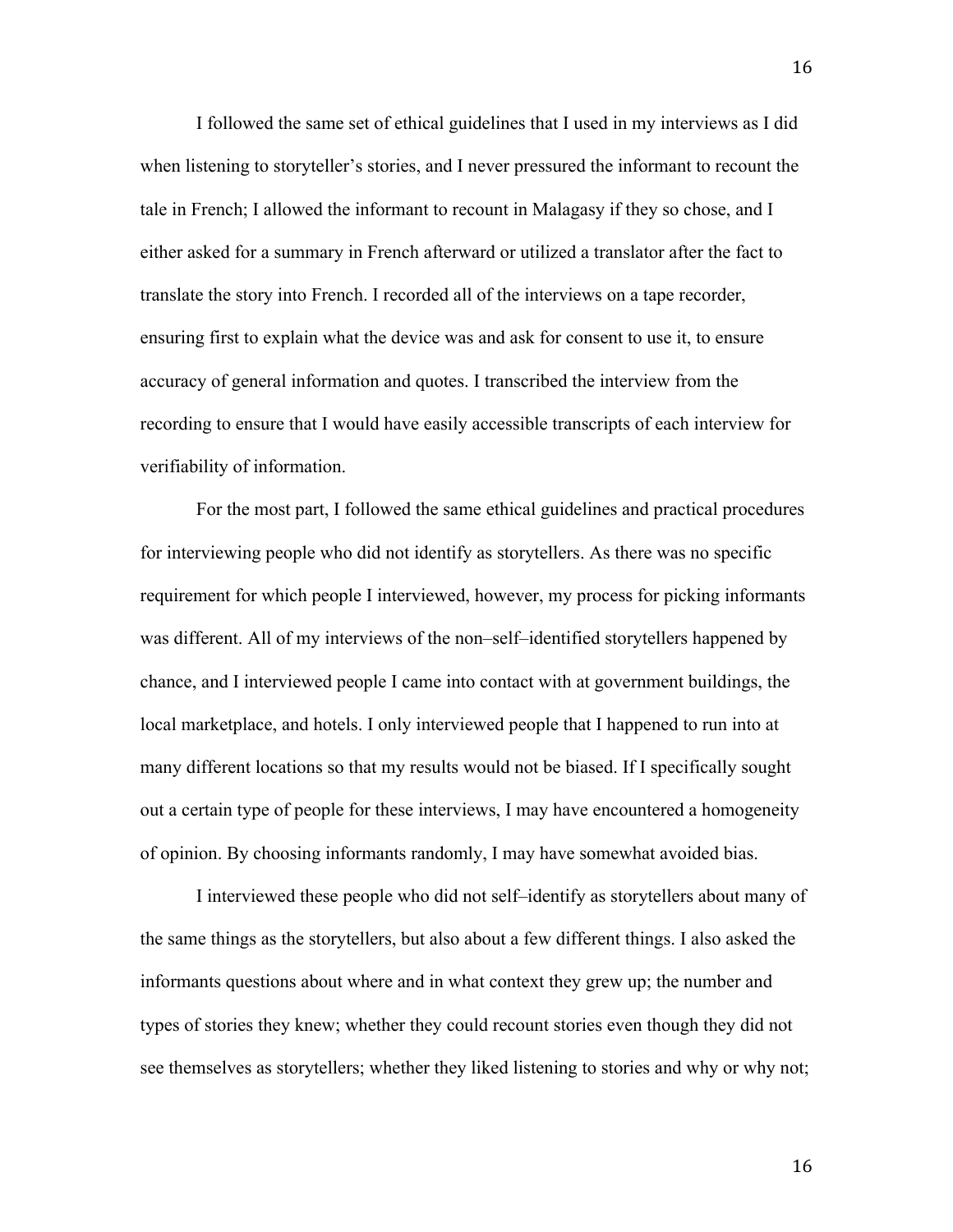I followed the same set of ethical guidelines that I used in my interviews as I did when listening to storyteller's stories, and I never pressured the informant to recount the tale in French; I allowed the informant to recount in Malagasy if they so chose, and I either asked for a summary in French afterward or utilized a translator after the fact to translate the story into French. I recorded all of the interviews on a tape recorder, ensuring first to explain what the device was and ask for consent to use it, to ensure accuracy of general information and quotes. I transcribed the interview from the recording to ensure that I would have easily accessible transcripts of each interview for verifiability of information.

For the most part, I followed the same ethical guidelines and practical procedures for interviewing people who did not identify as storytellers. As there was no specific requirement for which people I interviewed, however, my process for picking informants was different. All of my interviews of the non–self–identified storytellers happened by chance, and I interviewed people I came into contact with at government buildings, the local marketplace, and hotels. I only interviewed people that I happened to run into at many different locations so that my results would not be biased. If I specifically sought out a certain type of people for these interviews, I may have encountered a homogeneity of opinion. By choosing informants randomly, I may have somewhat avoided bias.

I interviewed these people who did not self–identify as storytellers about many of the same things as the storytellers, but also about a few different things. I also asked the informants questions about where and in what context they grew up; the number and types of stories they knew; whether they could recount stories even though they did not see themselves as storytellers; whether they liked listening to stories and why or why not;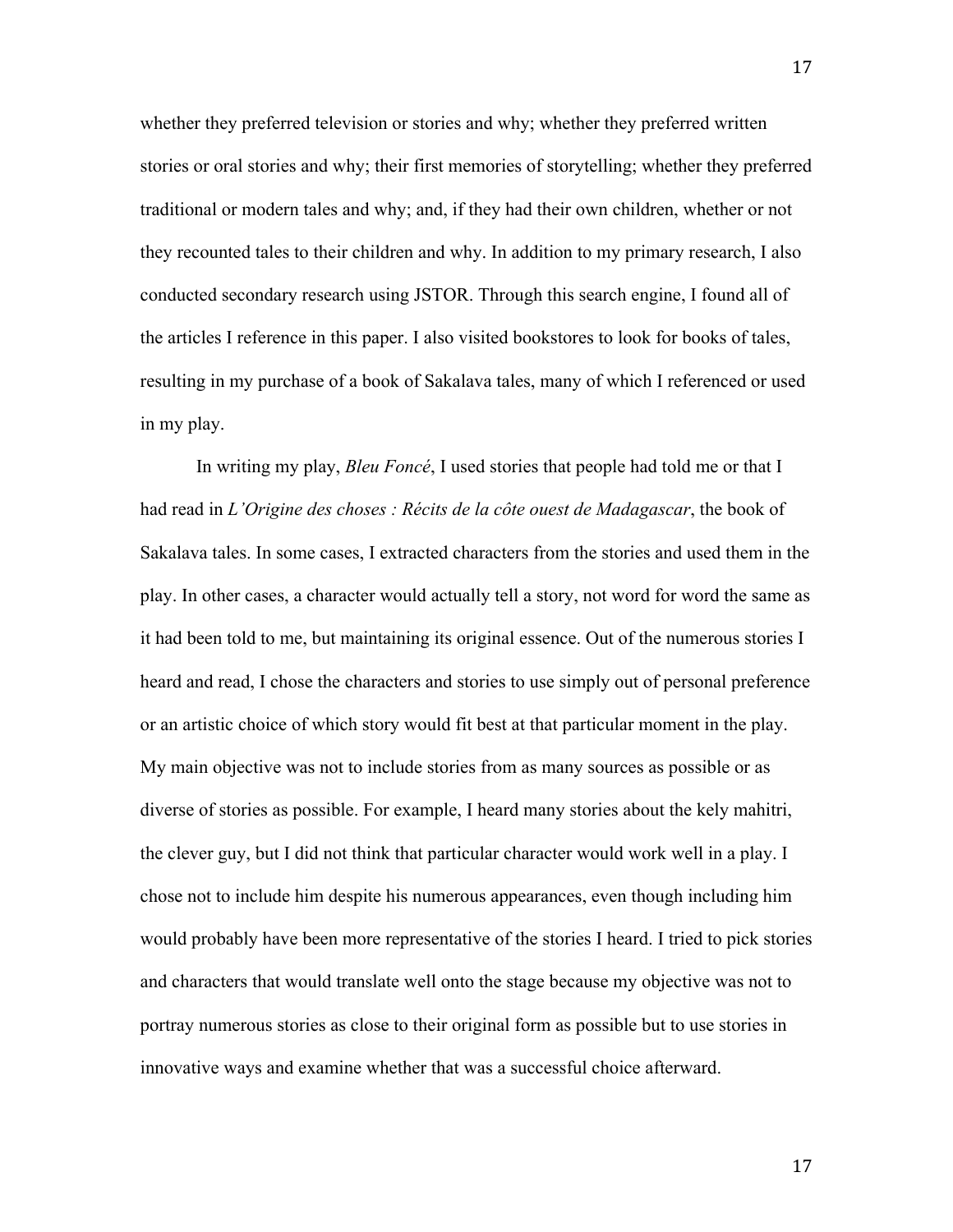whether they preferred television or stories and why; whether they preferred written stories or oral stories and why; their first memories of storytelling; whether they preferred traditional or modern tales and why; and, if they had their own children, whether or not they recounted tales to their children and why. In addition to my primary research, I also conducted secondary research using JSTOR. Through this search engine, I found all of the articles I reference in this paper. I also visited bookstores to look for books of tales, resulting in my purchase of a book of Sakalava tales, many of which I referenced or used in my play.

In writing my play, *Bleu Foncé*, I used stories that people had told me or that I had read in *L'Origine des choses : Récits de la côte ouest de Madagascar*, the book of Sakalava tales. In some cases, I extracted characters from the stories and used them in the play. In other cases, a character would actually tell a story, not word for word the same as it had been told to me, but maintaining its original essence. Out of the numerous stories I heard and read, I chose the characters and stories to use simply out of personal preference or an artistic choice of which story would fit best at that particular moment in the play. My main objective was not to include stories from as many sources as possible or as diverse of stories as possible. For example, I heard many stories about the kely mahitri, the clever guy, but I did not think that particular character would work well in a play. I chose not to include him despite his numerous appearances, even though including him would probably have been more representative of the stories I heard. I tried to pick stories and characters that would translate well onto the stage because my objective was not to portray numerous stories as close to their original form as possible but to use stories in innovative ways and examine whether that was a successful choice afterward.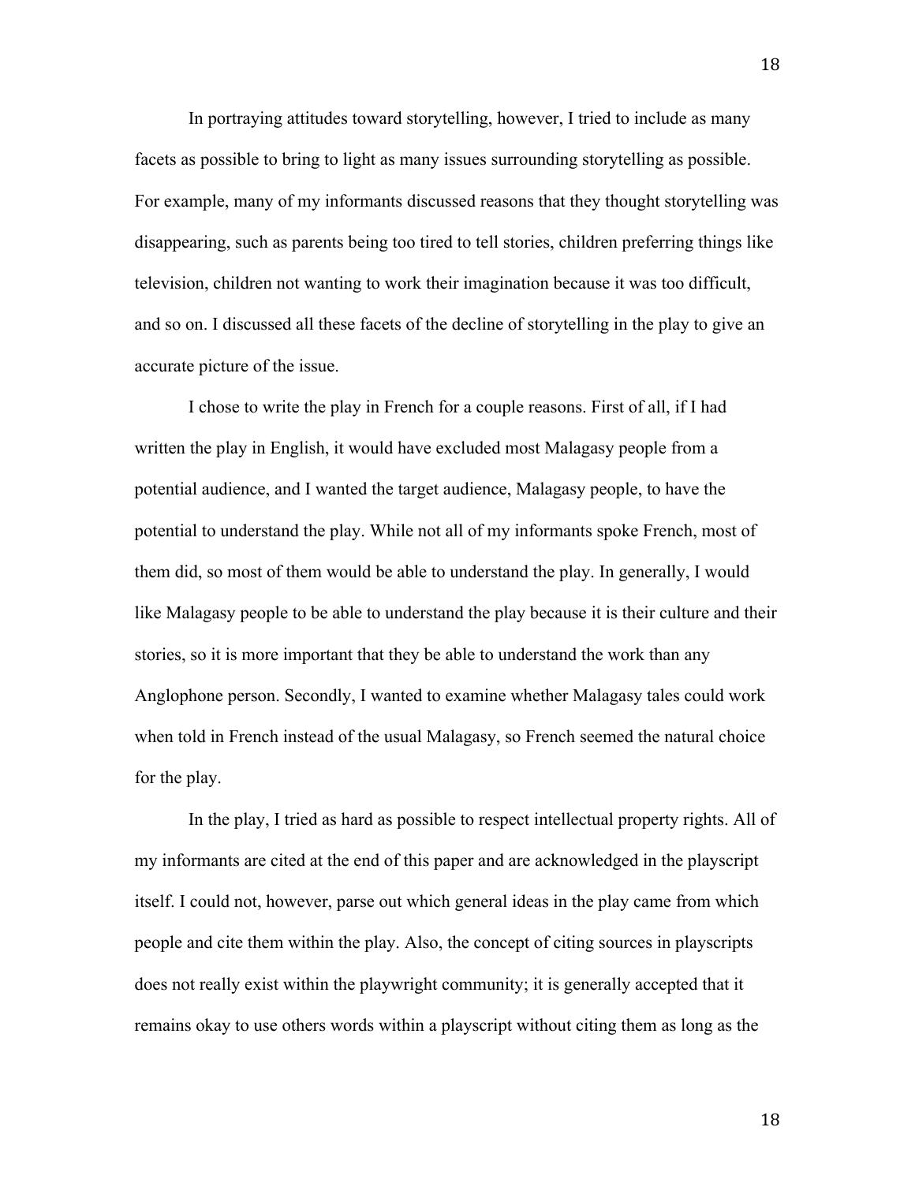In portraying attitudes toward storytelling, however, I tried to include as many facets as possible to bring to light as many issues surrounding storytelling as possible. For example, many of my informants discussed reasons that they thought storytelling was disappearing, such as parents being too tired to tell stories, children preferring things like television, children not wanting to work their imagination because it was too difficult, and so on. I discussed all these facets of the decline of storytelling in the play to give an accurate picture of the issue.

I chose to write the play in French for a couple reasons. First of all, if I had written the play in English, it would have excluded most Malagasy people from a potential audience, and I wanted the target audience, Malagasy people, to have the potential to understand the play. While not all of my informants spoke French, most of them did, so most of them would be able to understand the play. In generally, I would like Malagasy people to be able to understand the play because it is their culture and their stories, so it is more important that they be able to understand the work than any Anglophone person. Secondly, I wanted to examine whether Malagasy tales could work when told in French instead of the usual Malagasy, so French seemed the natural choice for the play.

In the play, I tried as hard as possible to respect intellectual property rights. All of my informants are cited at the end of this paper and are acknowledged in the playscript itself. I could not, however, parse out which general ideas in the play came from which people and cite them within the play. Also, the concept of citing sources in playscripts does not really exist within the playwright community; it is generally accepted that it remains okay to use others words within a playscript without citing them as long as the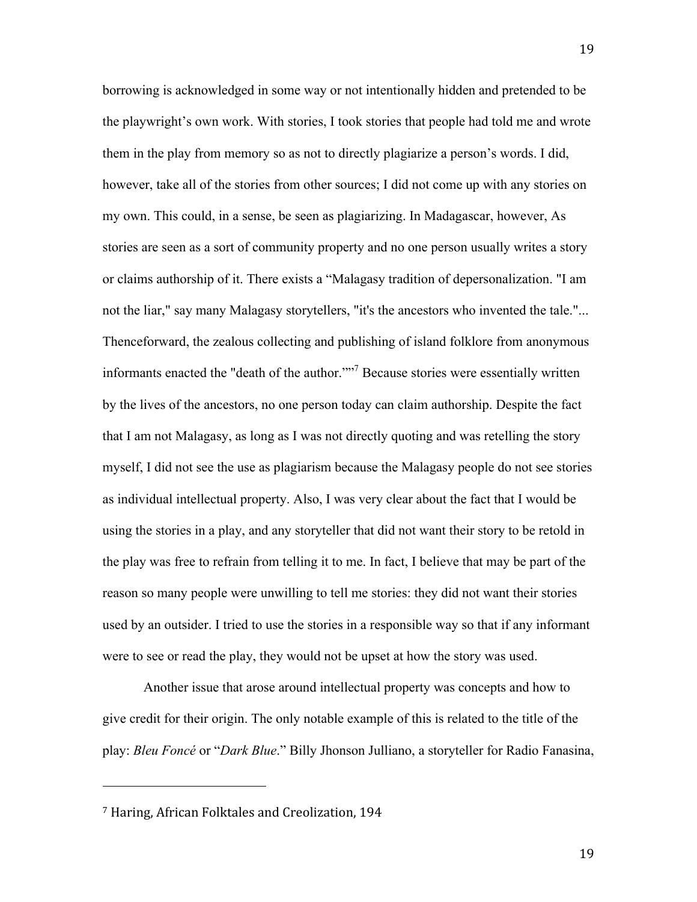borrowing is acknowledged in some way or not intentionally hidden and pretended to be the playwright's own work. With stories, I took stories that people had told me and wrote them in the play from memory so as not to directly plagiarize a person's words. I did, however, take all of the stories from other sources; I did not come up with any stories on my own. This could, in a sense, be seen as plagiarizing. In Madagascar, however, As stories are seen as a sort of community property and no one person usually writes a story or claims authorship of it. There exists a "Malagasy tradition of depersonalization. "I am not the liar," say many Malagasy storytellers, "it's the ancestors who invented the tale."... Thenceforward, the zealous collecting and publishing of island folklore from anonymous informants enacted the "death of the author.""[7] Because stories were essentially written by the lives of the ancestors, no one person today can claim authorship. Despite the fact that I am not Malagasy, as long as I was not directly quoting and was retelling the story myself, I did not see the use as plagiarism because the Malagasy people do not see stories as individual intellectual property. Also, I was very clear about the fact that I would be using the stories in a play, and any storyteller that did not want their story to be retold in the play was free to refrain from telling it to me. In fact, I believe that may be part of the reason so many people were unwilling to tell me stories: they did not want their stories used by an outsider. I tried to use the stories in a responsible way so that if any informant were to see or read the play, they would not be upset at how the story was used.

Another issue that arose around intellectual property was concepts and how to give credit for their origin. The only notable example of this is related to the title of the play: *Bleu Foncé* or "*Dark Blue*." Billy Jhonson Julliano, a storyteller for Radio Fanasina,

---

[7] Haring, African Folktales and Creolization, 194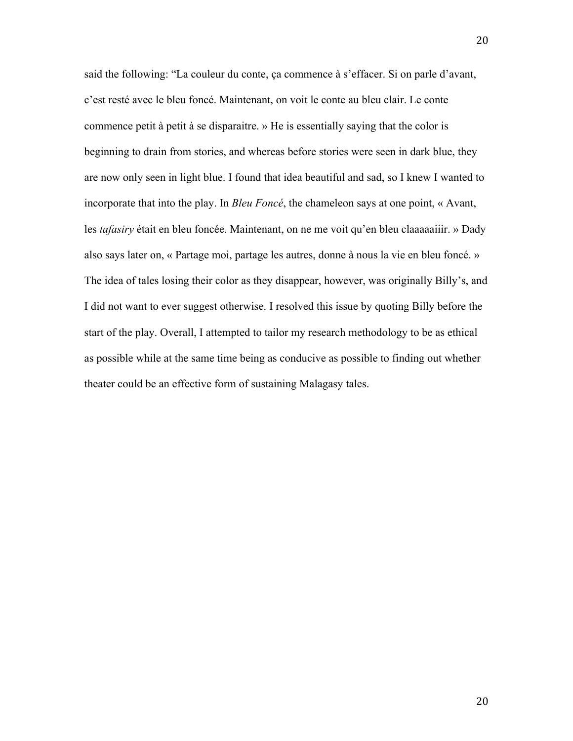said the following: “La couleur du conte, ça commence à s’effacer. Si on parle d’avant, c’est resté avec le bleu foncé. Maintenant, on voit le conte au bleu clair. Le conte commence petit à petit à se disparaitre. » He is essentially saying that the color is beginning to drain from stories, and whereas before stories were seen in dark blue, they are now only seen in light blue. I found that idea beautiful and sad, so I knew I wanted to incorporate that into the play. In *Bleu Foncé*, the chameleon says at one point, « Avant, les *tafasiry* était en bleu foncée. Maintenant, on ne me voit qu’en bleu claaaaaiiir. » Dady also says later on, « Partage moi, partage les autres, donne à nous la vie en bleu foncé. » The idea of tales losing their color as they disappear, however, was originally Billy’s, and I did not want to ever suggest otherwise. I resolved this issue by quoting Billy before the start of the play. Overall, I attempted to tailor my research methodology to be as ethical as possible while at the same time being as conducive as possible to finding out whether theater could be an effective form of sustaining Malagasy tales.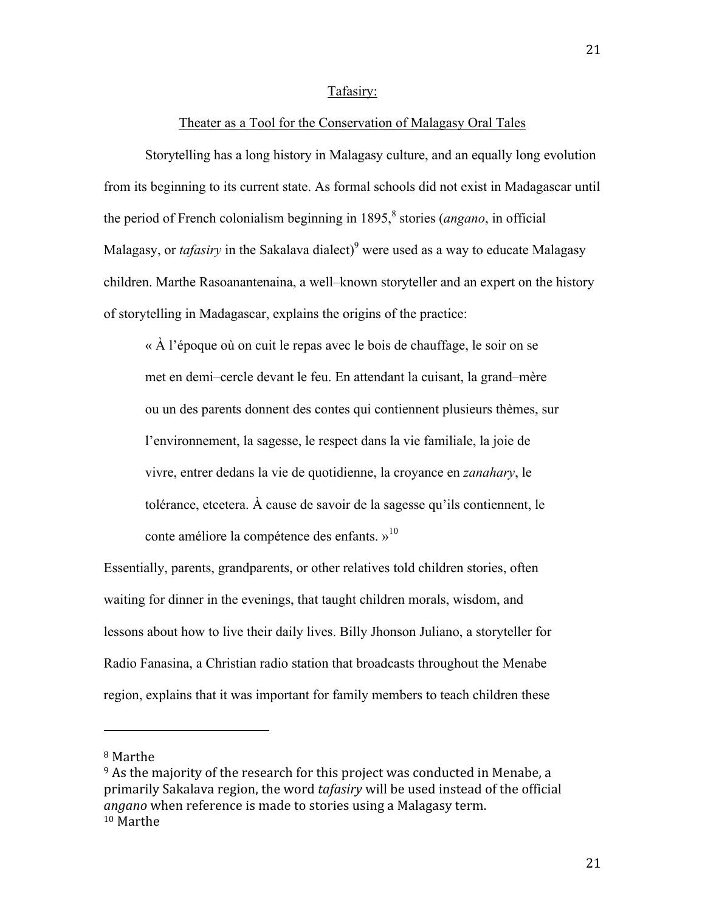## Tafasiry:

## Theater as a Tool for the Conservation of Malagasy Oral Tales

Storytelling has a long history in Malagasy culture, and an equally long evolution from its beginning to its current state. As formal schools did not exist in Madagascar until the period of French colonialism beginning in 1895,[8] stories (*angano*, in official Malagasy, or *tafasiry* in the Sakalava dialect)[9] were used as a way to educate Malagasy children. Marthe Rasoanantenaina, a well–known storyteller and an expert on the history of storytelling in Madagascar, explains the origins of the practice:

> « À l'époque où on cuit le repas avec le bois de chauffage, le soir on se met en demi–cercle devant le feu. En attendant la cuisant, la grand–mère ou un des parents donnent des contes qui contiennent plusieurs thèmes, sur l'environnement, la sagesse, le respect dans la vie familiale, la joie de vivre, entrer dedans la vie de quotidienne, la croyance en *zanahary*, le tolérance, etcetera. À cause de savoir de la sagesse qu'ils contiennent, le conte améliore la compétence des enfants. »[10]

Essentially, parents, grandparents, or other relatives told children stories, often waiting for dinner in the evenings, that taught children morals, wisdom, and lessons about how to live their daily lives. Billy Jhonson Juliano, a storyteller for Radio Fanasina, a Christian radio station that broadcasts throughout the Menabe region, explains that it was important for family members to teach children these

---

[8] Marthe

[9] As the majority of the research for this project was conducted in Menabe, a primarily Sakalava region, the word *tafasiry* will be used instead of the official *angano* when reference is made to stories using a Malagasy term.

[10] Marthe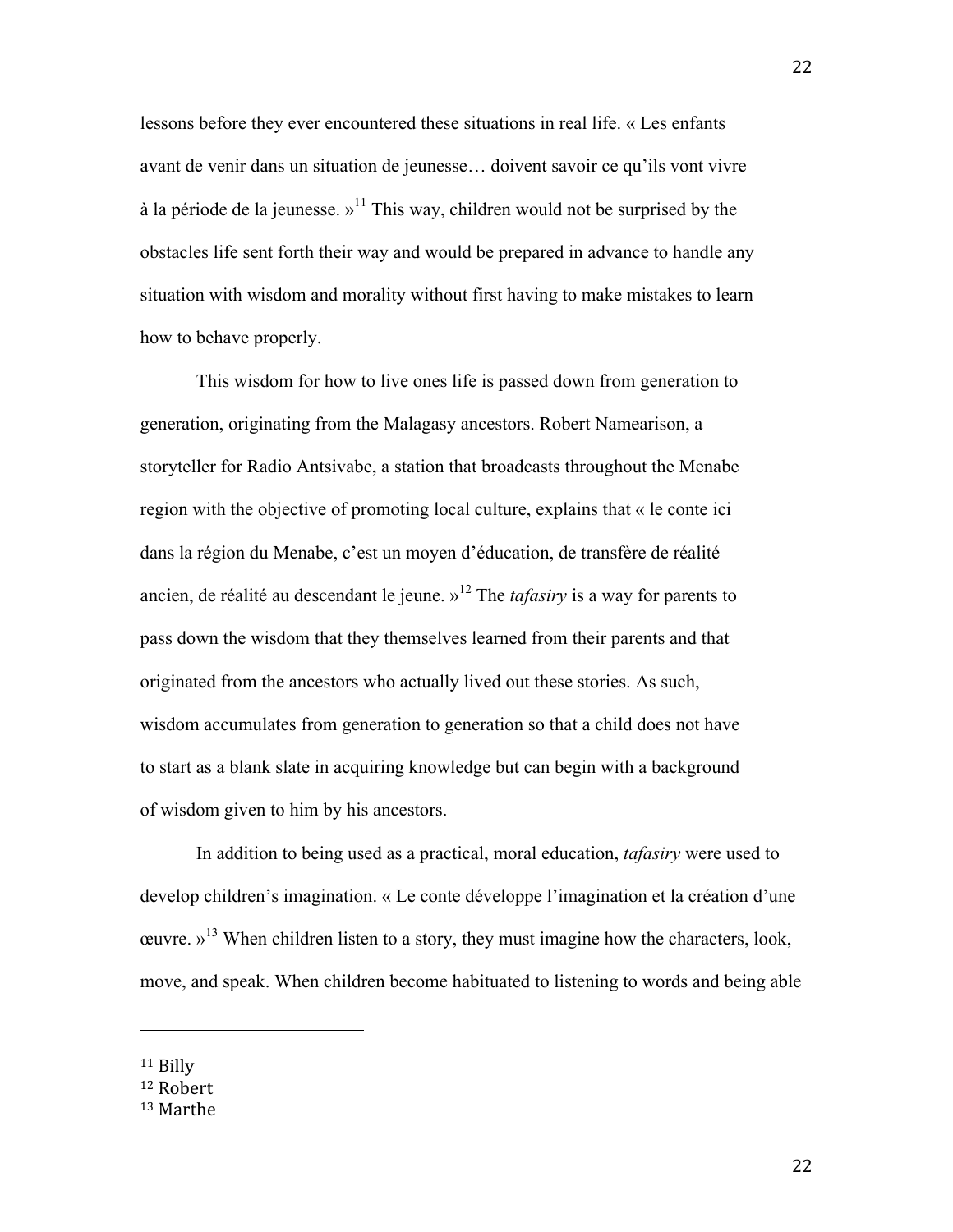lessons before they ever encountered these situations in real life. « Les enfants avant de venir dans un situation de jeunesse… doivent savoir ce qu'ils vont vivre à la période de la jeunesse. »[11] This way, children would not be surprised by the obstacles life sent forth their way and would be prepared in advance to handle any situation with wisdom and morality without first having to make mistakes to learn how to behave properly.

This wisdom for how to live ones life is passed down from generation to generation, originating from the Malagasy ancestors. Robert Namearison, a storyteller for Radio Antsivabe, a station that broadcasts throughout the Menabe region with the objective of promoting local culture, explains that « le conte ici dans la région du Menabe, c'est un moyen d'éducation, de transfère de réalité ancien, de réalité au descendant le jeune. »[12] The *tafasiry* is a way for parents to pass down the wisdom that they themselves learned from their parents and that originated from the ancestors who actually lived out these stories. As such, wisdom accumulates from generation to generation so that a child does not have to start as a blank slate in acquiring knowledge but can begin with a background of wisdom given to him by his ancestors.

In addition to being used as a practical, moral education, *tafasiry* were used to develop children's imagination. « Le conte développe l'imagination et la création d'une œuvre. »[13] When children listen to a story, they must imagine how the characters, look, move, and speak. When children become habituated to listening to words and being able

---

[11] Billy
[12] Robert
[13] Marthe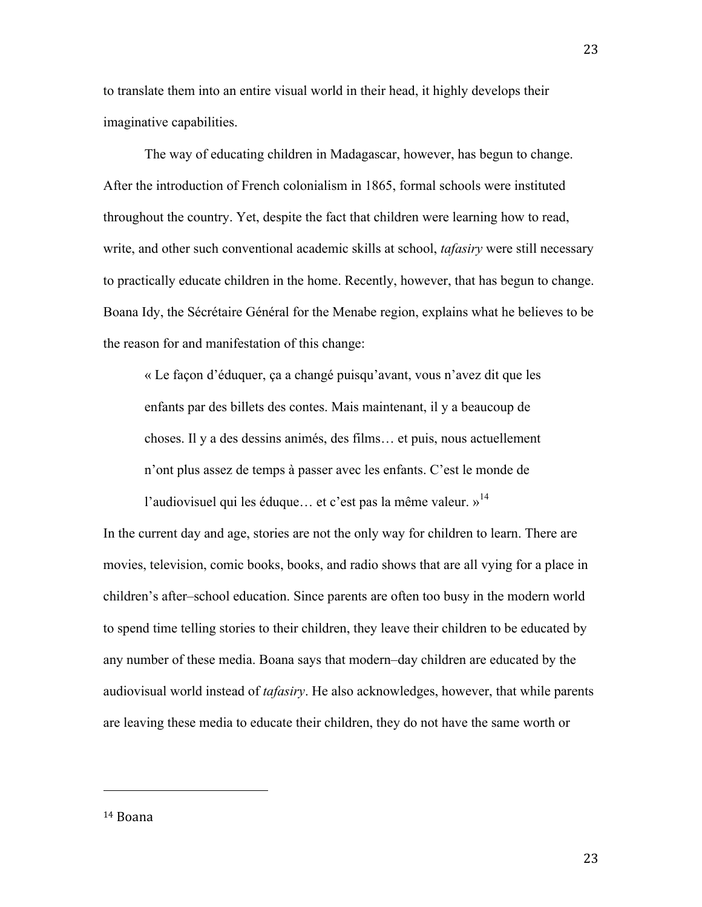to translate them into an entire visual world in their head, it highly develops their imaginative capabilities.

The way of educating children in Madagascar, however, has begun to change. After the introduction of French colonialism in 1865, formal schools were instituted throughout the country. Yet, despite the fact that children were learning how to read, write, and other such conventional academic skills at school, *tafasiry* were still necessary to practically educate children in the home. Recently, however, that has begun to change. Boana Idy, the Sécrétaire Général for the Menabe region, explains what he believes to be the reason for and manifestation of this change:

> « Le façon d'éduquer, ça a changé puisqu'avant, vous n'avez dit que les enfants par des billets des contes. Mais maintenant, il y a beaucoup de choses. Il y a des dessins animés, des films… et puis, nous actuellement n'ont plus assez de temps à passer avec les enfants. C'est le monde de l'audiovisuel qui les éduque… et c'est pas la même valeur. »[14]

In the current day and age, stories are not the only way for children to learn. There are movies, television, comic books, books, and radio shows that are all vying for a place in children's after–school education. Since parents are often too busy in the modern world to spend time telling stories to their children, they leave their children to be educated by any number of these media. Boana says that modern–day children are educated by the audiovisual world instead of *tafasiry*. He also acknowledges, however, that while parents are leaving these media to educate their children, they do not have the same worth or

---

[14] Boana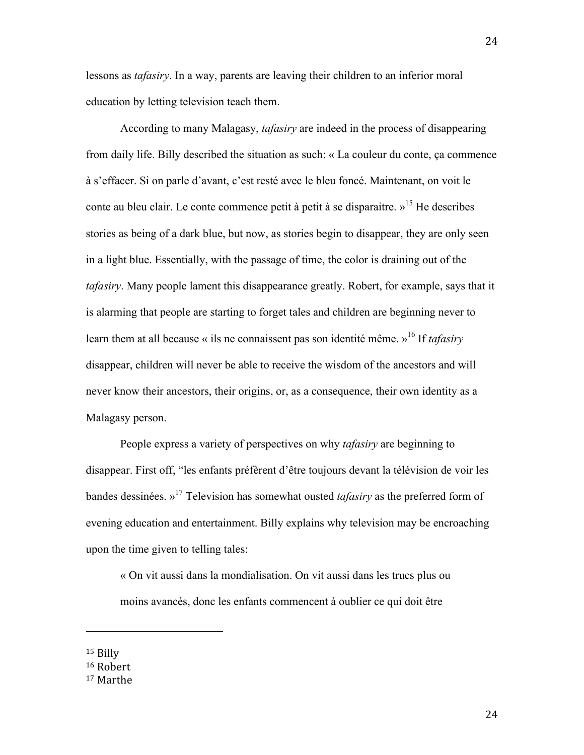lessons as *tafasiry*. In a way, parents are leaving their children to an inferior moral education by letting television teach them.

According to many Malagasy, *tafasiry* are indeed in the process of disappearing from daily life. Billy described the situation as such: « La couleur du conte, ça commence à s'effacer. Si on parle d'avant, c'est resté avec le bleu foncé. Maintenant, on voit le conte au bleu clair. Le conte commence petit à petit à se disparaitre. »[15] He describes stories as being of a dark blue, but now, as stories begin to disappear, they are only seen in a light blue. Essentially, with the passage of time, the color is draining out of the *tafasiry*. Many people lament this disappearance greatly. Robert, for example, says that it is alarming that people are starting to forget tales and children are beginning never to learn them at all because « ils ne connaissent pas son identité même. »[16] If *tafasiry* disappear, children will never be able to receive the wisdom of the ancestors and will never know their ancestors, their origins, or, as a consequence, their own identity as a Malagasy person.

People express a variety of perspectives on why *tafasiry* are beginning to disappear. First off, "les enfants préfèrent d'être toujours devant la télévision de voir les bandes dessinées. »[17] Television has somewhat ousted *tafasiry* as the preferred form of evening education and entertainment. Billy explains why television may be encroaching upon the time given to telling tales:

> « On vit aussi dans la mondialisation. On vit aussi dans les trucs plus ou moins avancés, donc les enfants commencent à oublier ce qui doit être

---

[15] Billy
[16] Robert
[17] Marthe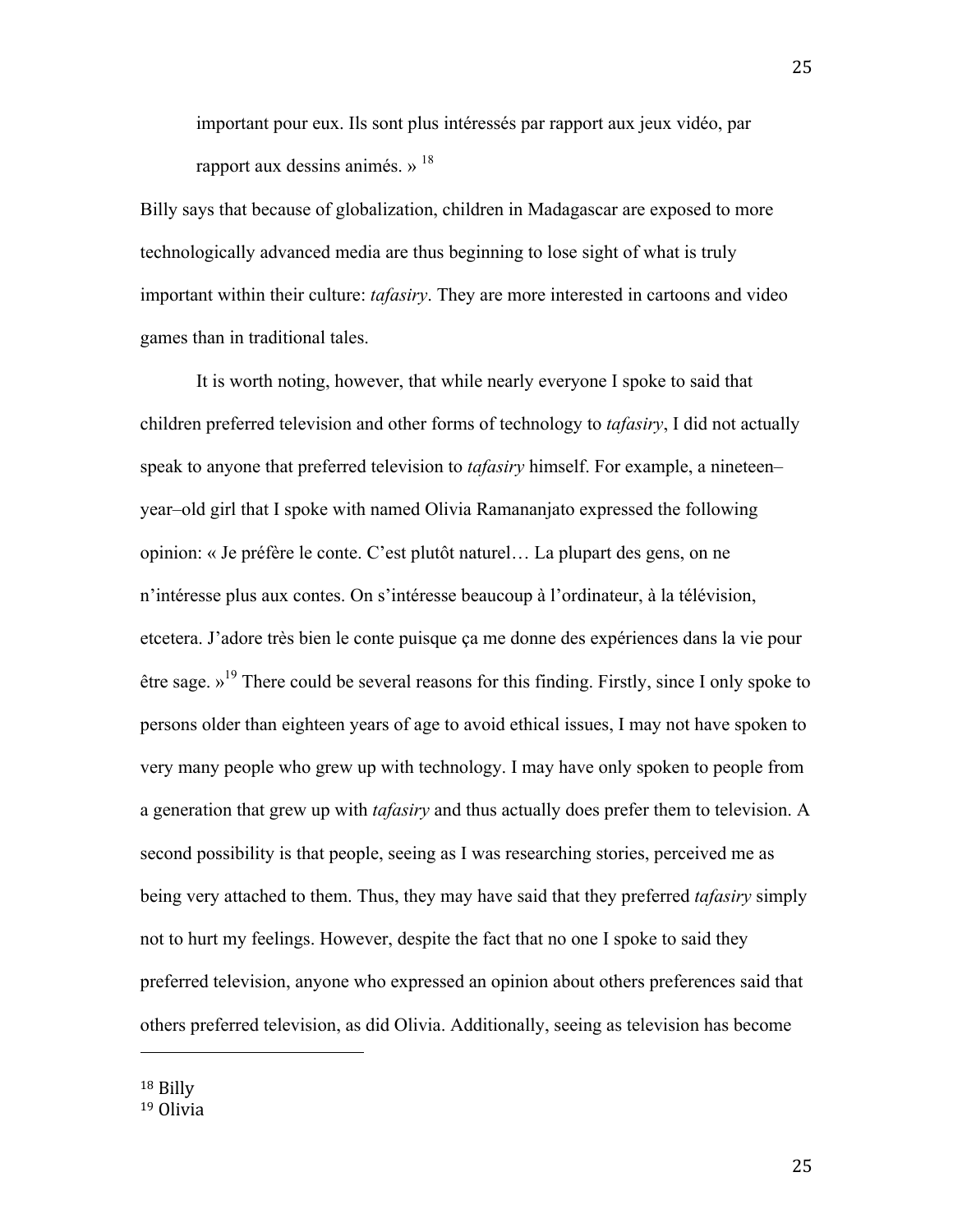> important pour eux. Ils sont plus intéressés par rapport aux jeux vidéo, par rapport aux dessins animés. »[18]

Billy says that because of globalization, children in Madagascar are exposed to more technologically advanced media are thus beginning to lose sight of what is truly important within their culture: *tafasiry*. They are more interested in cartoons and video games than in traditional tales.

It is worth noting, however, that while nearly everyone I spoke to said that children preferred television and other forms of technology to *tafasiry*, I did not actually speak to anyone that preferred television to *tafasiry* himself. For example, a nineteen–year–old girl that I spoke with named Olivia Ramananjato expressed the following opinion: « Je préfère le conte. C'est plutôt naturel… La plupart des gens, on ne n'intéresse plus aux contes. On s'intéresse beaucoup à l'ordinateur, à la télévision, etcetera. J'adore très bien le conte puisque ça me donne des expériences dans la vie pour être sage. »[19] There could be several reasons for this finding. Firstly, since I only spoke to persons older than eighteen years of age to avoid ethical issues, I may not have spoken to very many people who grew up with technology. I may have only spoken to people from a generation that grew up with *tafasiry* and thus actually does prefer them to television. A second possibility is that people, seeing as I was researching stories, perceived me as being very attached to them. Thus, they may have said that they preferred *tafasiry* simply not to hurt my feelings. However, despite the fact that no one I spoke to said they preferred television, anyone who expressed an opinion about others preferences said that others preferred television, as did Olivia. Additionally, seeing as television has become

[18] Billy
[19] Olivia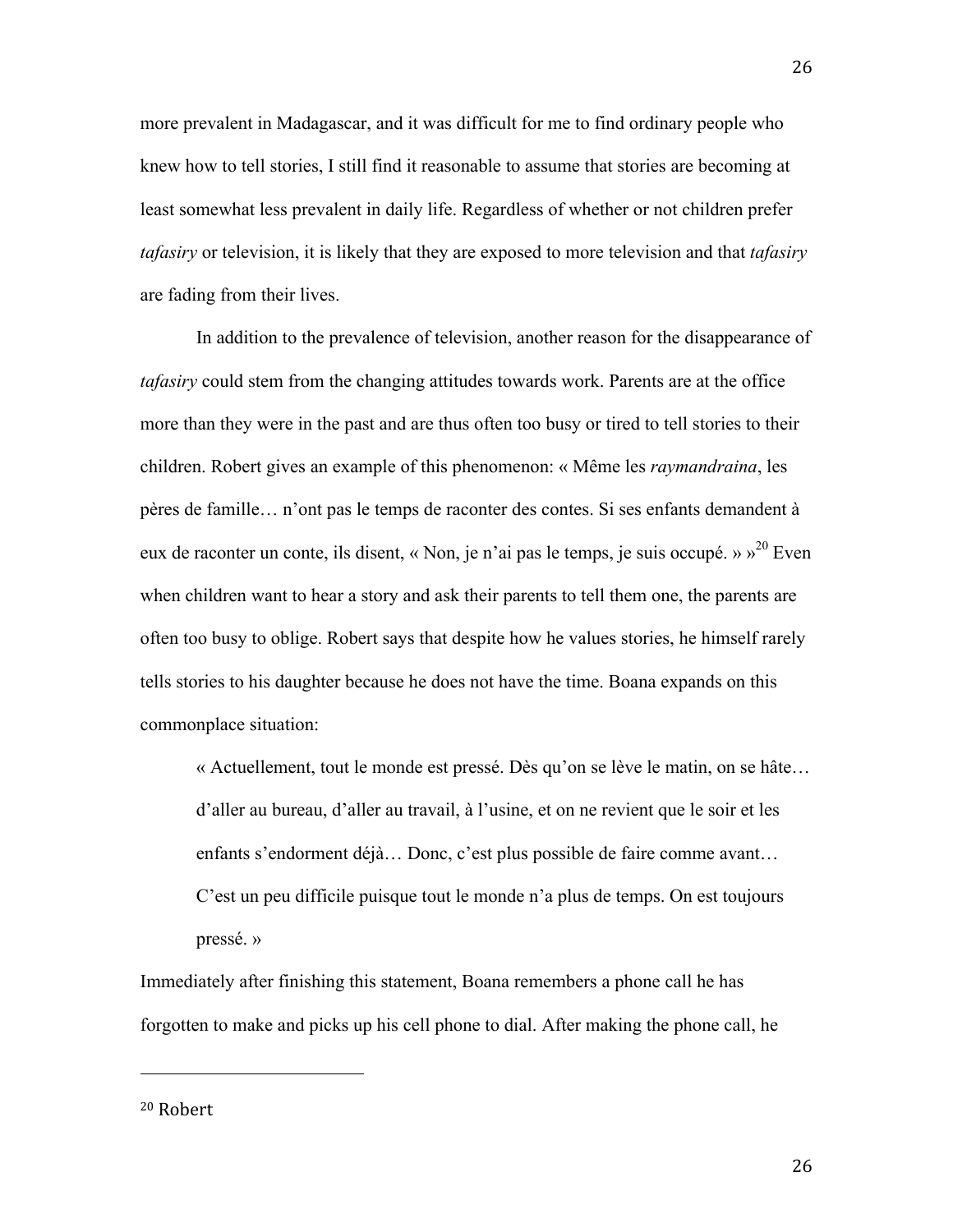more prevalent in Madagascar, and it was difficult for me to find ordinary people who knew how to tell stories, I still find it reasonable to assume that stories are becoming at least somewhat less prevalent in daily life. Regardless of whether or not children prefer *tafasiry* or television, it is likely that they are exposed to more television and that *tafasiry* are fading from their lives.

In addition to the prevalence of television, another reason for the disappearance of *tafasiry* could stem from the changing attitudes towards work. Parents are at the office more than they were in the past and are thus often too busy or tired to tell stories to their children. Robert gives an example of this phenomenon: « Même les *raymandraina*, les pères de famille… n'ont pas le temps de raconter des contes. Si ses enfants demandent à eux de raconter un conte, ils disent, « Non, je n'ai pas le temps, je suis occupé. » »[20] Even when children want to hear a story and ask their parents to tell them one, the parents are often too busy to oblige. Robert says that despite how he values stories, he himself rarely tells stories to his daughter because he does not have the time. Boana expands on this commonplace situation:

> « Actuellement, tout le monde est pressé. Dès qu'on se lève le matin, on se hâte… d'aller au bureau, d'aller au travail, à l'usine, et on ne revient que le soir et les enfants s'endorment déjà… Donc, c'est plus possible de faire comme avant… C'est un peu difficile puisque tout le monde n'a plus de temps. On est toujours pressé. »

Immediately after finishing this statement, Boana remembers a phone call he has forgotten to make and picks up his cell phone to dial. After making the phone call, he

---

[20] Robert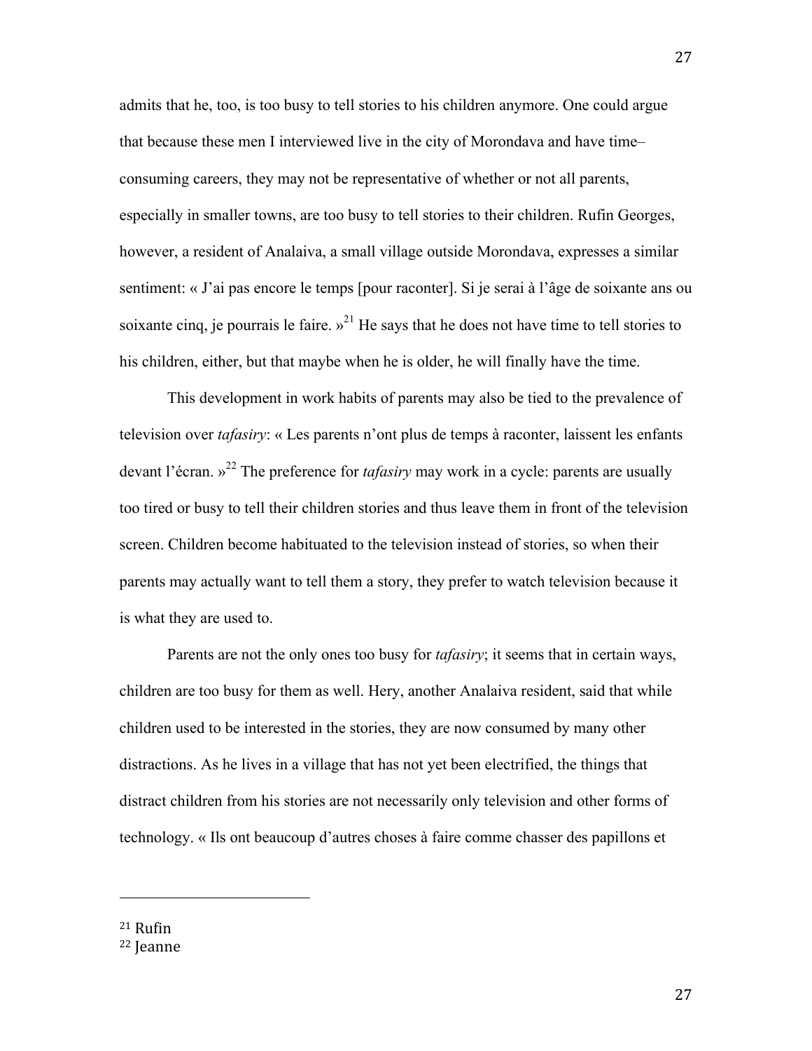admits that he, too, is too busy to tell stories to his children anymore. One could argue that because these men I interviewed live in the city of Morondava and have time–consuming careers, they may not be representative of whether or not all parents, especially in smaller towns, are too busy to tell stories to their children. Rufin Georges, however, a resident of Analaiva, a small village outside Morondava, expresses a similar sentiment: « J'ai pas encore le temps [pour raconter]. Si je serai à l'âge de soixante ans ou soixante cinq, je pourrais le faire. »[21] He says that he does not have time to tell stories to his children, either, but that maybe when he is older, he will finally have the time.

This development in work habits of parents may also be tied to the prevalence of television over *tafasiry*: « Les parents n'ont plus de temps à raconter, laissent les enfants devant l'écran. »[22] The preference for *tafasiry* may work in a cycle: parents are usually too tired or busy to tell their children stories and thus leave them in front of the television screen. Children become habituated to the television instead of stories, so when their parents may actually want to tell them a story, they prefer to watch television because it is what they are used to.

Parents are not the only ones too busy for *tafasiry*; it seems that in certain ways, children are too busy for them as well. Hery, another Analaiva resident, said that while children used to be interested in the stories, they are now consumed by many other distractions. As he lives in a village that has not yet been electrified, the things that distract children from his stories are not necessarily only television and other forms of technology. « Ils ont beaucoup d'autres choses à faire comme chasser des papillons et

---

[21] Rufin

[22] Jeanne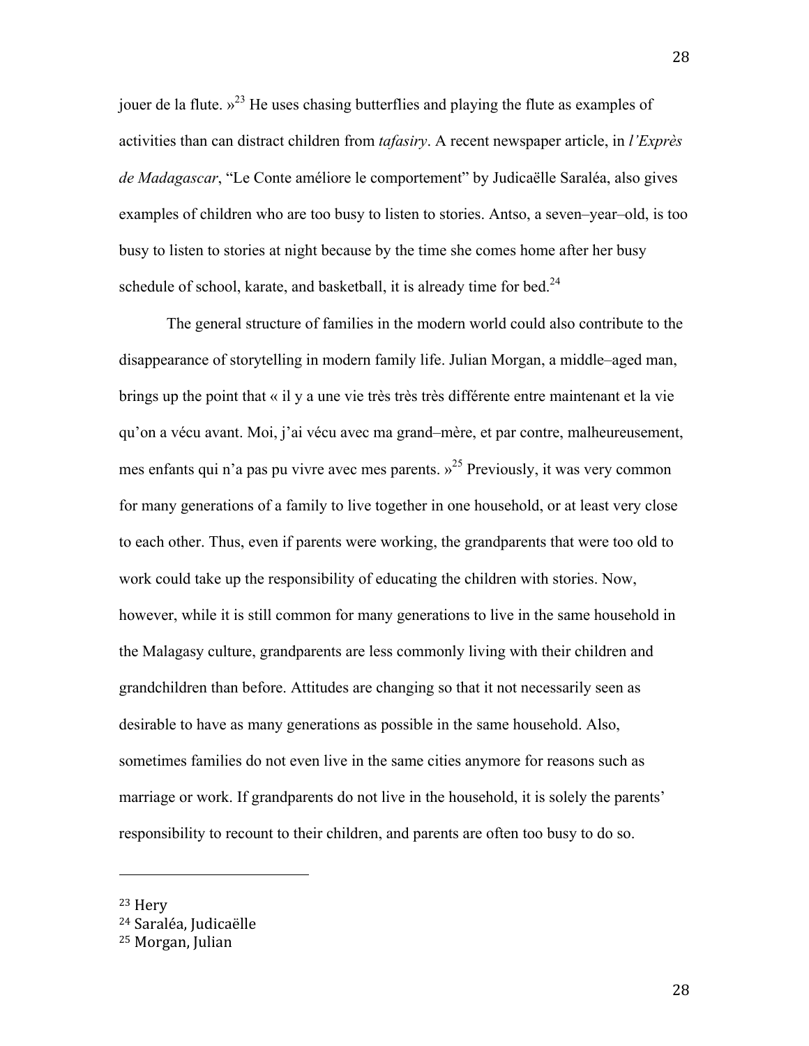jouer de la flute. »[23] He uses chasing butterflies and playing the flute as examples of activities than can distract children from *tafasiry*. A recent newspaper article, in *l'Exprès de Madagascar*, "Le Conte améliore le comportement" by Judicaëlle Saraléa, also gives examples of children who are too busy to listen to stories. Antso, a seven–year–old, is too busy to listen to stories at night because by the time she comes home after her busy schedule of school, karate, and basketball, it is already time for bed.[24]

The general structure of families in the modern world could also contribute to the disappearance of storytelling in modern family life. Julian Morgan, a middle–aged man, brings up the point that « il y a une vie très très très différente entre maintenant et la vie qu'on a vécu avant. Moi, j'ai vécu avec ma grand–mère, et par contre, malheureusement, mes enfants qui n'a pas pu vivre avec mes parents. »[25] Previously, it was very common for many generations of a family to live together in one household, or at least very close to each other. Thus, even if parents were working, the grandparents that were too old to work could take up the responsibility of educating the children with stories. Now, however, while it is still common for many generations to live in the same household in the Malagasy culture, grandparents are less commonly living with their children and grandchildren than before. Attitudes are changing so that it not necessarily seen as desirable to have as many generations as possible in the same household. Also, sometimes families do not even live in the same cities anymore for reasons such as marriage or work. If grandparents do not live in the household, it is solely the parents' responsibility to recount to their children, and parents are often too busy to do so.

---

[23] Hery
[24] Saraléa, Judicaëlle
[25] Morgan, Julian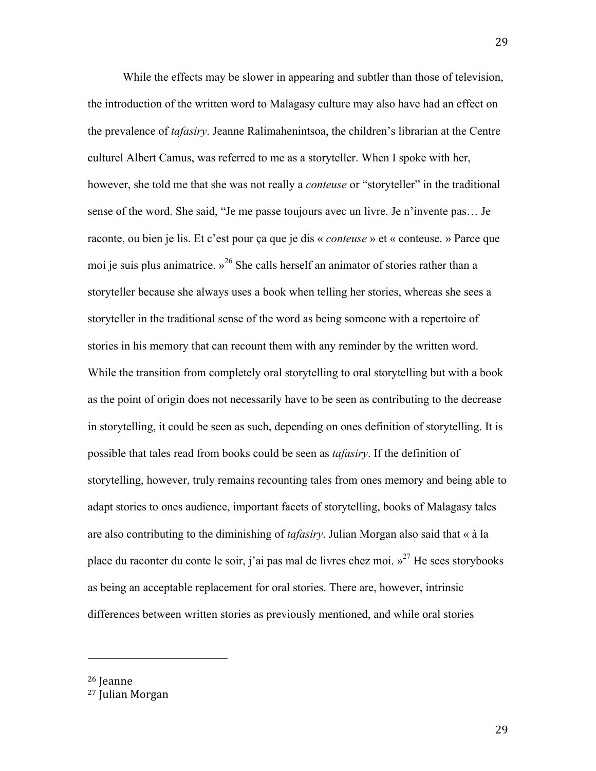While the effects may be slower in appearing and subtler than those of television, the introduction of the written word to Malagasy culture may also have had an effect on the prevalence of *tafasiry*. Jeanne Ralimahenintsoa, the children's librarian at the Centre culturel Albert Camus, was referred to me as a storyteller. When I spoke with her, however, she told me that she was not really a *conteuse* or "storyteller" in the traditional sense of the word. She said, "Je me passe toujours avec un livre. Je n'invente pas… Je raconte, ou bien je lis. Et c'est pour ça que je dis « *conteuse* » et « conteuse. » Parce que moi je suis plus animatrice. »[26] She calls herself an animator of stories rather than a storyteller because she always uses a book when telling her stories, whereas she sees a storyteller in the traditional sense of the word as being someone with a repertoire of stories in his memory that can recount them with any reminder by the written word. While the transition from completely oral storytelling to oral storytelling but with a book as the point of origin does not necessarily have to be seen as contributing to the decrease in storytelling, it could be seen as such, depending on ones definition of storytelling. It is possible that tales read from books could be seen as *tafasiry*. If the definition of storytelling, however, truly remains recounting tales from ones memory and being able to adapt stories to ones audience, important facets of storytelling, books of Malagasy tales are also contributing to the diminishing of *tafasiry*. Julian Morgan also said that « à la place du raconter du conte le soir, j'ai pas mal de livres chez moi. »[27] He sees storybooks as being an acceptable replacement for oral stories. There are, however, intrinsic differences between written stories as previously mentioned, and while oral stories

---

[26] Jeanne

[27] Julian Morgan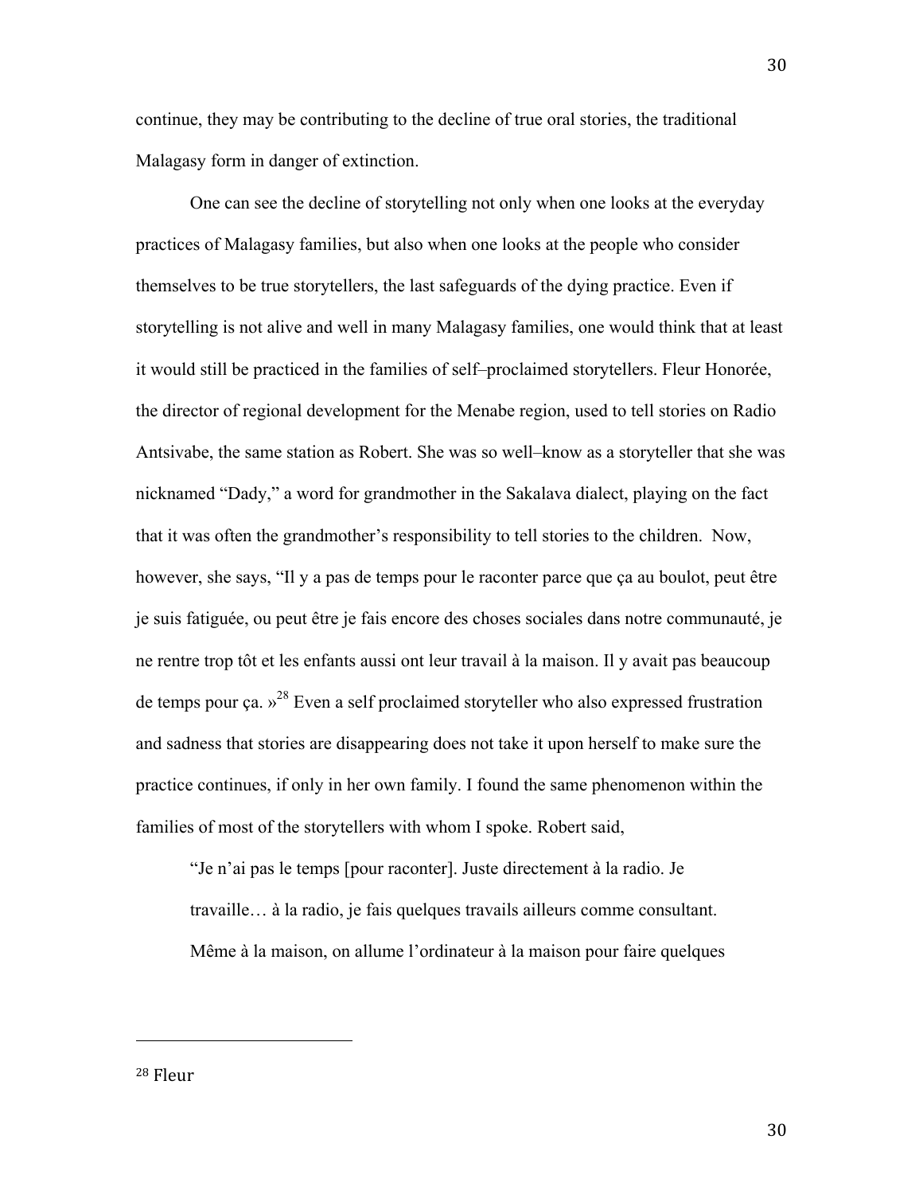continue, they may be contributing to the decline of true oral stories, the traditional Malagasy form in danger of extinction.

One can see the decline of storytelling not only when one looks at the everyday practices of Malagasy families, but also when one looks at the people who consider themselves to be true storytellers, the last safeguards of the dying practice. Even if storytelling is not alive and well in many Malagasy families, one would think that at least it would still be practiced in the families of self–proclaimed storytellers. Fleur Honorée, the director of regional development for the Menabe region, used to tell stories on Radio Antsivabe, the same station as Robert. She was so well–know as a storyteller that she was nicknamed "Dady," a word for grandmother in the Sakalava dialect, playing on the fact that it was often the grandmother's responsibility to tell stories to the children. Now, however, she says, "Il y a pas de temps pour le raconter parce que ça au boulot, peut être je suis fatiguée, ou peut être je fais encore des choses sociales dans notre communauté, je ne rentre trop tôt et les enfants aussi ont leur travail à la maison. Il y avait pas beaucoup de temps pour ça. »[28] Even a self proclaimed storyteller who also expressed frustration and sadness that stories are disappearing does not take it upon herself to make sure the practice continues, if only in her own family. I found the same phenomenon within the families of most of the storytellers with whom I spoke. Robert said,

> "Je n'ai pas le temps [pour raconter]. Juste directement à la radio. Je travaille… à la radio, je fais quelques travails ailleurs comme consultant. Même à la maison, on allume l'ordinateur à la maison pour faire quelques

---

[28] Fleur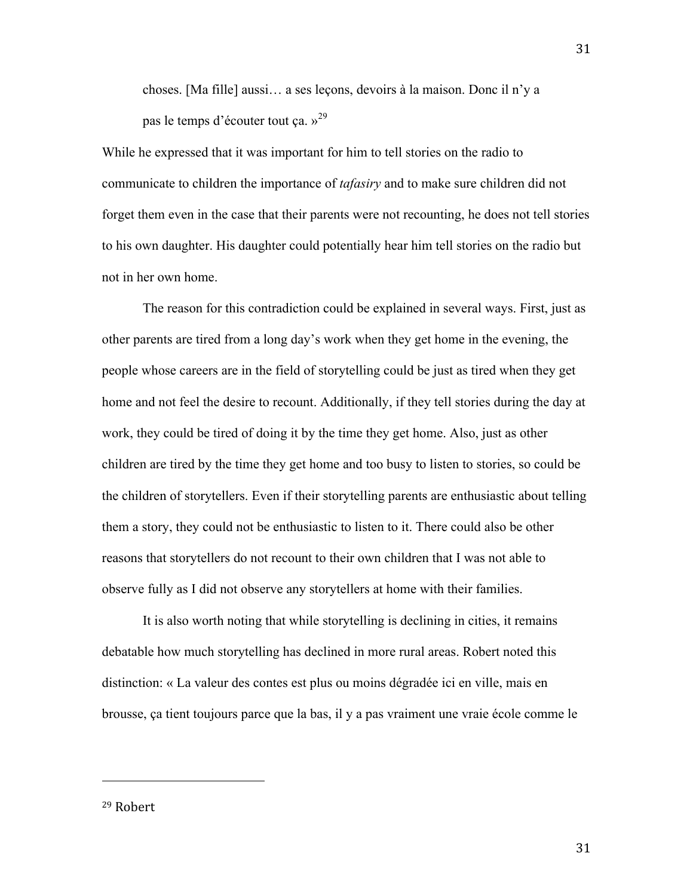choses. [Ma fille] aussi… a ses leçons, devoirs à la maison. Donc il n'y a pas le temps d'écouter tout ça. »[29]

While he expressed that it was important for him to tell stories on the radio to communicate to children the importance of *tafasiry* and to make sure children did not forget them even in the case that their parents were not recounting, he does not tell stories to his own daughter. His daughter could potentially hear him tell stories on the radio but not in her own home.

The reason for this contradiction could be explained in several ways. First, just as other parents are tired from a long day's work when they get home in the evening, the people whose careers are in the field of storytelling could be just as tired when they get home and not feel the desire to recount. Additionally, if they tell stories during the day at work, they could be tired of doing it by the time they get home. Also, just as other children are tired by the time they get home and too busy to listen to stories, so could be the children of storytellers. Even if their storytelling parents are enthusiastic about telling them a story, they could not be enthusiastic to listen to it. There could also be other reasons that storytellers do not recount to their own children that I was not able to observe fully as I did not observe any storytellers at home with their families.

It is also worth noting that while storytelling is declining in cities, it remains debatable how much storytelling has declined in more rural areas. Robert noted this distinction: « La valeur des contes est plus ou moins dégradée ici en ville, mais en brousse, ça tient toujours parce que la bas, il y a pas vraiment une vraie école comme le

---

[29] Robert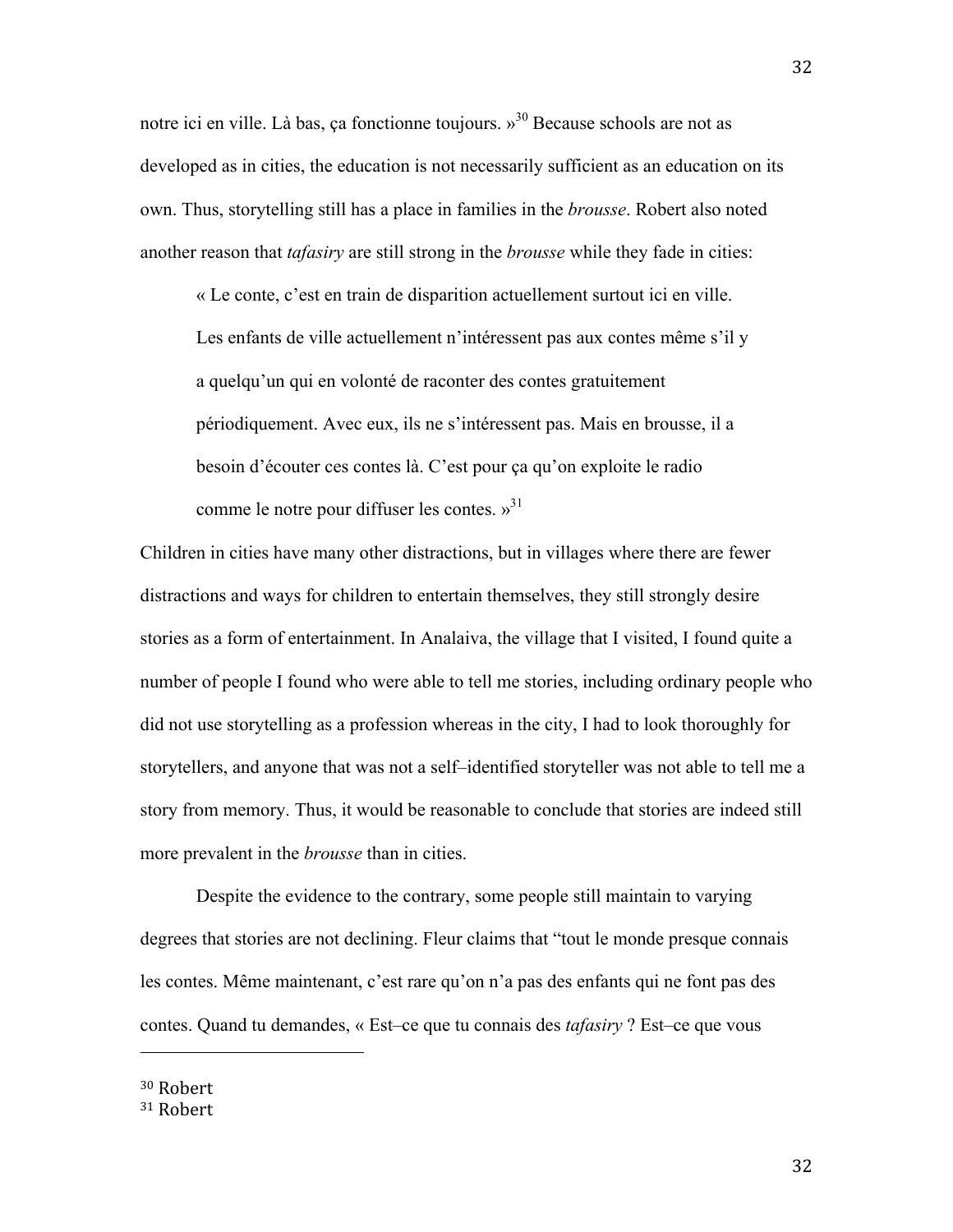notre ici en ville. Là bas, ça fonctionne toujours. »[30] Because schools are not as developed as in cities, the education is not necessarily sufficient as an education on its own. Thus, storytelling still has a place in families in the *brousse*. Robert also noted another reason that *tafasiry* are still strong in the *brousse* while they fade in cities:

> « Le conte, c'est en train de disparition actuellement surtout ici en ville. Les enfants de ville actuellement n'intéressent pas aux contes même s'il y a quelqu'un qui en volonté de raconter des contes gratuitement périodiquement. Avec eux, ils ne s'intéressent pas. Mais en brousse, il a besoin d'écouter ces contes là. C'est pour ça qu'on exploite le radio comme le notre pour diffuser les contes. »[31]

Children in cities have many other distractions, but in villages where there are fewer distractions and ways for children to entertain themselves, they still strongly desire stories as a form of entertainment. In Analaiva, the village that I visited, I found quite a number of people I found who were able to tell me stories, including ordinary people who did not use storytelling as a profession whereas in the city, I had to look thoroughly for storytellers, and anyone that was not a self–identified storyteller was not able to tell me a story from memory. Thus, it would be reasonable to conclude that stories are indeed still more prevalent in the *brousse* than in cities.

Despite the evidence to the contrary, some people still maintain to varying degrees that stories are not declining. Fleur claims that "tout le monde presque connais les contes. Même maintenant, c'est rare qu'on n'a pas des enfants qui ne font pas des contes. Quand tu demandes, « Est–ce que tu connais des *tafasiry* ? Est–ce que vous

---

[30] Robert

[31] Robert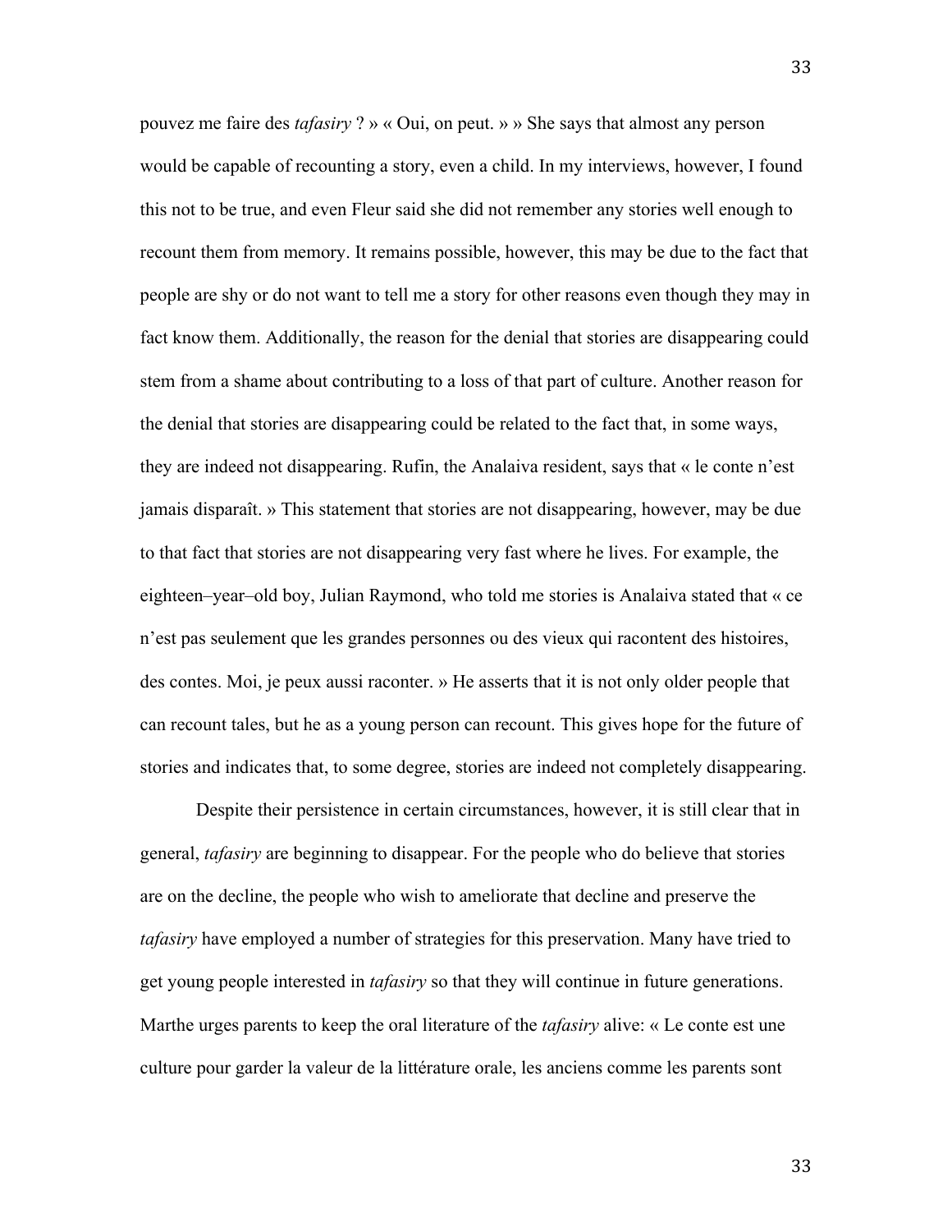pouvez me faire des *tafasiry* ? » « Oui, on peut. » » She says that almost any person would be capable of recounting a story, even a child. In my interviews, however, I found this not to be true, and even Fleur said she did not remember any stories well enough to recount them from memory. It remains possible, however, this may be due to the fact that people are shy or do not want to tell me a story for other reasons even though they may in fact know them. Additionally, the reason for the denial that stories are disappearing could stem from a shame about contributing to a loss of that part of culture. Another reason for the denial that stories are disappearing could be related to the fact that, in some ways, they are indeed not disappearing. Rufin, the Analaiva resident, says that « le conte n'est jamais disparaît. » This statement that stories are not disappearing, however, may be due to that fact that stories are not disappearing very fast where he lives. For example, the eighteen–year–old boy, Julian Raymond, who told me stories is Analaiva stated that « ce n'est pas seulement que les grandes personnes ou des vieux qui racontent des histoires, des contes. Moi, je peux aussi raconter. » He asserts that it is not only older people that can recount tales, but he as a young person can recount. This gives hope for the future of stories and indicates that, to some degree, stories are indeed not completely disappearing.

Despite their persistence in certain circumstances, however, it is still clear that in general, *tafasiry* are beginning to disappear. For the people who do believe that stories are on the decline, the people who wish to ameliorate that decline and preserve the *tafasiry* have employed a number of strategies for this preservation. Many have tried to get young people interested in *tafasiry* so that they will continue in future generations. Marthe urges parents to keep the oral literature of the *tafasiry* alive: « Le conte est une culture pour garder la valeur de la littérature orale, les anciens comme les parents sont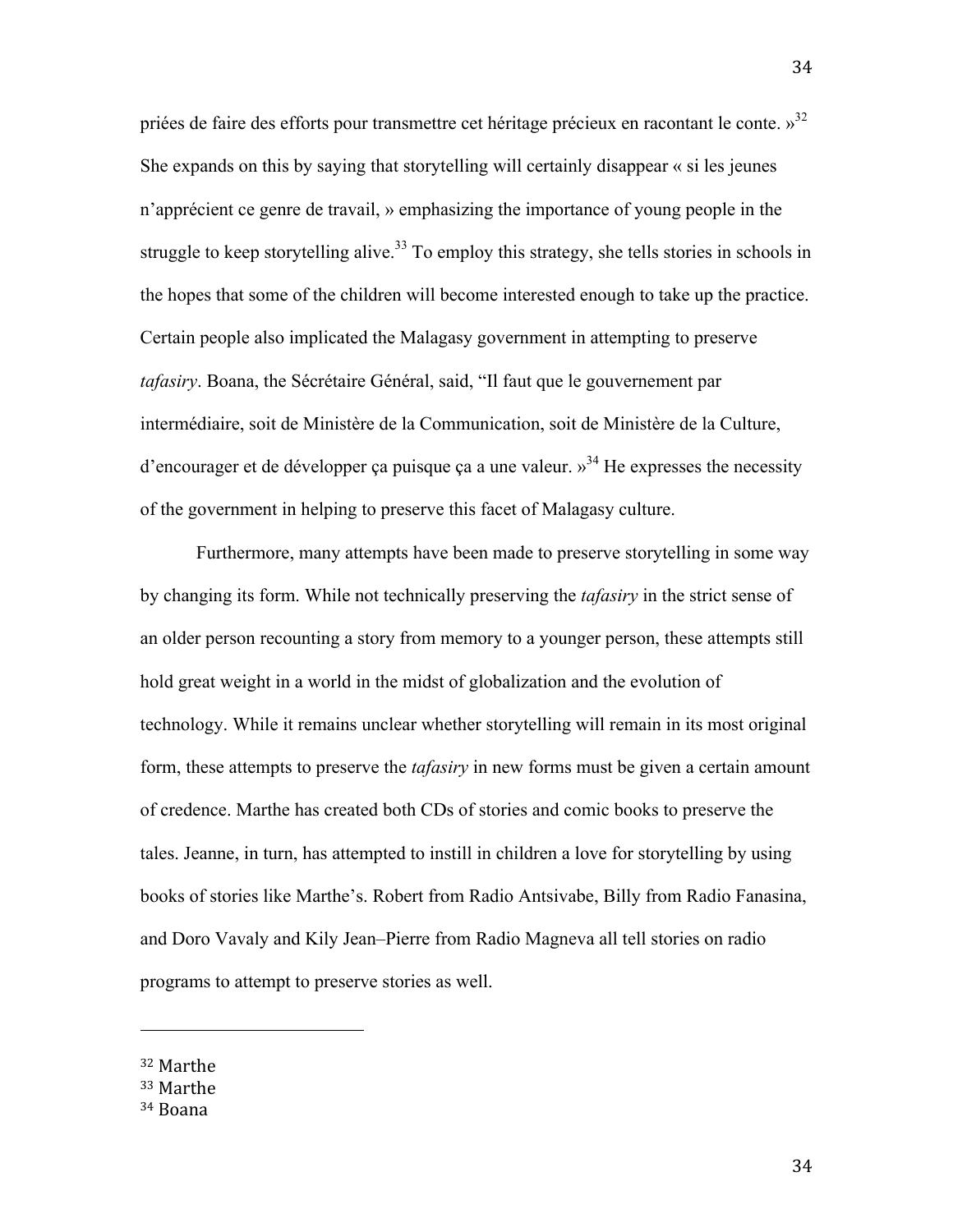priées de faire des efforts pour transmettre cet héritage précieux en racontant le conte. »[32] She expands on this by saying that storytelling will certainly disappear « si les jeunes n'apprécient ce genre de travail, » emphasizing the importance of young people in the struggle to keep storytelling alive.[33] To employ this strategy, she tells stories in schools in the hopes that some of the children will become interested enough to take up the practice. Certain people also implicated the Malagasy government in attempting to preserve *tafasiry*. Boana, the Sécrétaire Général, said, "Il faut que le gouvernement par intermédiaire, soit de Ministère de la Communication, soit de Ministère de la Culture, d'encourager et de développer ça puisque ça a une valeur. »[34] He expresses the necessity of the government in helping to preserve this facet of Malagasy culture.

Furthermore, many attempts have been made to preserve storytelling in some way by changing its form. While not technically preserving the *tafasiry* in the strict sense of an older person recounting a story from memory to a younger person, these attempts still hold great weight in a world in the midst of globalization and the evolution of technology. While it remains unclear whether storytelling will remain in its most original form, these attempts to preserve the *tafasiry* in new forms must be given a certain amount of credence. Marthe has created both CDs of stories and comic books to preserve the tales. Jeanne, in turn, has attempted to instill in children a love for storytelling by using books of stories like Marthe's. Robert from Radio Antsivabe, Billy from Radio Fanasina, and Doro Vavaly and Kily Jean–Pierre from Radio Magneva all tell stories on radio programs to attempt to preserve stories as well.

---

[32] Marthe
[33] Marthe
[34] Boana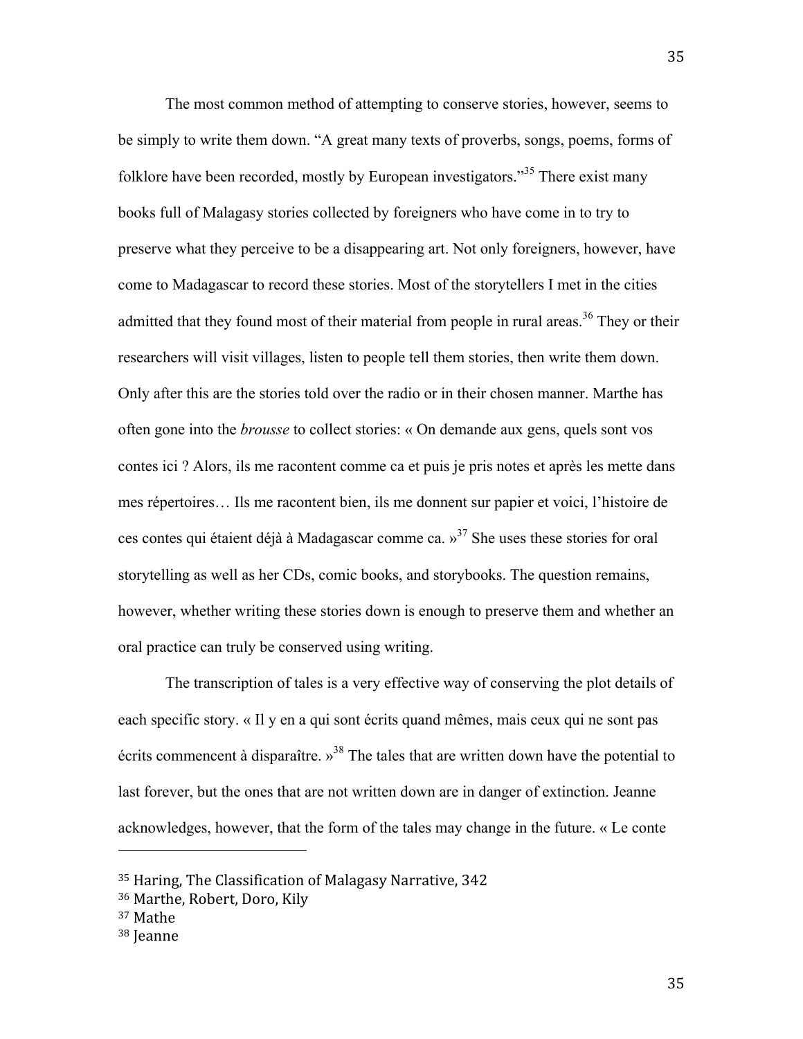The most common method of attempting to conserve stories, however, seems to be simply to write them down. "A great many texts of proverbs, songs, poems, forms of folklore have been recorded, mostly by European investigators."[35] There exist many books full of Malagasy stories collected by foreigners who have come in to try to preserve what they perceive to be a disappearing art. Not only foreigners, however, have come to Madagascar to record these stories. Most of the storytellers I met in the cities admitted that they found most of their material from people in rural areas.[36] They or their researchers will visit villages, listen to people tell them stories, then write them down. Only after this are the stories told over the radio or in their chosen manner. Marthe has often gone into the *brousse* to collect stories: « On demande aux gens, quels sont vos contes ici ? Alors, ils me racontent comme ca et puis je pris notes et après les mette dans mes répertoires… Ils me racontent bien, ils me donnent sur papier et voici, l'histoire de ces contes qui étaient déjà à Madagascar comme ca. »[37] She uses these stories for oral storytelling as well as her CDs, comic books, and storybooks. The question remains, however, whether writing these stories down is enough to preserve them and whether an oral practice can truly be conserved using writing.

The transcription of tales is a very effective way of conserving the plot details of each specific story. « Il y en a qui sont écrits quand mêmes, mais ceux qui ne sont pas écrits commencent à disparaître. »[38] The tales that are written down have the potential to last forever, but the ones that are not written down are in danger of extinction. Jeanne acknowledges, however, that the form of the tales may change in the future. « Le conte

---

[35] Haring, The Classification of Malagasy Narrative, 342
[36] Marthe, Robert, Doro, Kily
[37] Mathe
[38] Jeanne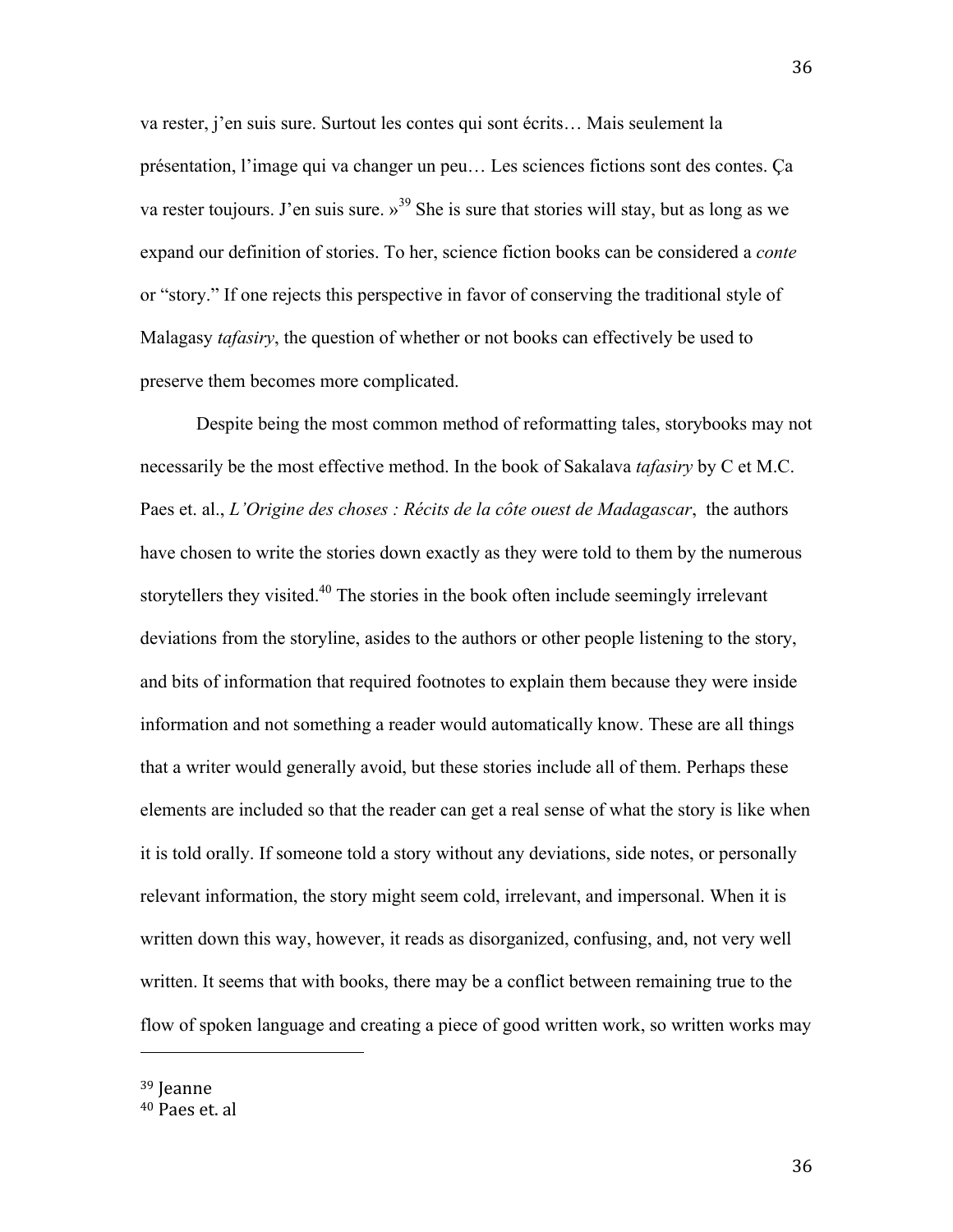va rester, j'en suis sure. Surtout les contes qui sont écrits… Mais seulement la présentation, l'image qui va changer un peu… Les sciences fictions sont des contes. Ça va rester toujours. J'en suis sure. »[39] She is sure that stories will stay, but as long as we expand our definition of stories. To her, science fiction books can be considered a *conte* or "story." If one rejects this perspective in favor of conserving the traditional style of Malagasy *tafasiry*, the question of whether or not books can effectively be used to preserve them becomes more complicated.

Despite being the most common method of reformatting tales, storybooks may not necessarily be the most effective method. In the book of Sakalava *tafasiry* by C et M.C. Paes et. al., *L'Origine des choses : Récits de la côte ouest de Madagascar*, the authors have chosen to write the stories down exactly as they were told to them by the numerous storytellers they visited.[40] The stories in the book often include seemingly irrelevant deviations from the storyline, asides to the authors or other people listening to the story, and bits of information that required footnotes to explain them because they were inside information and not something a reader would automatically know. These are all things that a writer would generally avoid, but these stories include all of them. Perhaps these elements are included so that the reader can get a real sense of what the story is like when it is told orally. If someone told a story without any deviations, side notes, or personally relevant information, the story might seem cold, irrelevant, and impersonal. When it is written down this way, however, it reads as disorganized, confusing, and, not very well written. It seems that with books, there may be a conflict between remaining true to the flow of spoken language and creating a piece of good written work, so written works may

---

[39] Jeanne

[40] Paes et. al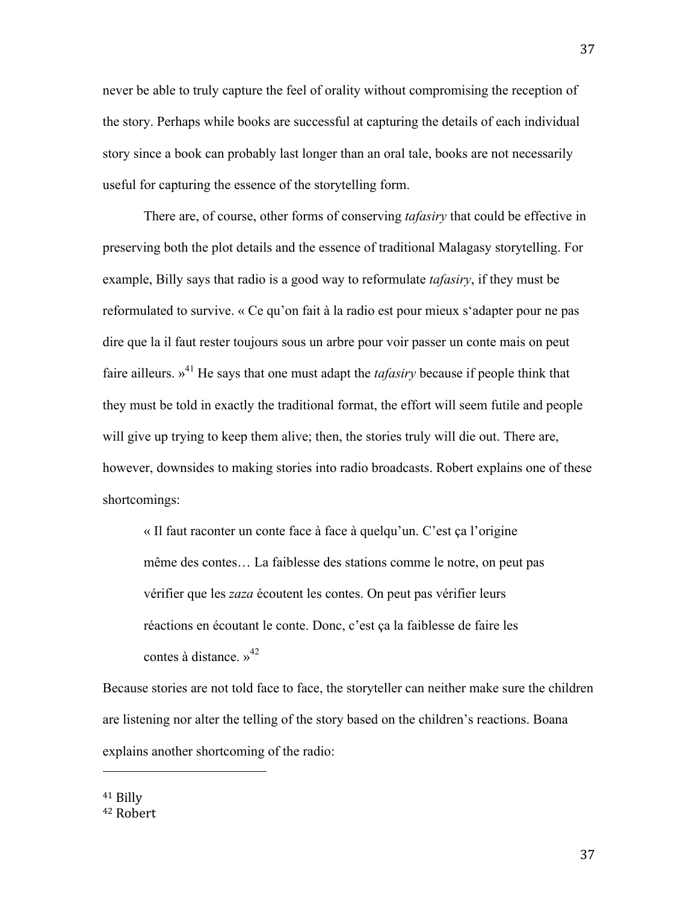never be able to truly capture the feel of orality without compromising the reception of the story. Perhaps while books are successful at capturing the details of each individual story since a book can probably last longer than an oral tale, books are not necessarily useful for capturing the essence of the storytelling form.

There are, of course, other forms of conserving *tafasiry* that could be effective in preserving both the plot details and the essence of traditional Malagasy storytelling. For example, Billy says that radio is a good way to reformulate *tafasiry*, if they must be reformulated to survive. « Ce qu'on fait à la radio est pour mieux s'adapter pour ne pas dire que la il faut rester toujours sous un arbre pour voir passer un conte mais on peut faire ailleurs. »[41] He says that one must adapt the *tafasiry* because if people think that they must be told in exactly the traditional format, the effort will seem futile and people will give up trying to keep them alive; then, the stories truly will die out. There are, however, downsides to making stories into radio broadcasts. Robert explains one of these shortcomings:

> « Il faut raconter un conte face à face à quelqu'un. C'est ça l'origine même des contes… La faiblesse des stations comme le notre, on peut pas vérifier que les *zaza* écoutent les contes. On peut pas vérifier leurs réactions en écoutant le conte. Donc, c'est ça la faiblesse de faire les contes à distance. »[42]

Because stories are not told face to face, the storyteller can neither make sure the children are listening nor alter the telling of the story based on the children's reactions. Boana explains another shortcoming of the radio:

---

[41] Billy
[42] Robert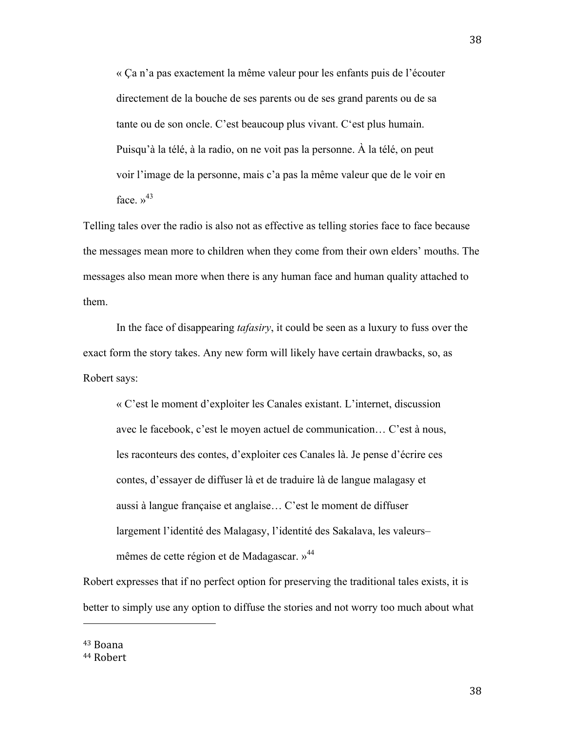> « Ça n'a pas exactement la même valeur pour les enfants puis de l'écouter directement de la bouche de ses parents ou de ses grand parents ou de sa tante ou de son oncle. C'est beaucoup plus vivant. C'est plus humain. Puisqu'à la télé, à la radio, on ne voit pas la personne. À la télé, on peut voir l'image de la personne, mais c'a pas la même valeur que de le voir en face. »[43]

Telling tales over the radio is also not as effective as telling stories face to face because the messages mean more to children when they come from their own elders' mouths. The messages also mean more when there is any human face and human quality attached to them.

In the face of disappearing *tafasiry*, it could be seen as a luxury to fuss over the exact form the story takes. Any new form will likely have certain drawbacks, so, as Robert says:

> « C'est le moment d'exploiter les Canales existant. L'internet, discussion avec le facebook, c'est le moyen actuel de communication… C'est à nous, les raconteurs des contes, d'exploiter ces Canales là. Je pense d'écrire ces contes, d'essayer de diffuser là et de traduire là de langue malagasy et aussi à langue française et anglaise… C'est le moment de diffuser largement l'identité des Malagasy, l'identité des Sakalava, les valeurs–mêmes de cette région et de Madagascar. »[44]

Robert expresses that if no perfect option for preserving the traditional tales exists, it is better to simply use any option to diffuse the stories and not worry too much about what

---

[43] Boana

[44] Robert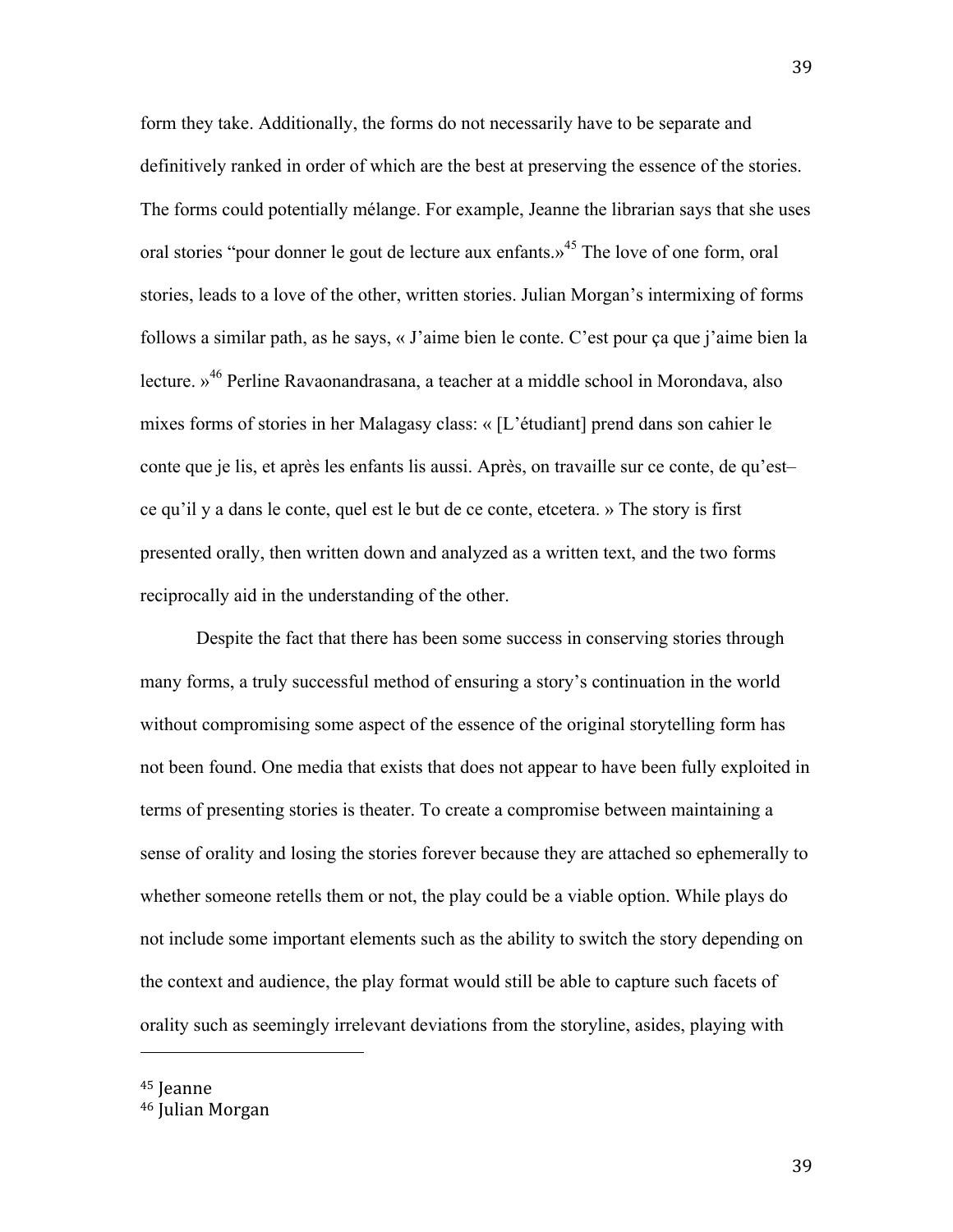form they take. Additionally, the forms do not necessarily have to be separate and definitively ranked in order of which are the best at preserving the essence of the stories. The forms could potentially mélange. For example, Jeanne the librarian says that she uses oral stories "pour donner le gout de lecture aux enfants.»[45] The love of one form, oral stories, leads to a love of the other, written stories. Julian Morgan's intermixing of forms follows a similar path, as he says, « J'aime bien le conte. C'est pour ça que j'aime bien la lecture. »[46] Perline Ravaonandrasana, a teacher at a middle school in Morondava, also mixes forms of stories in her Malagasy class: « [L'étudiant] prend dans son cahier le conte que je lis, et après les enfants lis aussi. Après, on travaille sur ce conte, de qu'est–ce qu'il y a dans le conte, quel est le but de ce conte, etcetera. » The story is first presented orally, then written down and analyzed as a written text, and the two forms reciprocally aid in the understanding of the other.

Despite the fact that there has been some success in conserving stories through many forms, a truly successful method of ensuring a story's continuation in the world without compromising some aspect of the essence of the original storytelling form has not been found. One media that exists that does not appear to have been fully exploited in terms of presenting stories is theater. To create a compromise between maintaining a sense of orality and losing the stories forever because they are attached so ephemerally to whether someone retells them or not, the play could be a viable option. While plays do not include some important elements such as the ability to switch the story depending on the context and audience, the play format would still be able to capture such facets of orality such as seemingly irrelevant deviations from the storyline, asides, playing with

---

[45] Jeanne

[46] Julian Morgan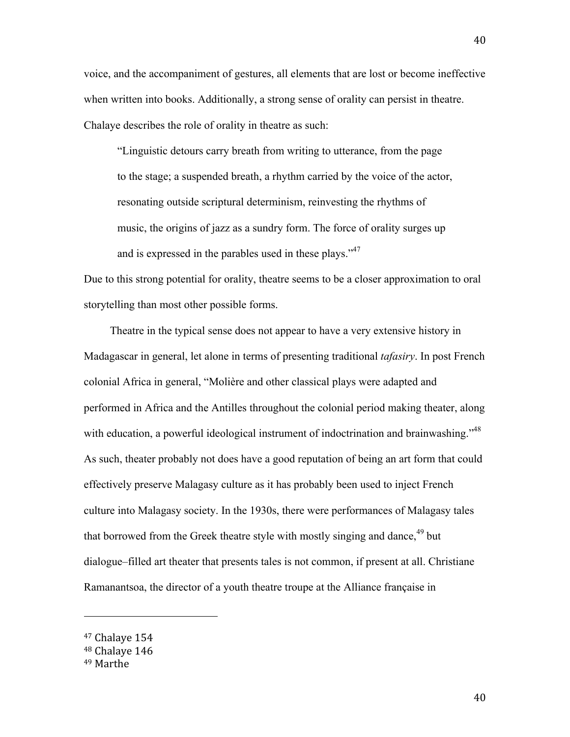voice, and the accompaniment of gestures, all elements that are lost or become ineffective when written into books. Additionally, a strong sense of orality can persist in theatre. Chalaye describes the role of orality in theatre as such:

> "Linguistic detours carry breath from writing to utterance, from the page to the stage; a suspended breath, a rhythm carried by the voice of the actor, resonating outside scriptural determinism, reinvesting the rhythms of music, the origins of jazz as a sundry form. The force of orality surges up and is expressed in the parables used in these plays."[47]

Due to this strong potential for orality, theatre seems to be a closer approximation to oral storytelling than most other possible forms.

Theatre in the typical sense does not appear to have a very extensive history in Madagascar in general, let alone in terms of presenting traditional *tafasiry*. In post French colonial Africa in general, "Molière and other classical plays were adapted and performed in Africa and the Antilles throughout the colonial period making theater, along with education, a powerful ideological instrument of indoctrination and brainwashing."[48] As such, theater probably not does have a good reputation of being an art form that could effectively preserve Malagasy culture as it has probably been used to inject French culture into Malagasy society. In the 1930s, there were performances of Malagasy tales that borrowed from the Greek theatre style with mostly singing and dance,[49] but dialogue–filled art theater that presents tales is not common, if present at all. Christiane Ramanantsoa, the director of a youth theatre troupe at the Alliance française in

---

[47] Chalaye 154

[48] Chalaye 146

[49] Marthe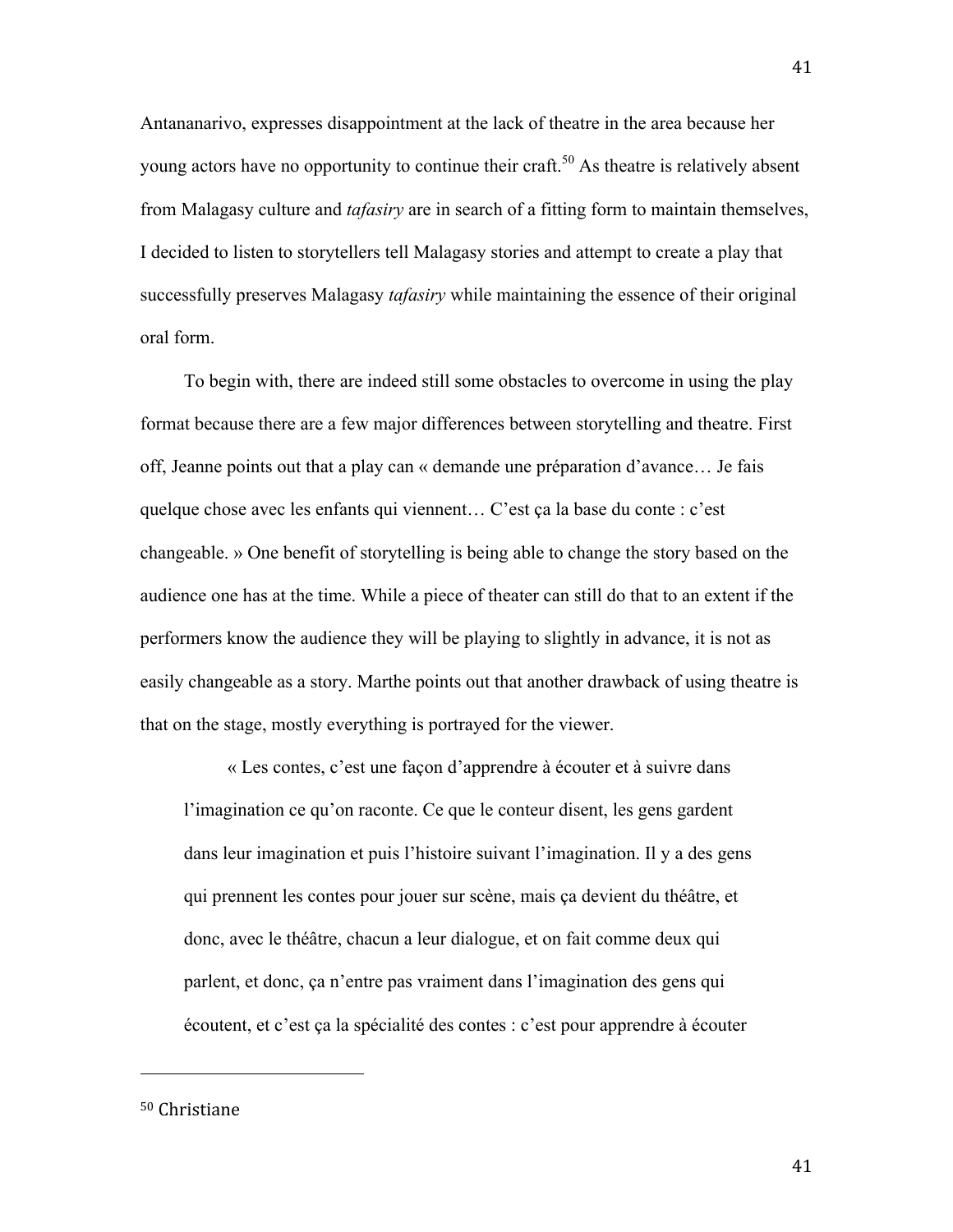Antananarivo, expresses disappointment at the lack of theatre in the area because her young actors have no opportunity to continue their craft.[50] As theatre is relatively absent from Malagasy culture and *tafasiry* are in search of a fitting form to maintain themselves, I decided to listen to storytellers tell Malagasy stories and attempt to create a play that successfully preserves Malagasy *tafasiry* while maintaining the essence of their original oral form.

To begin with, there are indeed still some obstacles to overcome in using the play format because there are a few major differences between storytelling and theatre. First off, Jeanne points out that a play can « demande une préparation d'avance… Je fais quelque chose avec les enfants qui viennent… C'est ça la base du conte : c'est changeable. » One benefit of storytelling is being able to change the story based on the audience one has at the time. While a piece of theater can still do that to an extent if the performers know the audience they will be playing to slightly in advance, it is not as easily changeable as a story. Marthe points out that another drawback of using theatre is that on the stage, mostly everything is portrayed for the viewer.

> « Les contes, c'est une façon d'apprendre à écouter et à suivre dans l'imagination ce qu'on raconte. Ce que le conteur disent, les gens gardent dans leur imagination et puis l'histoire suivant l'imagination. Il y a des gens qui prennent les contes pour jouer sur scène, mais ça devient du théâtre, et donc, avec le théâtre, chacun a leur dialogue, et on fait comme deux qui parlent, et donc, ça n'entre pas vraiment dans l'imagination des gens qui écoutent, et c'est ça la spécialité des contes : c'est pour apprendre à écouter

---

[50] Christiane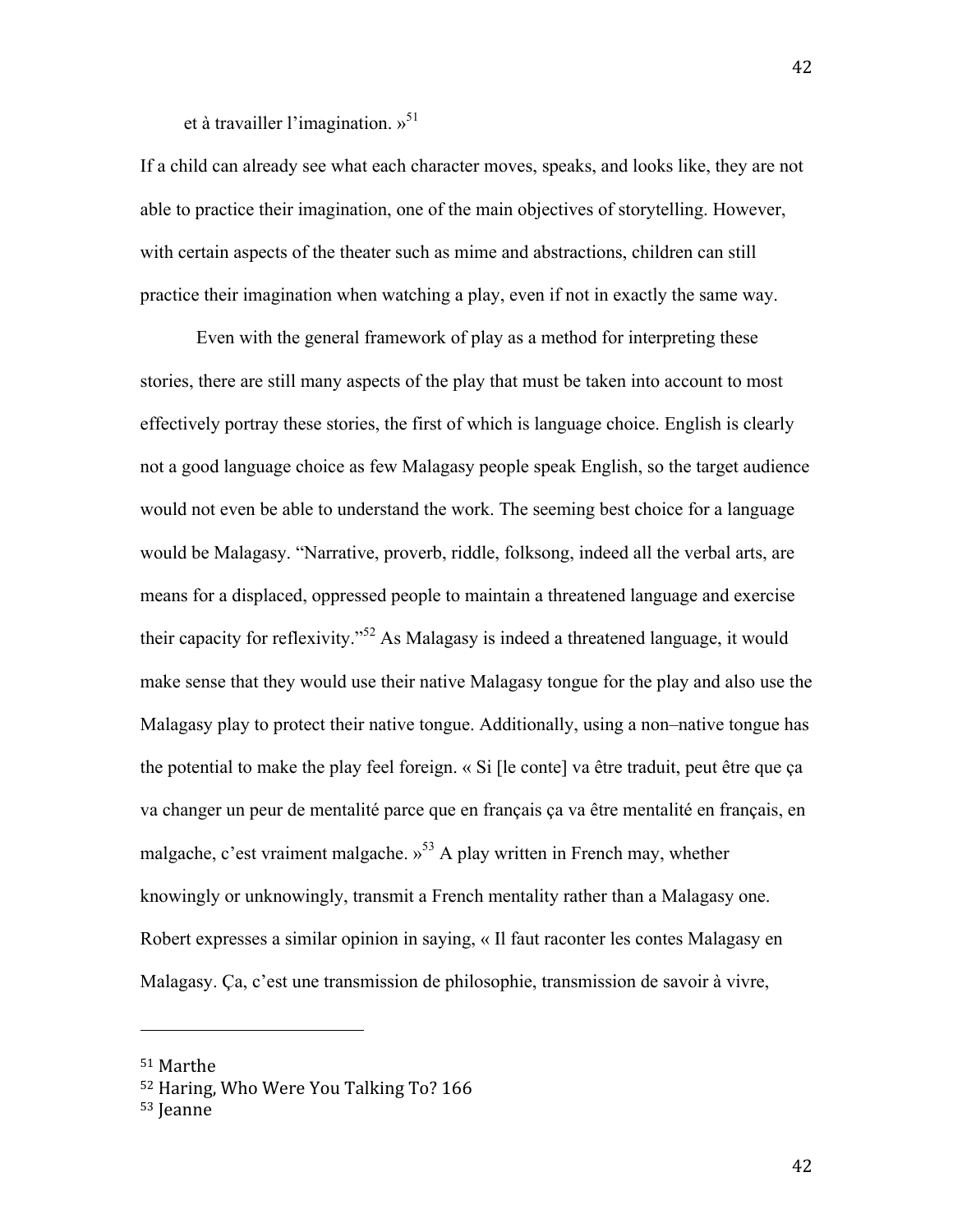et à travailler l'imagination. »[51]

If a child can already see what each character moves, speaks, and looks like, they are not able to practice their imagination, one of the main objectives of storytelling. However, with certain aspects of the theater such as mime and abstractions, children can still practice their imagination when watching a play, even if not in exactly the same way.

Even with the general framework of play as a method for interpreting these stories, there are still many aspects of the play that must be taken into account to most effectively portray these stories, the first of which is language choice. English is clearly not a good language choice as few Malagasy people speak English, so the target audience would not even be able to understand the work. The seeming best choice for a language would be Malagasy. "Narrative, proverb, riddle, folksong, indeed all the verbal arts, are means for a displaced, oppressed people to maintain a threatened language and exercise their capacity for reflexivity."[52] As Malagasy is indeed a threatened language, it would make sense that they would use their native Malagasy tongue for the play and also use the Malagasy play to protect their native tongue. Additionally, using a non–native tongue has the potential to make the play feel foreign. « Si [le conte] va être traduit, peut être que ça va changer un peur de mentalité parce que en français ça va être mentalité en français, en malgache, c'est vraiment malgache. »[53] A play written in French may, whether knowingly or unknowingly, transmit a French mentality rather than a Malagasy one. Robert expresses a similar opinion in saying, « Il faut raconter les contes Malagasy en Malagasy. Ça, c'est une transmission de philosophie, transmission de savoir à vivre,

---

[51] Marthe

[52] Haring, Who Were You Talking To? 166

[53] Jeanne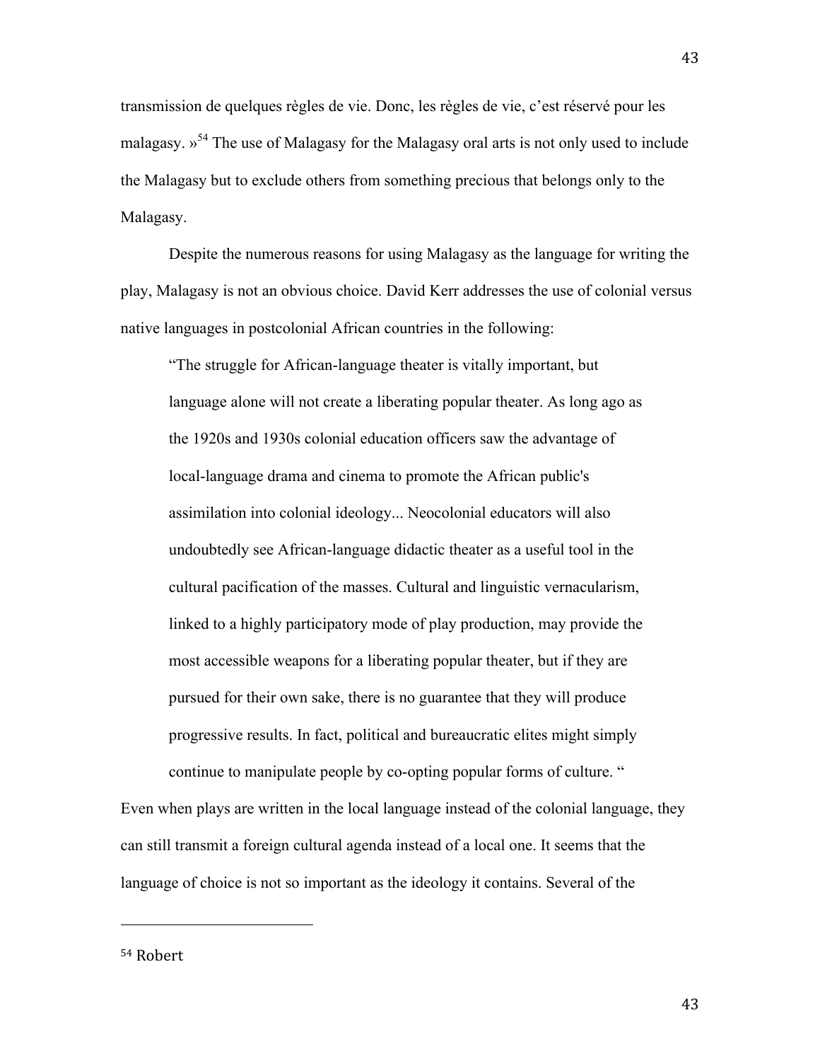transmission de quelques règles de vie. Donc, les règles de vie, c'est réservé pour les malagasy. »[54] The use of Malagasy for the Malagasy oral arts is not only used to include the Malagasy but to exclude others from something precious that belongs only to the Malagasy.

Despite the numerous reasons for using Malagasy as the language for writing the play, Malagasy is not an obvious choice. David Kerr addresses the use of colonial versus native languages in postcolonial African countries in the following:

> "The struggle for African-language theater is vitally important, but language alone will not create a liberating popular theater. As long ago as the 1920s and 1930s colonial education officers saw the advantage of local-language drama and cinema to promote the African public's assimilation into colonial ideology... Neocolonial educators will also undoubtedly see African-language didactic theater as a useful tool in the cultural pacification of the masses. Cultural and linguistic vernacularism, linked to a highly participatory mode of play production, may provide the most accessible weapons for a liberating popular theater, but if they are pursued for their own sake, there is no guarantee that they will produce progressive results. In fact, political and bureaucratic elites might simply continue to manipulate people by co-opting popular forms of culture. "

Even when plays are written in the local language instead of the colonial language, they can still transmit a foreign cultural agenda instead of a local one. It seems that the language of choice is not so important as the ideology it contains. Several of the

---

[54] Robert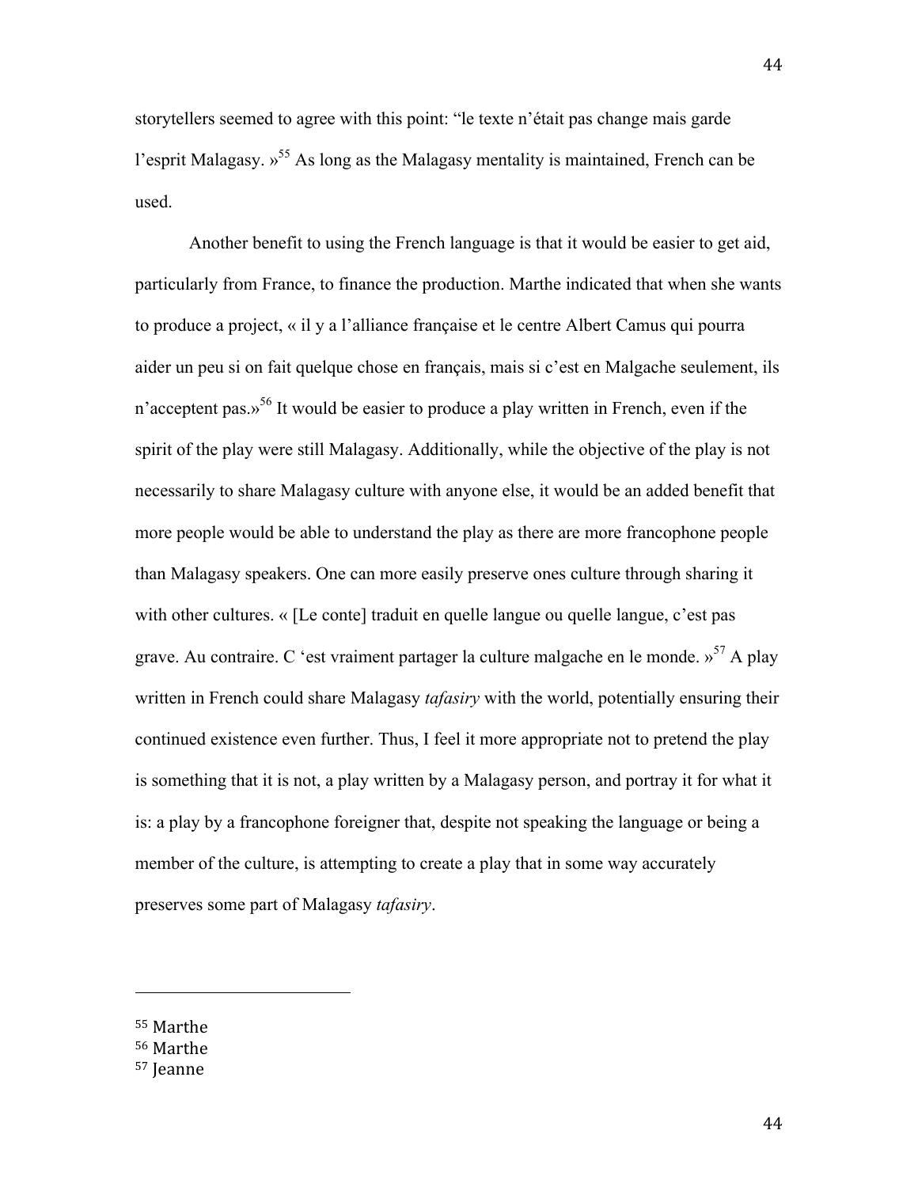storytellers seemed to agree with this point: "le texte n'était pas change mais garde l'esprit Malagasy. »[55] As long as the Malagasy mentality is maintained, French can be used.

Another benefit to using the French language is that it would be easier to get aid, particularly from France, to finance the production. Marthe indicated that when she wants to produce a project, « il y a l'alliance française et le centre Albert Camus qui pourra aider un peu si on fait quelque chose en français, mais si c'est en Malgache seulement, ils n'acceptent pas.»[56] It would be easier to produce a play written in French, even if the spirit of the play were still Malagasy. Additionally, while the objective of the play is not necessarily to share Malagasy culture with anyone else, it would be an added benefit that more people would be able to understand the play as there are more francophone people than Malagasy speakers. One can more easily preserve ones culture through sharing it with other cultures. « [Le conte] traduit en quelle langue ou quelle langue, c'est pas grave. Au contraire. C 'est vraiment partager la culture malgache en le monde. »[57] A play written in French could share Malagasy *tafasiry* with the world, potentially ensuring their continued existence even further. Thus, I feel it more appropriate not to pretend the play is something that it is not, a play written by a Malagasy person, and portray it for what it is: a play by a francophone foreigner that, despite not speaking the language or being a member of the culture, is attempting to create a play that in some way accurately preserves some part of Malagasy *tafasiry*.

---

[55] Marthe
[56] Marthe
[57] Jeanne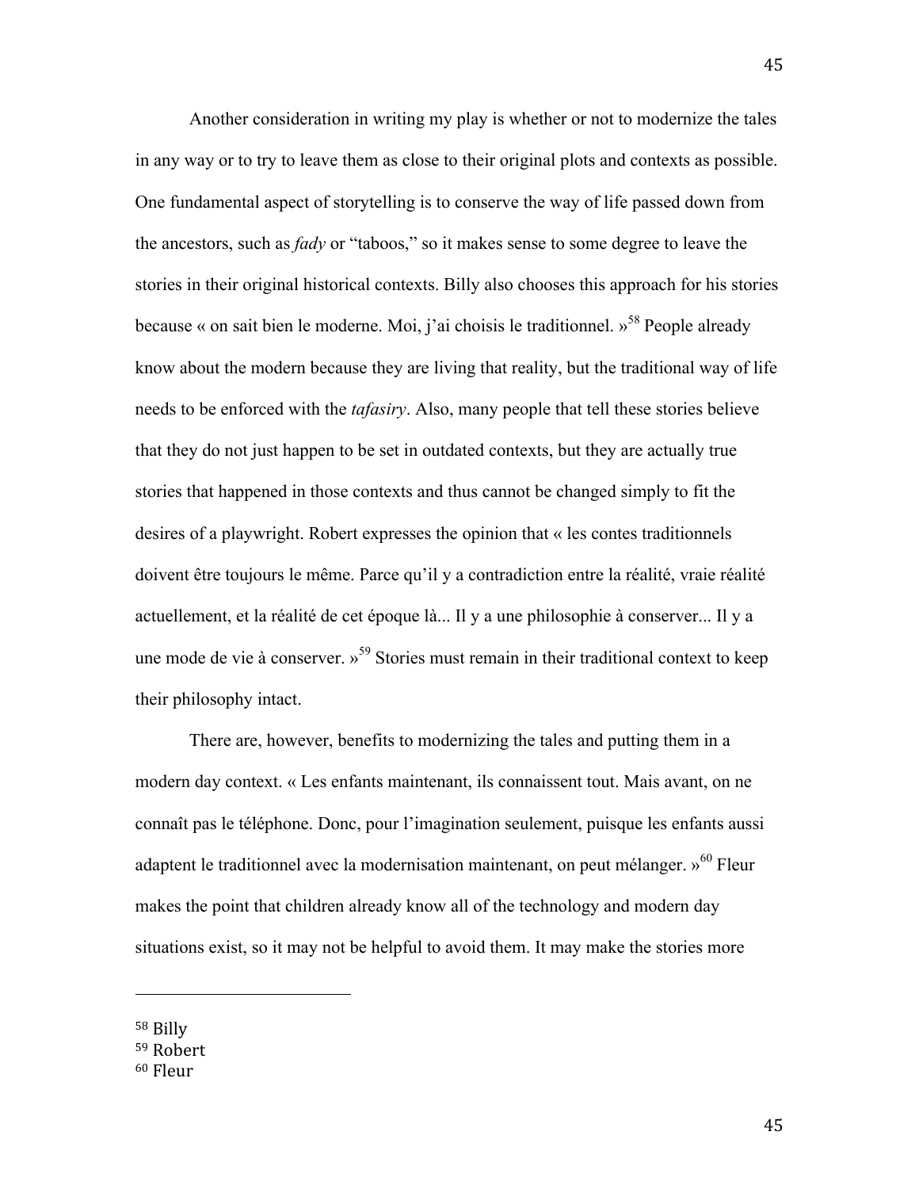Another consideration in writing my play is whether or not to modernize the tales in any way or to try to leave them as close to their original plots and contexts as possible. One fundamental aspect of storytelling is to conserve the way of life passed down from the ancestors, such as *fady* or "taboos," so it makes sense to some degree to leave the stories in their original historical contexts. Billy also chooses this approach for his stories because « on sait bien le moderne. Moi, j'ai choisis le traditionnel. »[58] People already know about the modern because they are living that reality, but the traditional way of life needs to be enforced with the *tafasiry*. Also, many people that tell these stories believe that they do not just happen to be set in outdated contexts, but they are actually true stories that happened in those contexts and thus cannot be changed simply to fit the desires of a playwright. Robert expresses the opinion that « les contes traditionnels doivent être toujours le même. Parce qu'il y a contradiction entre la réalité, vraie réalité actuellement, et la réalité de cet époque là... Il y a une philosophie à conserver... Il y a une mode de vie à conserver. »[59] Stories must remain in their traditional context to keep their philosophy intact.

There are, however, benefits to modernizing the tales and putting them in a modern day context. « Les enfants maintenant, ils connaissent tout. Mais avant, on ne connaît pas le téléphone. Donc, pour l'imagination seulement, puisque les enfants aussi adaptent le traditionnel avec la modernisation maintenant, on peut mélanger. »[60] Fleur makes the point that children already know all of the technology and modern day situations exist, so it may not be helpful to avoid them. It may make the stories more

---

[58] Billy
[59] Robert
[60] Fleur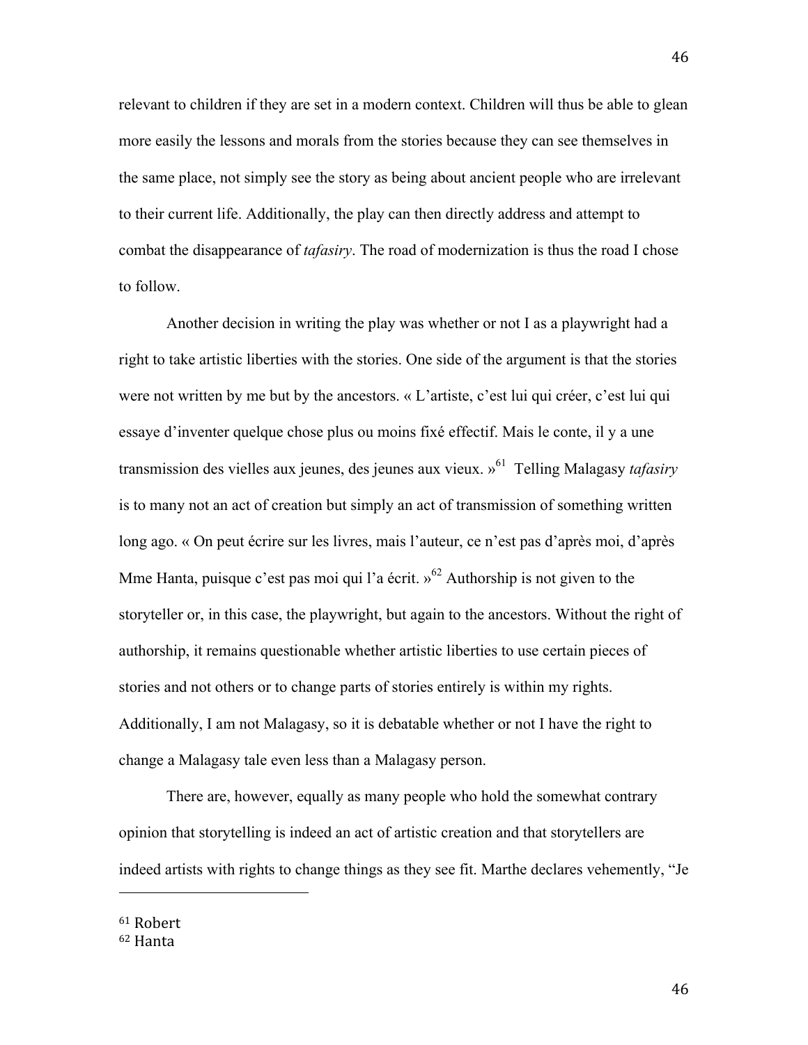relevant to children if they are set in a modern context. Children will thus be able to glean more easily the lessons and morals from the stories because they can see themselves in the same place, not simply see the story as being about ancient people who are irrelevant to their current life. Additionally, the play can then directly address and attempt to combat the disappearance of *tafasiry*. The road of modernization is thus the road I chose to follow.

Another decision in writing the play was whether or not I as a playwright had a right to take artistic liberties with the stories. One side of the argument is that the stories were not written by me but by the ancestors. « L'artiste, c'est lui qui créer, c'est lui qui essaye d'inventer quelque chose plus ou moins fixé effectif. Mais le conte, il y a une transmission des vielles aux jeunes, des jeunes aux vieux. »[61] Telling Malagasy *tafasiry* is to many not an act of creation but simply an act of transmission of something written long ago. « On peut écrire sur les livres, mais l'auteur, ce n'est pas d'après moi, d'après Mme Hanta, puisque c'est pas moi qui l'a écrit. »[62] Authorship is not given to the storyteller or, in this case, the playwright, but again to the ancestors. Without the right of authorship, it remains questionable whether artistic liberties to use certain pieces of stories and not others or to change parts of stories entirely is within my rights. Additionally, I am not Malagasy, so it is debatable whether or not I have the right to change a Malagasy tale even less than a Malagasy person.

There are, however, equally as many people who hold the somewhat contrary opinion that storytelling is indeed an act of artistic creation and that storytellers are indeed artists with rights to change things as they see fit. Marthe declares vehemently, "Je

---

[61] Robert
[62] Hanta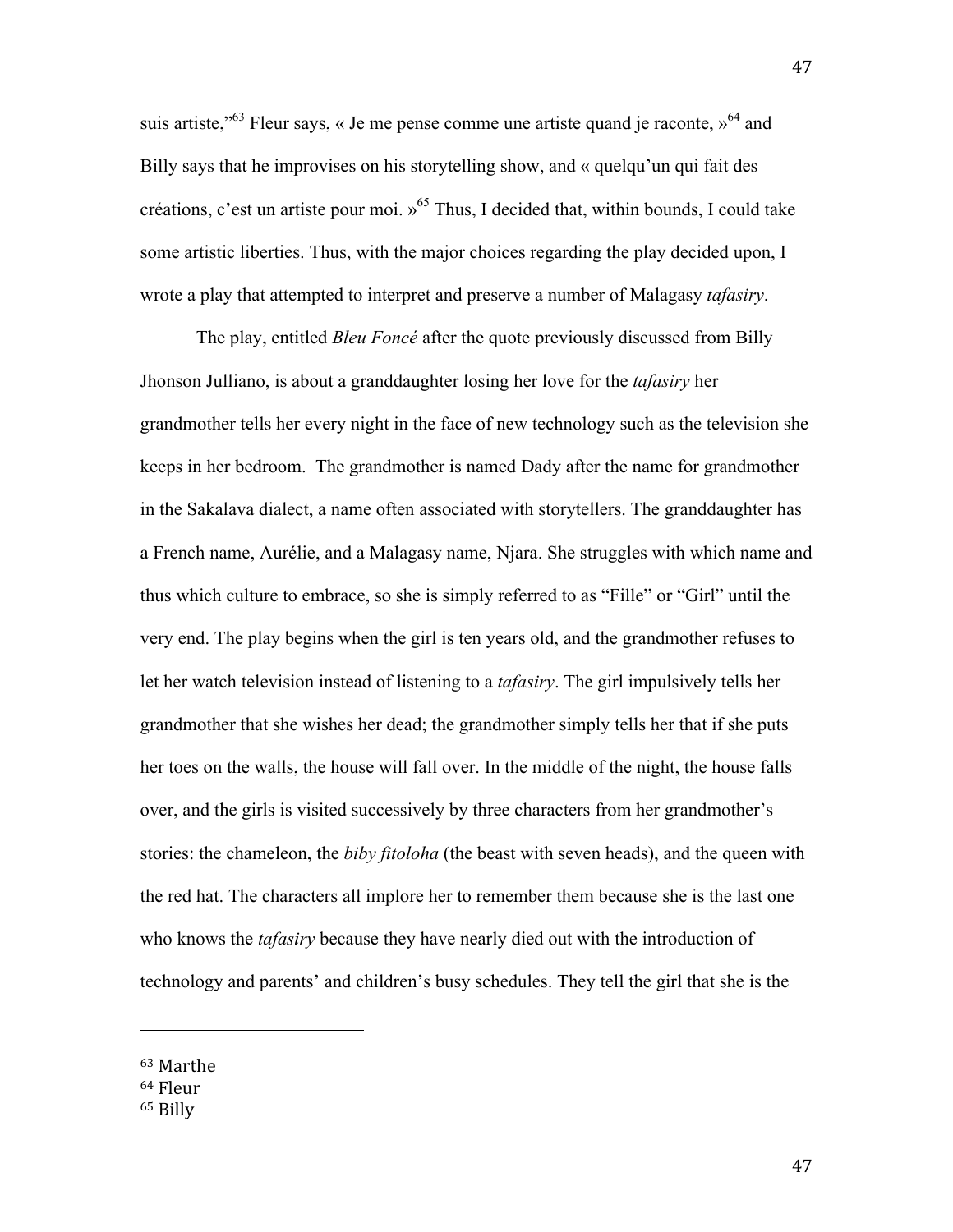suis artiste,"[63] Fleur says, « Je me pense comme une artiste quand je raconte, »[64] and Billy says that he improvises on his storytelling show, and « quelqu'un qui fait des créations, c'est un artiste pour moi. »[65] Thus, I decided that, within bounds, I could take some artistic liberties. Thus, with the major choices regarding the play decided upon, I wrote a play that attempted to interpret and preserve a number of Malagasy *tafasiry*.

The play, entitled *Bleu Foncé* after the quote previously discussed from Billy Jhonson Julliano, is about a granddaughter losing her love for the *tafasiry* her grandmother tells her every night in the face of new technology such as the television she keeps in her bedroom. The grandmother is named Dady after the name for grandmother in the Sakalava dialect, a name often associated with storytellers. The granddaughter has a French name, Aurélie, and a Malagasy name, Njara. She struggles with which name and thus which culture to embrace, so she is simply referred to as "Fille" or "Girl" until the very end. The play begins when the girl is ten years old, and the grandmother refuses to let her watch television instead of listening to a *tafasiry*. The girl impulsively tells her grandmother that she wishes her dead; the grandmother simply tells her that if she puts her toes on the walls, the house will fall over. In the middle of the night, the house falls over, and the girls is visited successively by three characters from her grandmother's stories: the chameleon, the *biby fitoloha* (the beast with seven heads), and the queen with the red hat. The characters all implore her to remember them because she is the last one who knows the *tafasiry* because they have nearly died out with the introduction of technology and parents' and children's busy schedules. They tell the girl that she is the

---

[63] Marthe
[64] Fleur
[65] Billy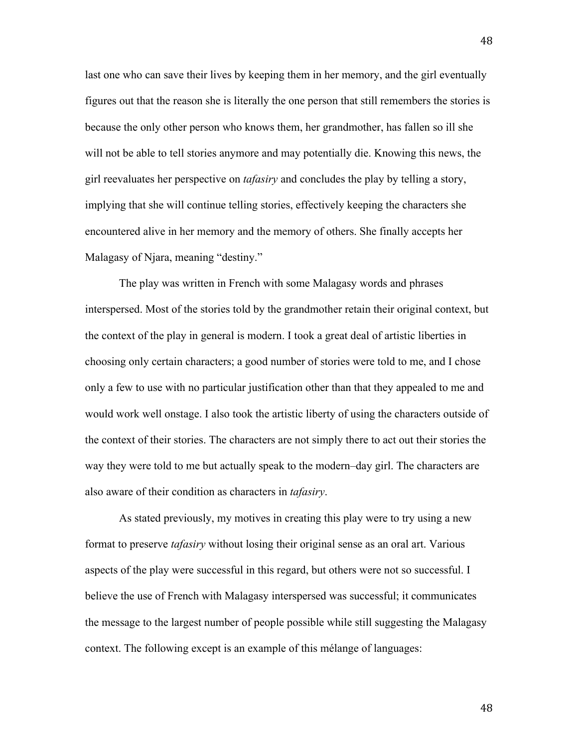last one who can save their lives by keeping them in her memory, and the girl eventually figures out that the reason she is literally the one person that still remembers the stories is because the only other person who knows them, her grandmother, has fallen so ill she will not be able to tell stories anymore and may potentially die. Knowing this news, the girl reevaluates her perspective on *tafasiry* and concludes the play by telling a story, implying that she will continue telling stories, effectively keeping the characters she encountered alive in her memory and the memory of others. She finally accepts her Malagasy of Njara, meaning "destiny."

The play was written in French with some Malagasy words and phrases interspersed. Most of the stories told by the grandmother retain their original context, but the context of the play in general is modern. I took a great deal of artistic liberties in choosing only certain characters; a good number of stories were told to me, and I chose only a few to use with no particular justification other than that they appealed to me and would work well onstage. I also took the artistic liberty of using the characters outside of the context of their stories. The characters are not simply there to act out their stories the way they were told to me but actually speak to the modern–day girl. The characters are also aware of their condition as characters in *tafasiry*.

As stated previously, my motives in creating this play were to try using a new format to preserve *tafasiry* without losing their original sense as an oral art. Various aspects of the play were successful in this regard, but others were not so successful. I believe the use of French with Malagasy interspersed was successful; it communicates the message to the largest number of people possible while still suggesting the Malagasy context. The following except is an example of this mélange of languages: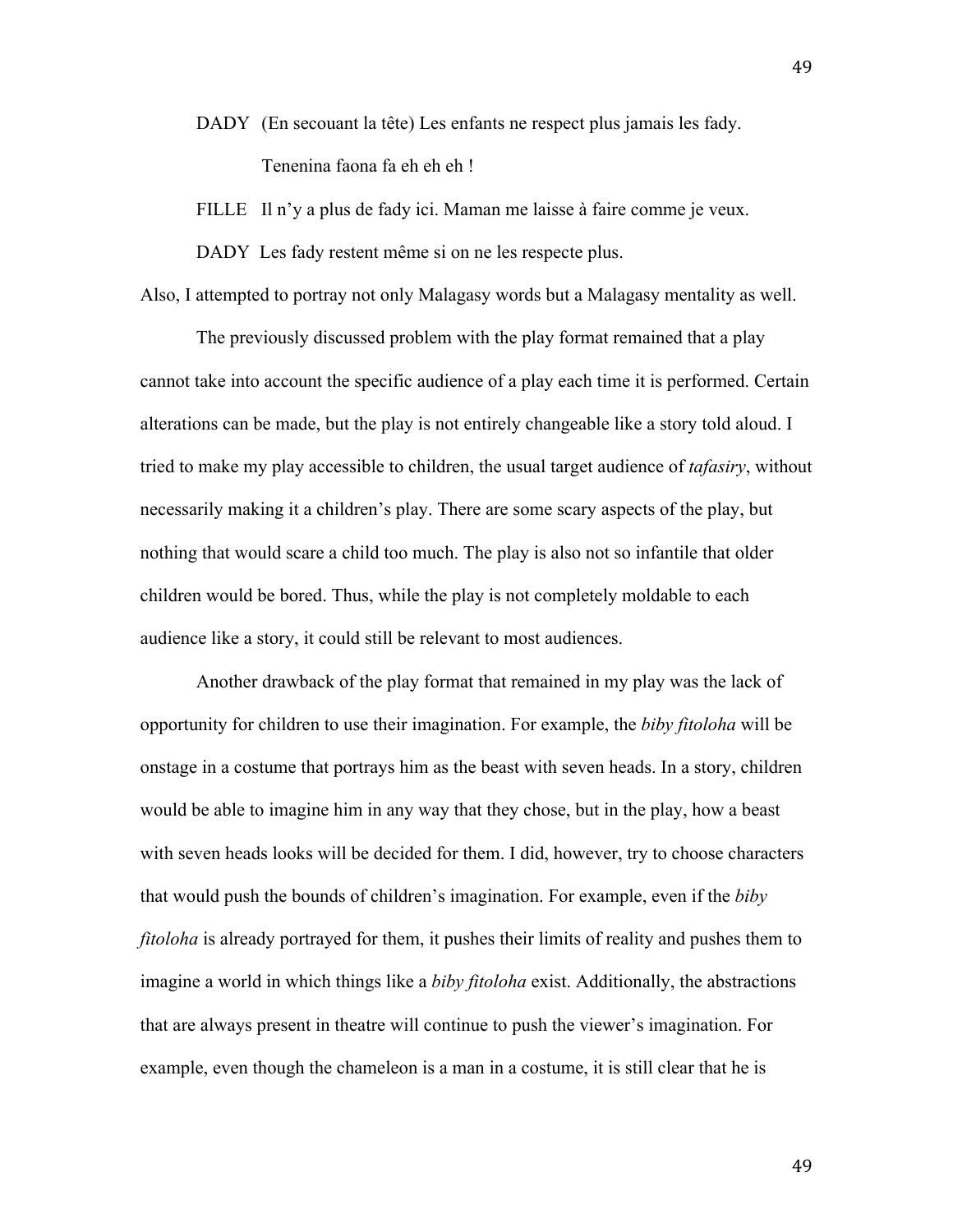DADY (En secouant la tête) Les enfants ne respect plus jamais les fady.

Tenenina faona fa eh eh eh !

FILLE Il n'y a plus de fady ici. Maman me laisse à faire comme je veux.

DADY Les fady restent même si on ne les respecte plus.

Also, I attempted to portray not only Malagasy words but a Malagasy mentality as well.

The previously discussed problem with the play format remained that a play cannot take into account the specific audience of a play each time it is performed. Certain alterations can be made, but the play is not entirely changeable like a story told aloud. I tried to make my play accessible to children, the usual target audience of *tafasiry*, without necessarily making it a children's play. There are some scary aspects of the play, but nothing that would scare a child too much. The play is also not so infantile that older children would be bored. Thus, while the play is not completely moldable to each audience like a story, it could still be relevant to most audiences.

Another drawback of the play format that remained in my play was the lack of opportunity for children to use their imagination. For example, the *biby fitoloha* will be onstage in a costume that portrays him as the beast with seven heads. In a story, children would be able to imagine him in any way that they chose, but in the play, how a beast with seven heads looks will be decided for them. I did, however, try to choose characters that would push the bounds of children's imagination. For example, even if the *biby fitoloha* is already portrayed for them, it pushes their limits of reality and pushes them to imagine a world in which things like a *biby fitoloha* exist. Additionally, the abstractions that are always present in theatre will continue to push the viewer's imagination. For example, even though the chameleon is a man in a costume, it is still clear that he is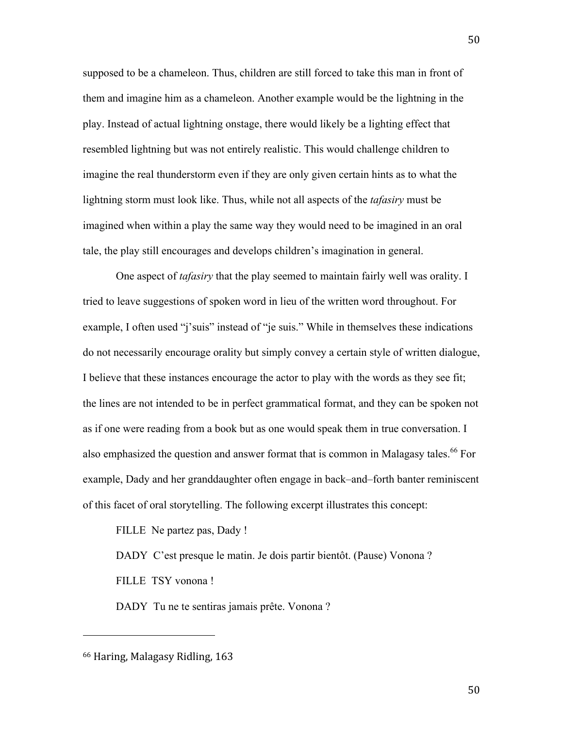supposed to be a chameleon. Thus, children are still forced to take this man in front of them and imagine him as a chameleon. Another example would be the lightning in the play. Instead of actual lightning onstage, there would likely be a lighting effect that resembled lightning but was not entirely realistic. This would challenge children to imagine the real thunderstorm even if they are only given certain hints as to what the lightning storm must look like. Thus, while not all aspects of the *tafasiry* must be imagined when within a play the same way they would need to be imagined in an oral tale, the play still encourages and develops children's imagination in general.

One aspect of *tafasiry* that the play seemed to maintain fairly well was orality. I tried to leave suggestions of spoken word in lieu of the written word throughout. For example, I often used "j'suis" instead of "je suis." While in themselves these indications do not necessarily encourage orality but simply convey a certain style of written dialogue, I believe that these instances encourage the actor to play with the words as they see fit; the lines are not intended to be in perfect grammatical format, and they can be spoken not as if one were reading from a book but as one would speak them in true conversation. I also emphasized the question and answer format that is common in Malagasy tales.[66] For example, Dady and her granddaughter often engage in back–and–forth banter reminiscent of this facet of oral storytelling. The following excerpt illustrates this concept:

FILLE  Ne partez pas, Dady !

DADY  C'est presque le matin. Je dois partir bientôt. (Pause) Vonona ?

FILLE  TSY vonona !

DADY  Tu ne te sentiras jamais prête. Vonona ?

---

[66] Haring, Malagasy Ridling, 163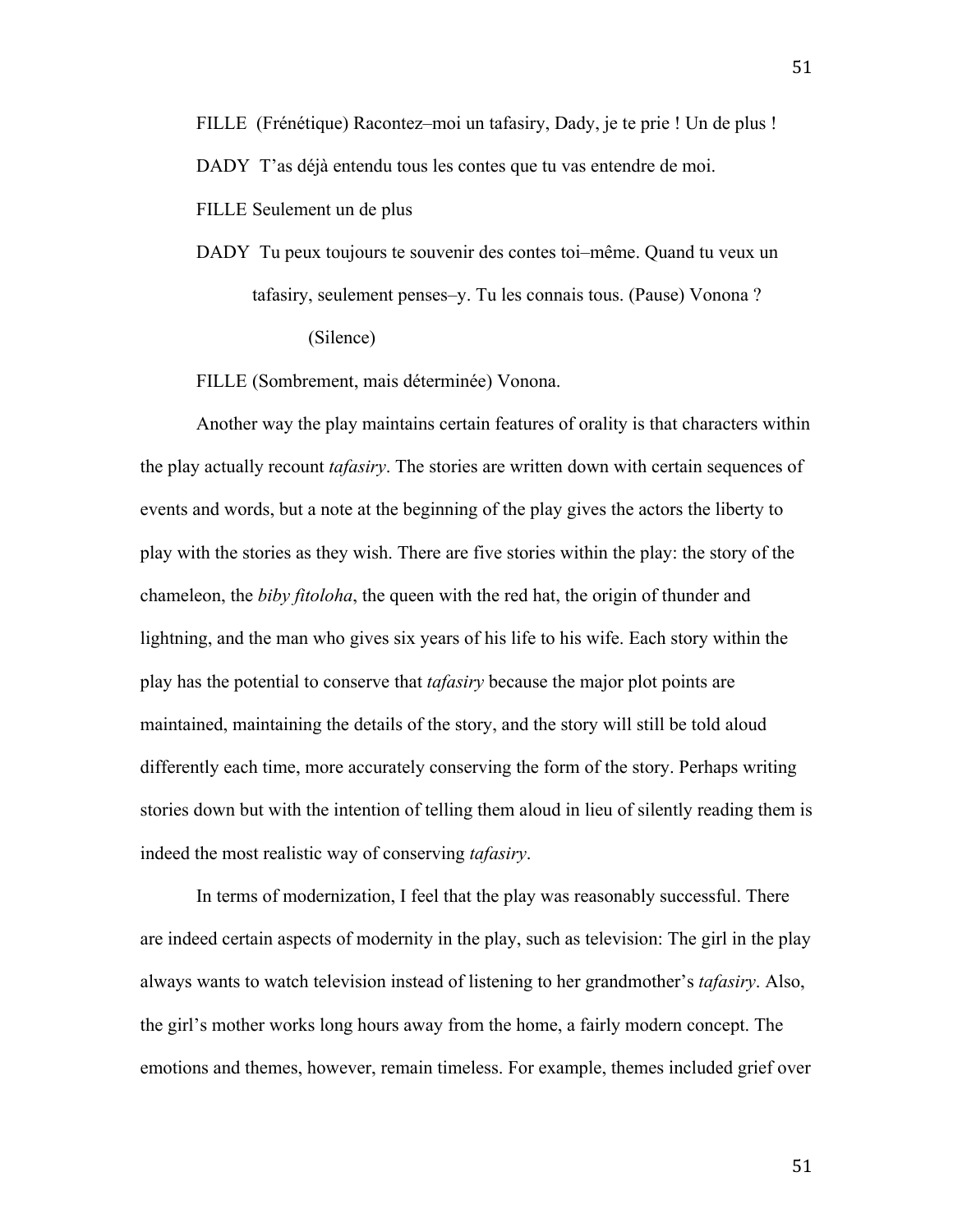FILLE (Frénétique) Racontez–moi un tafasiry, Dady, je te prie ! Un de plus !

DADY T'as déjà entendu tous les contes que tu vas entendre de moi.

FILLE Seulement un de plus

DADY Tu peux toujours te souvenir des contes toi–même. Quand tu veux un tafasiry, seulement penses–y. Tu les connais tous. (Pause) Vonona ?

(Silence)

FILLE (Sombrement, mais déterminée) Vonona.

Another way the play maintains certain features of orality is that characters within the play actually recount *tafasiry*. The stories are written down with certain sequences of events and words, but a note at the beginning of the play gives the actors the liberty to play with the stories as they wish. There are five stories within the play: the story of the chameleon, the *biby fitoloha*, the queen with the red hat, the origin of thunder and lightning, and the man who gives six years of his life to his wife. Each story within the play has the potential to conserve that *tafasiry* because the major plot points are maintained, maintaining the details of the story, and the story will still be told aloud differently each time, more accurately conserving the form of the story. Perhaps writing stories down but with the intention of telling them aloud in lieu of silently reading them is indeed the most realistic way of conserving *tafasiry*.

In terms of modernization, I feel that the play was reasonably successful. There are indeed certain aspects of modernity in the play, such as television: The girl in the play always wants to watch television instead of listening to her grandmother's *tafasiry*. Also, the girl's mother works long hours away from the home, a fairly modern concept. The emotions and themes, however, remain timeless. For example, themes included grief over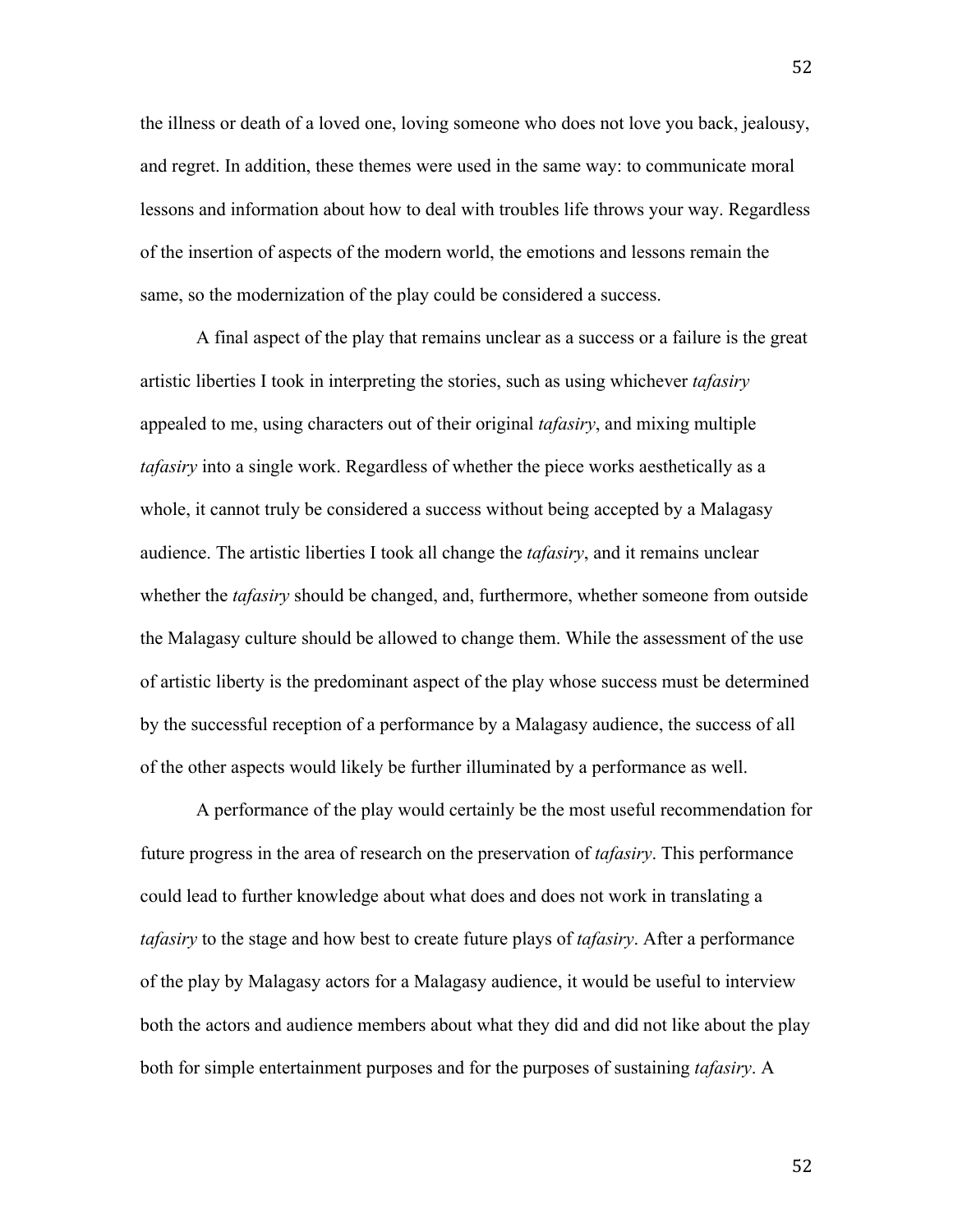the illness or death of a loved one, loving someone who does not love you back, jealousy, and regret. In addition, these themes were used in the same way: to communicate moral lessons and information about how to deal with troubles life throws your way. Regardless of the insertion of aspects of the modern world, the emotions and lessons remain the same, so the modernization of the play could be considered a success.

A final aspect of the play that remains unclear as a success or a failure is the great artistic liberties I took in interpreting the stories, such as using whichever *tafasiry* appealed to me, using characters out of their original *tafasiry*, and mixing multiple *tafasiry* into a single work. Regardless of whether the piece works aesthetically as a whole, it cannot truly be considered a success without being accepted by a Malagasy audience. The artistic liberties I took all change the *tafasiry*, and it remains unclear whether the *tafasiry* should be changed, and, furthermore, whether someone from outside the Malagasy culture should be allowed to change them. While the assessment of the use of artistic liberty is the predominant aspect of the play whose success must be determined by the successful reception of a performance by a Malagasy audience, the success of all of the other aspects would likely be further illuminated by a performance as well.

A performance of the play would certainly be the most useful recommendation for future progress in the area of research on the preservation of *tafasiry*. This performance could lead to further knowledge about what does and does not work in translating a *tafasiry* to the stage and how best to create future plays of *tafasiry*. After a performance of the play by Malagasy actors for a Malagasy audience, it would be useful to interview both the actors and audience members about what they did and did not like about the play both for simple entertainment purposes and for the purposes of sustaining *tafasiry*. A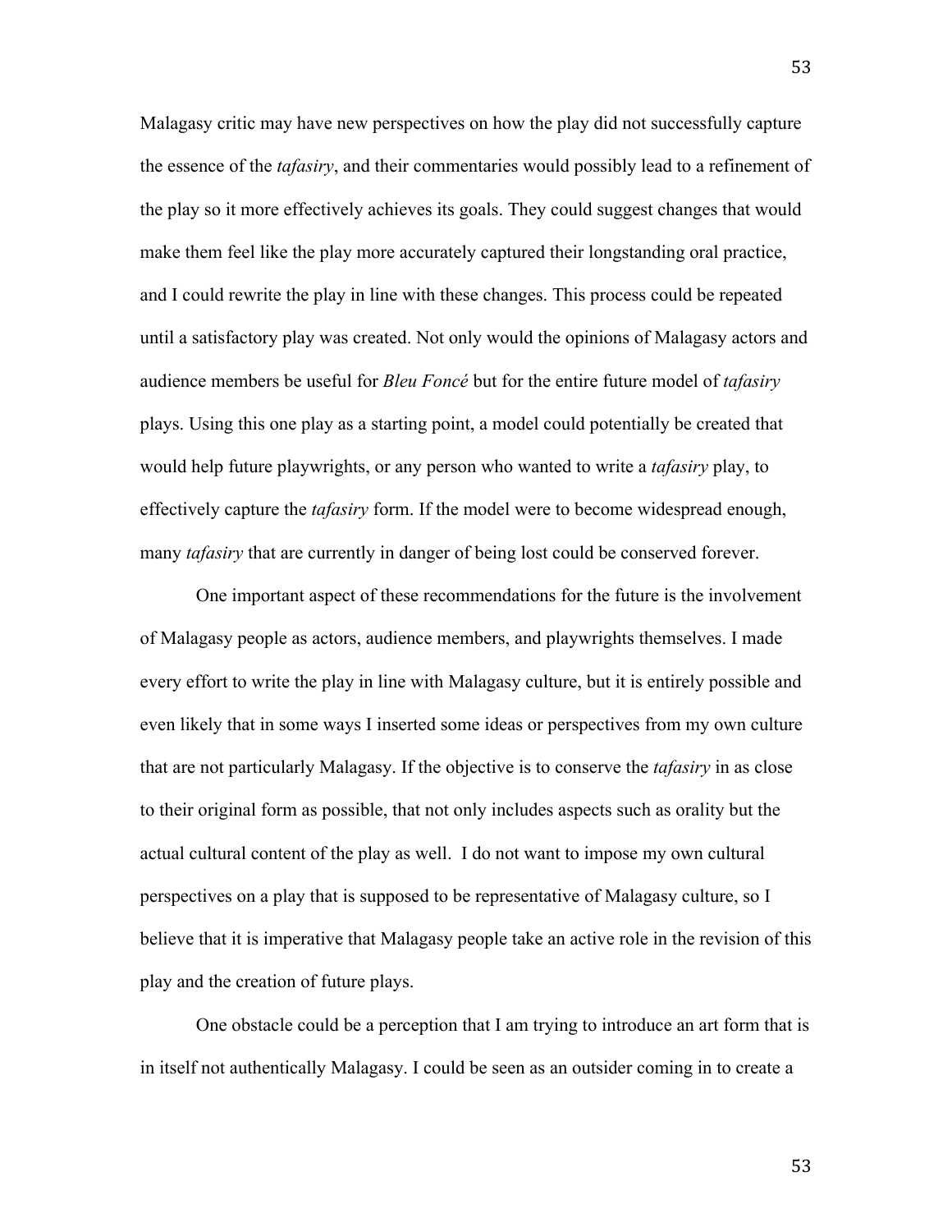Malagasy critic may have new perspectives on how the play did not successfully capture the essence of the *tafasiry*, and their commentaries would possibly lead to a refinement of the play so it more effectively achieves its goals. They could suggest changes that would make them feel like the play more accurately captured their longstanding oral practice, and I could rewrite the play in line with these changes. This process could be repeated until a satisfactory play was created. Not only would the opinions of Malagasy actors and audience members be useful for *Bleu Foncé* but for the entire future model of *tafasiry* plays. Using this one play as a starting point, a model could potentially be created that would help future playwrights, or any person who wanted to write a *tafasiry* play, to effectively capture the *tafasiry* form. If the model were to become widespread enough, many *tafasiry* that are currently in danger of being lost could be conserved forever.

One important aspect of these recommendations for the future is the involvement of Malagasy people as actors, audience members, and playwrights themselves. I made every effort to write the play in line with Malagasy culture, but it is entirely possible and even likely that in some ways I inserted some ideas or perspectives from my own culture that are not particularly Malagasy. If the objective is to conserve the *tafasiry* in as close to their original form as possible, that not only includes aspects such as orality but the actual cultural content of the play as well. I do not want to impose my own cultural perspectives on a play that is supposed to be representative of Malagasy culture, so I believe that it is imperative that Malagasy people take an active role in the revision of this play and the creation of future plays.

One obstacle could be a perception that I am trying to introduce an art form that is in itself not authentically Malagasy. I could be seen as an outsider coming in to create a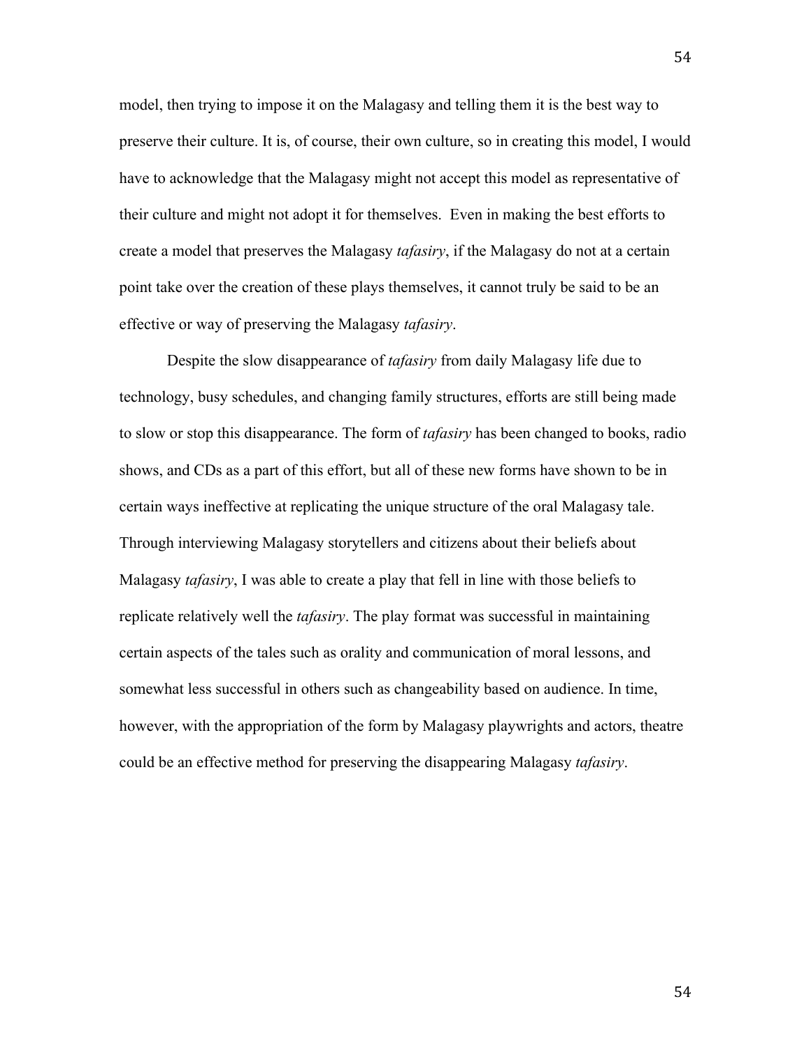model, then trying to impose it on the Malagasy and telling them it is the best way to preserve their culture. It is, of course, their own culture, so in creating this model, I would have to acknowledge that the Malagasy might not accept this model as representative of their culture and might not adopt it for themselves. Even in making the best efforts to create a model that preserves the Malagasy *tafasiry*, if the Malagasy do not at a certain point take over the creation of these plays themselves, it cannot truly be said to be an effective or way of preserving the Malagasy *tafasiry*.

Despite the slow disappearance of *tafasiry* from daily Malagasy life due to technology, busy schedules, and changing family structures, efforts are still being made to slow or stop this disappearance. The form of *tafasiry* has been changed to books, radio shows, and CDs as a part of this effort, but all of these new forms have shown to be in certain ways ineffective at replicating the unique structure of the oral Malagasy tale. Through interviewing Malagasy storytellers and citizens about their beliefs about Malagasy *tafasiry*, I was able to create a play that fell in line with those beliefs to replicate relatively well the *tafasiry*. The play format was successful in maintaining certain aspects of the tales such as orality and communication of moral lessons, and somewhat less successful in others such as changeability based on audience. In time, however, with the appropriation of the form by Malagasy playwrights and actors, theatre could be an effective method for preserving the disappearing Malagasy *tafasiry*.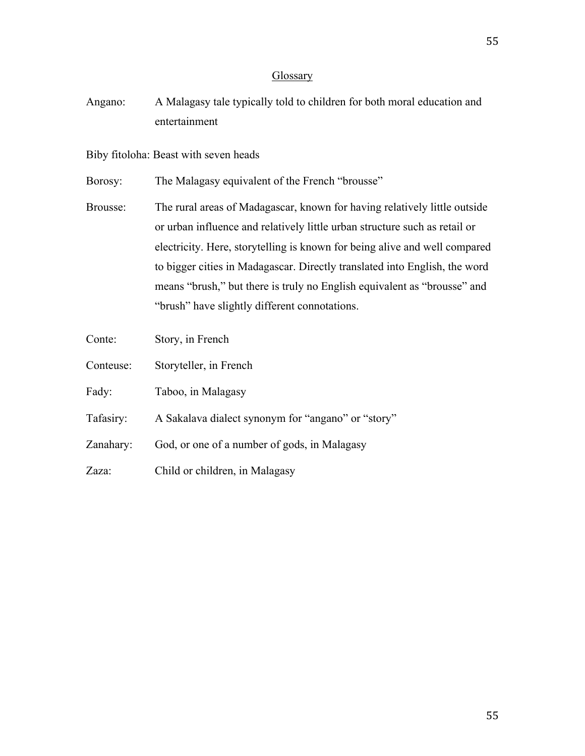# Glossary

Angano: A Malagasy tale typically told to children for both moral education and entertainment

Biby fitoloha: Beast with seven heads

Borosy: The Malagasy equivalent of the French "brousse"

Brousse: The rural areas of Madagascar, known for having relatively little outside or urban influence and relatively little urban structure such as retail or electricity. Here, storytelling is known for being alive and well compared to bigger cities in Madagascar. Directly translated into English, the word means "brush," but there is truly no English equivalent as "brousse" and "brush" have slightly different connotations.

Conte: Story, in French

Conteuse: Storyteller, in French

Fady: Taboo, in Malagasy

Tafasiry: A Sakalava dialect synonym for "angano" or "story"

Zanahary: God, or one of a number of gods, in Malagasy

Zaza: Child or children, in Malagasy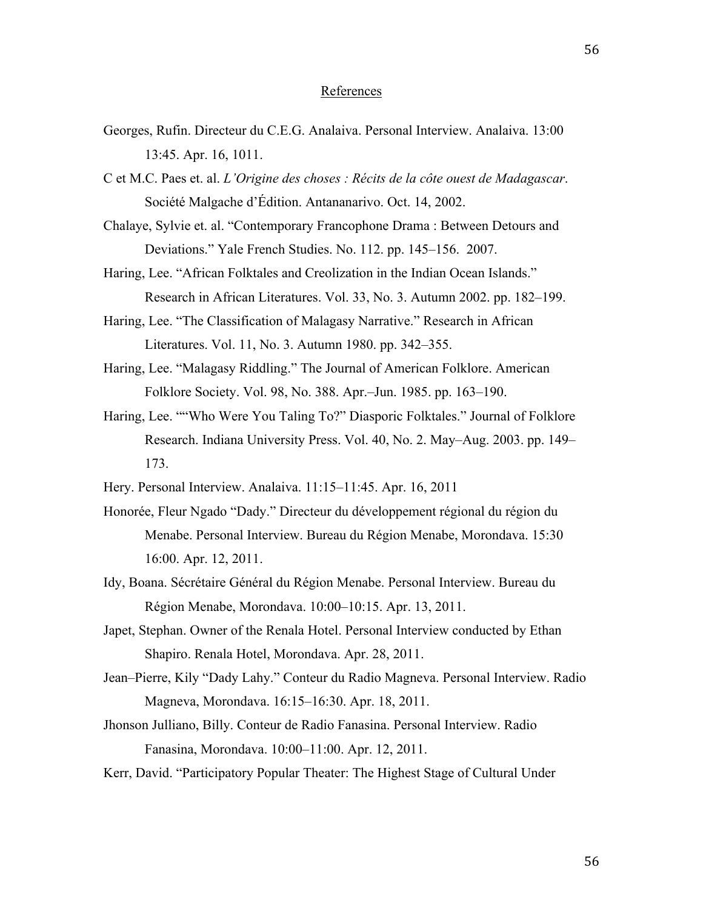## References

Georges, Rufin. Directeur du C.E.G. Analaiva. Personal Interview. Analaiva. 13:00 13:45. Apr. 16, 1011.

C et M.C. Paes et. al. *L'Origine des choses : Récits de la côte ouest de Madagascar*. Société Malgache d'Édition. Antananarivo. Oct. 14, 2002.

Chalaye, Sylvie et. al. "Contemporary Francophone Drama : Between Detours and Deviations." Yale French Studies. No. 112. pp. 145–156. 2007.

Haring, Lee. "African Folktales and Creolization in the Indian Ocean Islands." Research in African Literatures. Vol. 33, No. 3. Autumn 2002. pp. 182–199.

Haring, Lee. "The Classification of Malagasy Narrative." Research in African Literatures. Vol. 11, No. 3. Autumn 1980. pp. 342–355.

Haring, Lee. "Malagasy Riddling." The Journal of American Folklore. American Folklore Society. Vol. 98, No. 388. Apr.–Jun. 1985. pp. 163–190.

Haring, Lee. ""Who Were You Taling To?" Diasporic Folktales." Journal of Folklore Research. Indiana University Press. Vol. 40, No. 2. May–Aug. 2003. pp. 149–173.

Hery. Personal Interview. Analaiva. 11:15–11:45. Apr. 16, 2011

Honorée, Fleur Ngado "Dady." Directeur du développement régional du région du Menabe. Personal Interview. Bureau du Région Menabe, Morondava. 15:30 16:00. Apr. 12, 2011.

Idy, Boana. Sécrétaire Général du Région Menabe. Personal Interview. Bureau du Région Menabe, Morondava. 10:00–10:15. Apr. 13, 2011.

Japet, Stephan. Owner of the Renala Hotel. Personal Interview conducted by Ethan Shapiro. Renala Hotel, Morondava. Apr. 28, 2011.

Jean–Pierre, Kily "Dady Lahy." Conteur du Radio Magneva. Personal Interview. Radio Magneva, Morondava. 16:15–16:30. Apr. 18, 2011.

Jhonson Julliano, Billy. Conteur de Radio Fanasina. Personal Interview. Radio Fanasina, Morondava. 10:00–11:00. Apr. 12, 2011.

Kerr, David. "Participatory Popular Theater: The Highest Stage of Cultural Under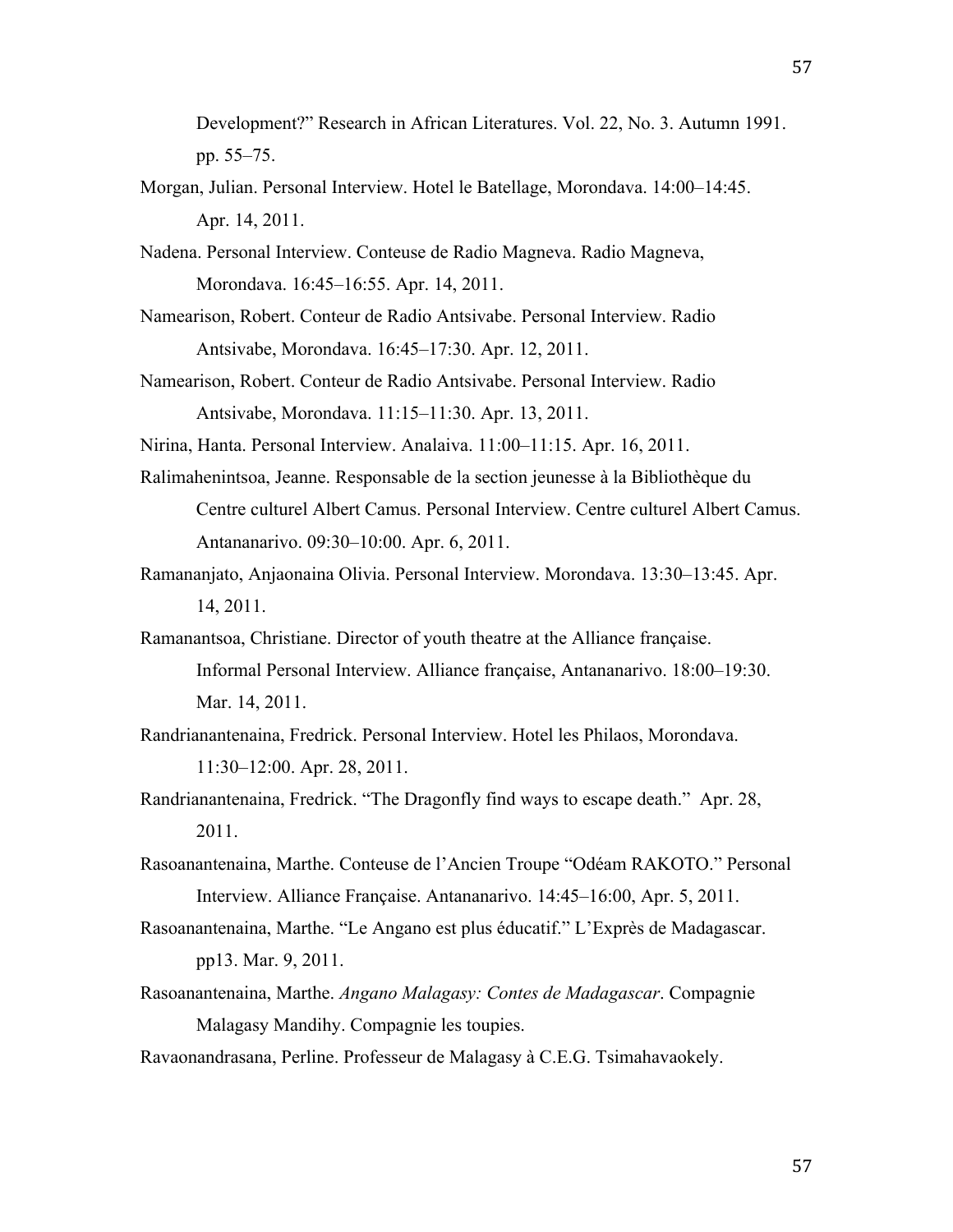Development?" Research in African Literatures. Vol. 22, No. 3. Autumn 1991. pp. 55–75.

Morgan, Julian. Personal Interview. Hotel le Batellage, Morondava. 14:00–14:45. Apr. 14, 2011.

Nadena. Personal Interview. Conteuse de Radio Magneva. Radio Magneva, Morondava. 16:45–16:55. Apr. 14, 2011.

Namearison, Robert. Conteur de Radio Antsivabe. Personal Interview. Radio Antsivabe, Morondava. 16:45–17:30. Apr. 12, 2011.

Namearison, Robert. Conteur de Radio Antsivabe. Personal Interview. Radio Antsivabe, Morondava. 11:15–11:30. Apr. 13, 2011.

Nirina, Hanta. Personal Interview. Analaiva. 11:00–11:15. Apr. 16, 2011.

Ralimahenintsoa, Jeanne. Responsable de la section jeunesse à la Bibliothèque du Centre culturel Albert Camus. Personal Interview. Centre culturel Albert Camus. Antananarivo. 09:30–10:00. Apr. 6, 2011.

Ramananjato, Anjaonaina Olivia. Personal Interview. Morondava. 13:30–13:45. Apr. 14, 2011.

Ramanantsoa, Christiane. Director of youth theatre at the Alliance française. Informal Personal Interview. Alliance française, Antananarivo. 18:00–19:30. Mar. 14, 2011.

Randrianantenaina, Fredrick. Personal Interview. Hotel les Philaos, Morondava. 11:30–12:00. Apr. 28, 2011.

Randrianantenaina, Fredrick. "The Dragonfly find ways to escape death." Apr. 28, 2011.

Rasoanantenaina, Marthe. Conteuse de l'Ancien Troupe "Odéam RAKOTO." Personal Interview. Alliance Française. Antananarivo. 14:45–16:00, Apr. 5, 2011.

Rasoanantenaina, Marthe. "Le Angano est plus éducatif." L'Exprès de Madagascar. pp13. Mar. 9, 2011.

Rasoanantenaina, Marthe. *Angano Malagasy: Contes de Madagascar*. Compagnie Malagasy Mandihy. Compagnie les toupies.

Ravaonandrasana, Perline. Professeur de Malagasy à C.E.G. Tsimahavaokely.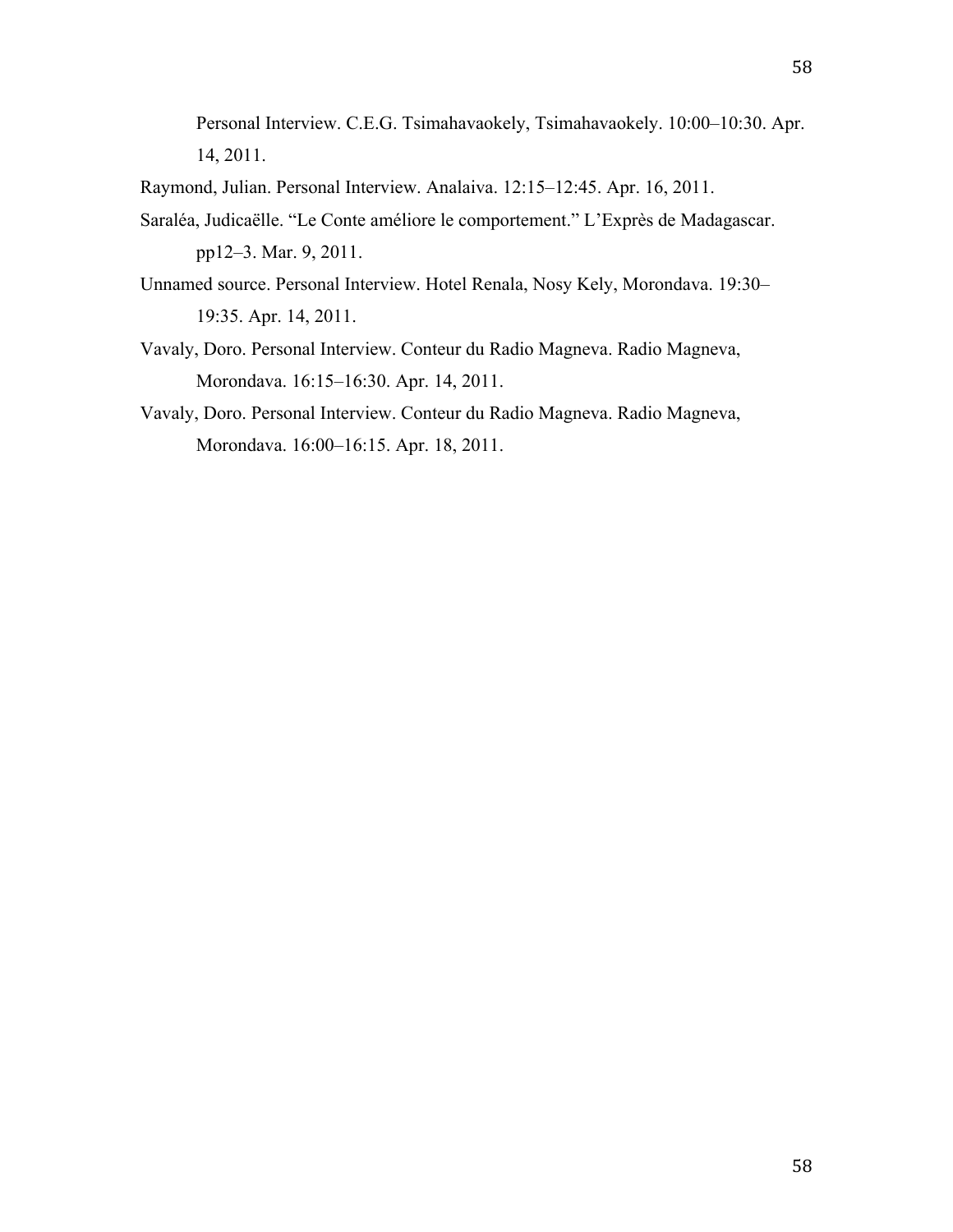Personal Interview. C.E.G. Tsimahavaokely, Tsimahavaokely. 10:00–10:30. Apr. 14, 2011.

Raymond, Julian. Personal Interview. Analaiva. 12:15–12:45. Apr. 16, 2011.

Saraléa, Judicaëlle. "Le Conte améliore le comportement." L'Exprès de Madagascar. pp12–3. Mar. 9, 2011.

Unnamed source. Personal Interview. Hotel Renala, Nosy Kely, Morondava. 19:30–19:35. Apr. 14, 2011.

Vavaly, Doro. Personal Interview. Conteur du Radio Magneva. Radio Magneva, Morondava. 16:15–16:30. Apr. 14, 2011.

Vavaly, Doro. Personal Interview. Conteur du Radio Magneva. Radio Magneva, Morondava. 16:00–16:15. Apr. 18, 2011.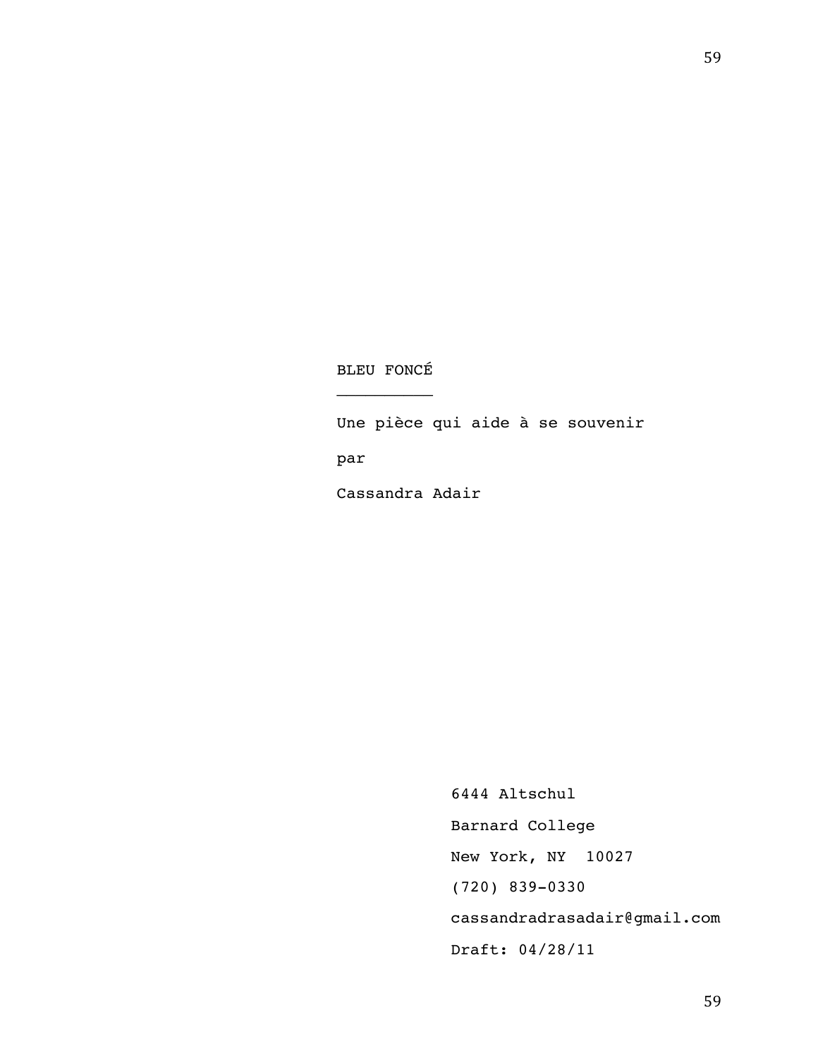# BLEU FONCÉ

Une pièce qui aide à se souvenir

par

Cassandra Adair

6444 Altschul

Barnard College

New York, NY  10027

(720) 839-0330

cassandradrasadair@gmail.com

Draft: 04/28/11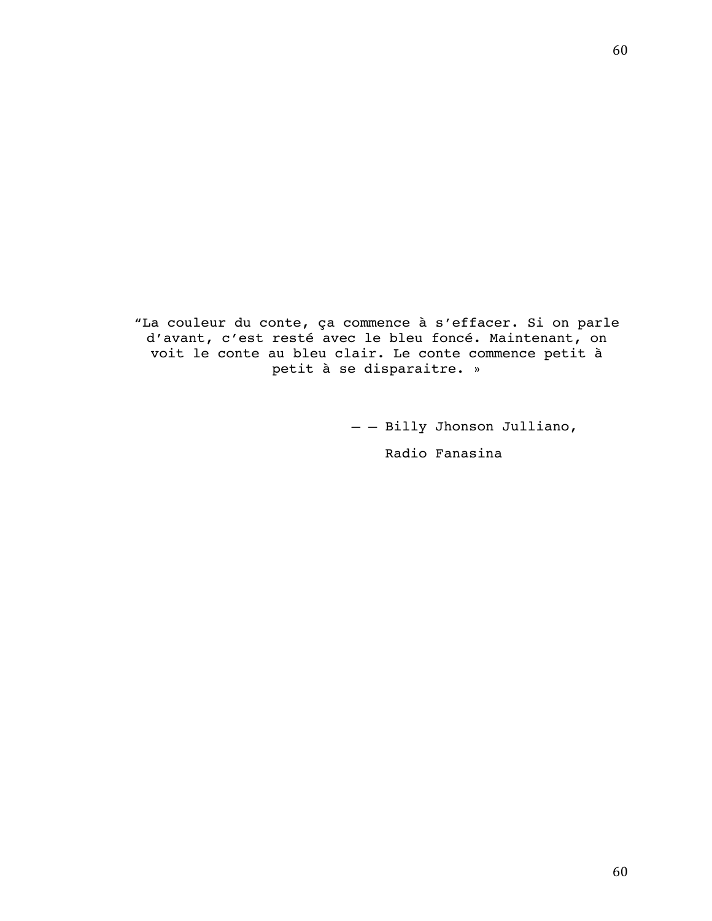“La couleur du conte, ça commence à s’effacer. Si on parle d’avant, c’est resté avec le bleu foncé. Maintenant, on voit le conte au bleu clair. Le conte commence petit à petit à se disparaitre. »

— — Billy Jhonson Julliano,

Radio Fanasina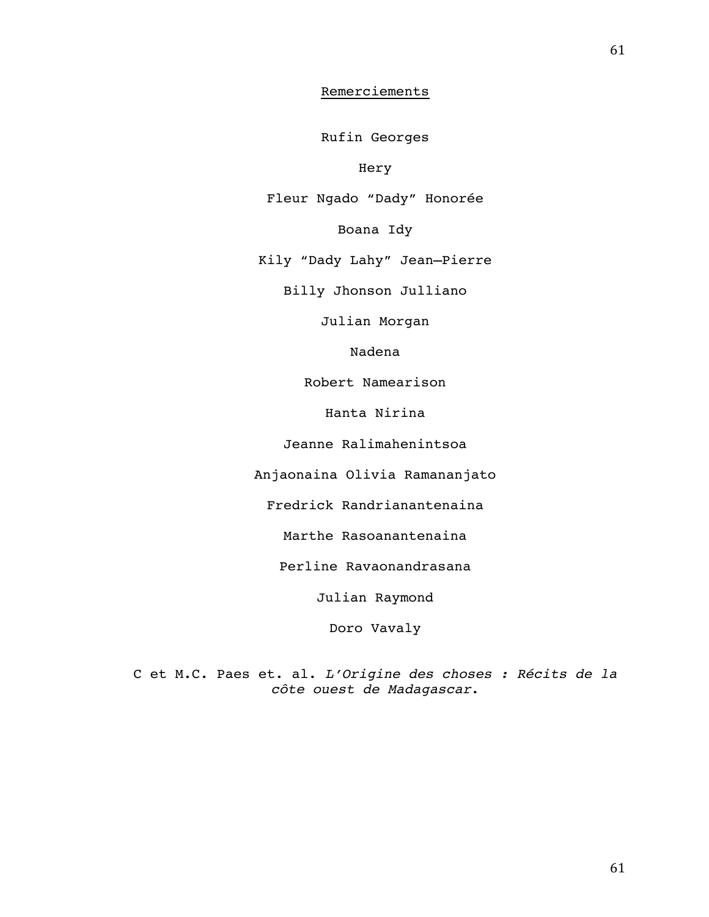## Remerciements

Rufin Georges

Hery

Fleur Ngado “Dady” Honorée

Boana Idy

Kily “Dady Lahy” Jean–Pierre

Billy Jhonson Julliano

Julian Morgan

Nadena

Robert Namearison

Hanta Nirina

Jeanne Ralimahenintsoa

Anjaonaina Olivia Ramananjato

Fredrick Randrianantenaina

Marthe Rasoanantenaina

Perline Ravaonandrasana

Julian Raymond

Doro Vavaly

C et M.C. Paes et. al. *L’Origine des choses : Récits de la côte ouest de Madagascar*.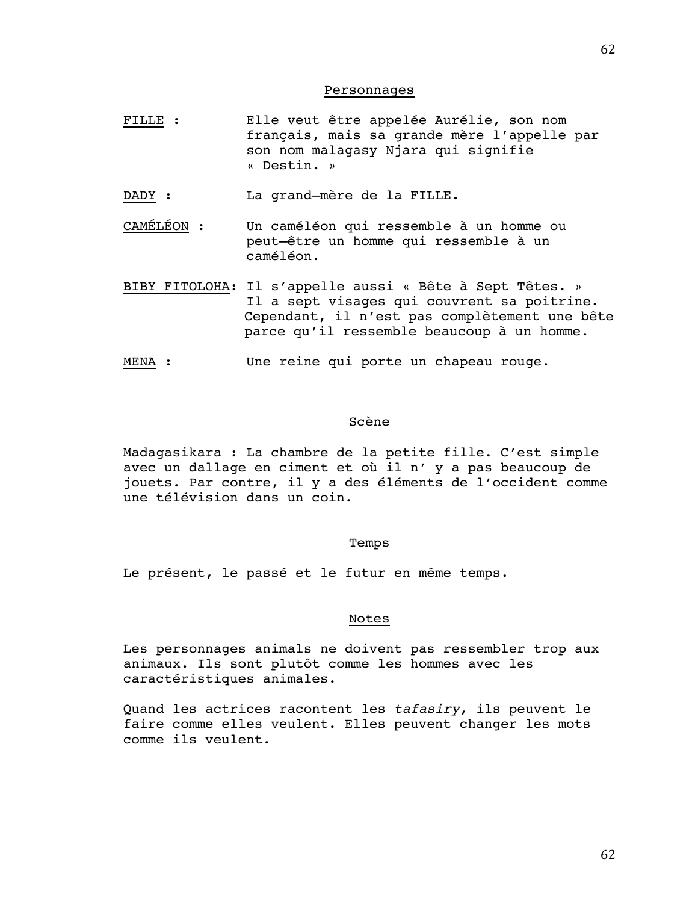## Personnages

FILLE : Elle veut être appelée Aurélie, son nom français, mais sa grande mère l'appelle par son nom malagasy Njara qui signifie « Destin. »

DADY : La grand—mère de la FILLE.

CAMÉLÉON : Un caméléon qui ressemble à un homme ou peut—être un homme qui ressemble à un caméléon.

BIBY FITOLOHA: Il s'appelle aussi « Bête à Sept Têtes. » Il a sept visages qui couvrent sa poitrine. Cependant, il n'est pas complètement une bête parce qu'il ressemble beaucoup à un homme.

MENA : Une reine qui porte un chapeau rouge.

## Scène

Madagasikara : La chambre de la petite fille. C'est simple avec un dallage en ciment et où il n' y a pas beaucoup de jouets. Par contre, il y a des éléments de l'occident comme une télévision dans un coin.

## Temps

Le présent, le passé et le futur en même temps.

## Notes

Les personnages animals ne doivent pas ressembler trop aux animaux. Ils sont plutôt comme les hommes avec les caractéristiques animales.

Quand les actrices racontent les *tafasiry*, ils peuvent le faire comme elles veulent. Elles peuvent changer les mots comme ils veulent.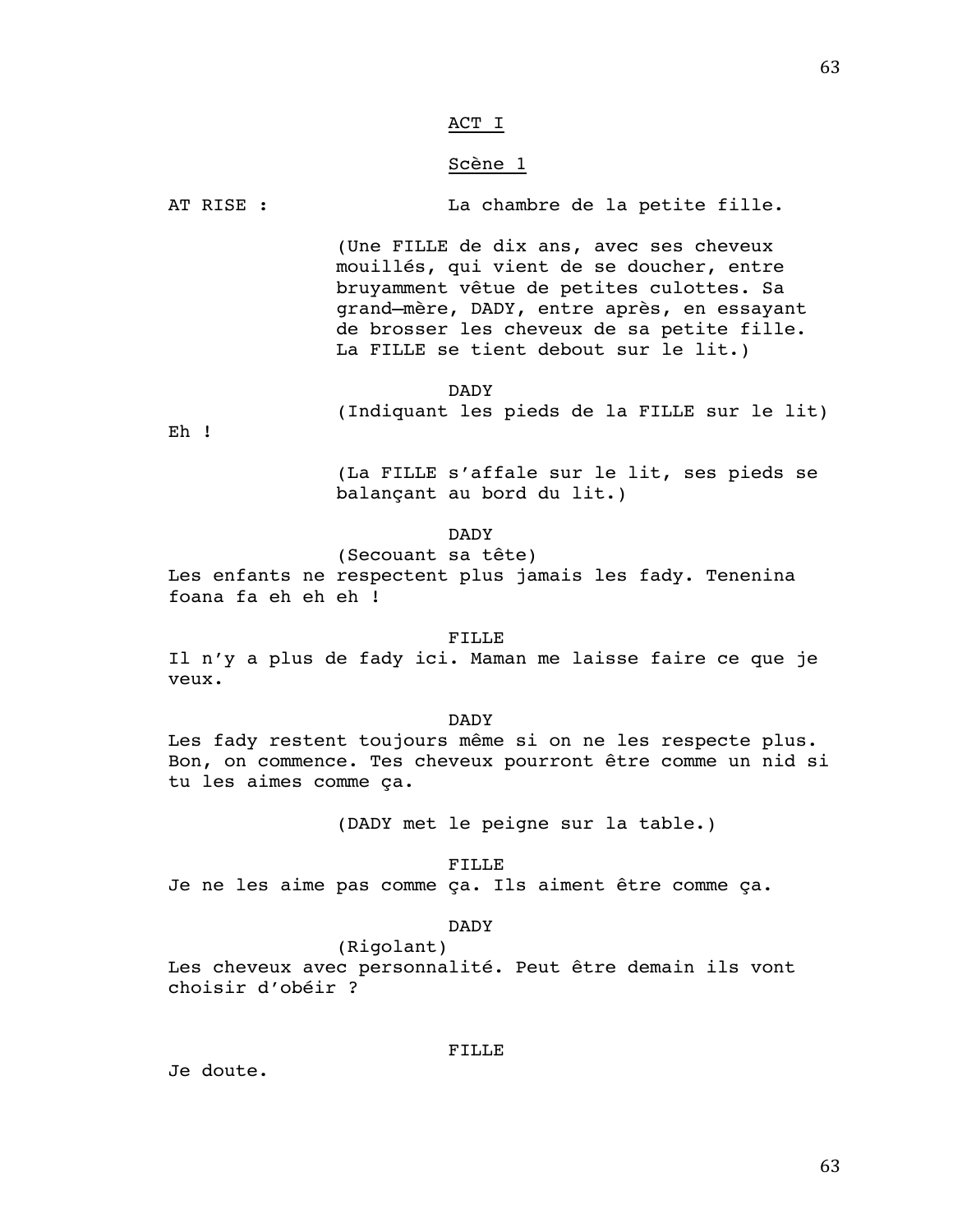ACT I

Scène 1

AT RISE : La chambre de la petite fille.

(Une FILLE de dix ans, avec ses cheveux mouillés, qui vient de se doucher, entre bruyamment vêtue de petites culottes. Sa grand—mère, DADY, entre après, en essayant de brosser les cheveux de sa petite fille. La FILLE se tient debout sur le lit.)

DADY
(Indiquant les pieds de la FILLE sur le lit)
Eh !

(La FILLE s'affale sur le lit, ses pieds se balançant au bord du lit.)

DADY
(Secouant sa tête)
Les enfants ne respectent plus jamais les fady. Tenenina foana fa eh eh eh !

FILLE
Il n'y a plus de fady ici. Maman me laisse faire ce que je veux.

DADY
Les fady restent toujours même si on ne les respecte plus. Bon, on commence. Tes cheveux pourront être comme un nid si tu les aimes comme ça.

(DADY met le peigne sur la table.)

FILLE
Je ne les aime pas comme ça. Ils aiment être comme ça.

DADY
(Rigolant)
Les cheveux avec personnalité. Peut être demain ils vont choisir d'obéir ?

FILLE
Je doute.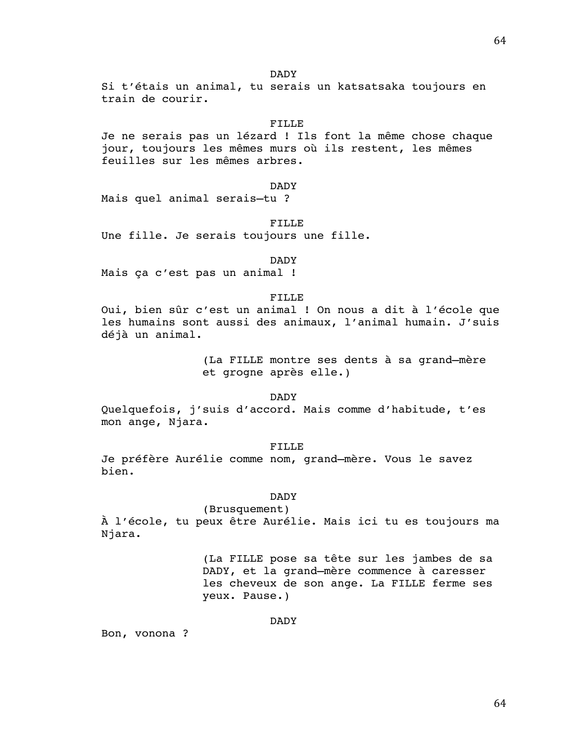DADY

Si t'étais un animal, tu serais un katsatsaka toujours en train de courir.

FILLE

Je ne serais pas un lézard ! Ils font la même chose chaque jour, toujours les mêmes murs où ils restent, les mêmes feuilles sur les mêmes arbres.

DADY

Mais quel animal serais–tu ?

FILLE

Une fille. Je serais toujours une fille.

DADY

Mais ça c'est pas un animal !

FILLE

Oui, bien sûr c'est un animal ! On nous a dit à l'école que les humains sont aussi des animaux, l'animal humain. J'suis déjà un animal.

(La FILLE montre ses dents à sa grand–mère et grogne après elle.)

DADY

Quelquefois, j'suis d'accord. Mais comme d'habitude, t'es mon ange, Njara.

FILLE

Je préfère Aurélie comme nom, grand–mère. Vous le savez bien.

DADY

(Brusquement)

À l'école, tu peux être Aurélie. Mais ici tu es toujours ma Njara.

(La FILLE pose sa tête sur les jambes de sa DADY, et la grand–mère commence à caresser les cheveux de son ange. La FILLE ferme ses yeux. Pause.)

DADY

Bon, vonona ?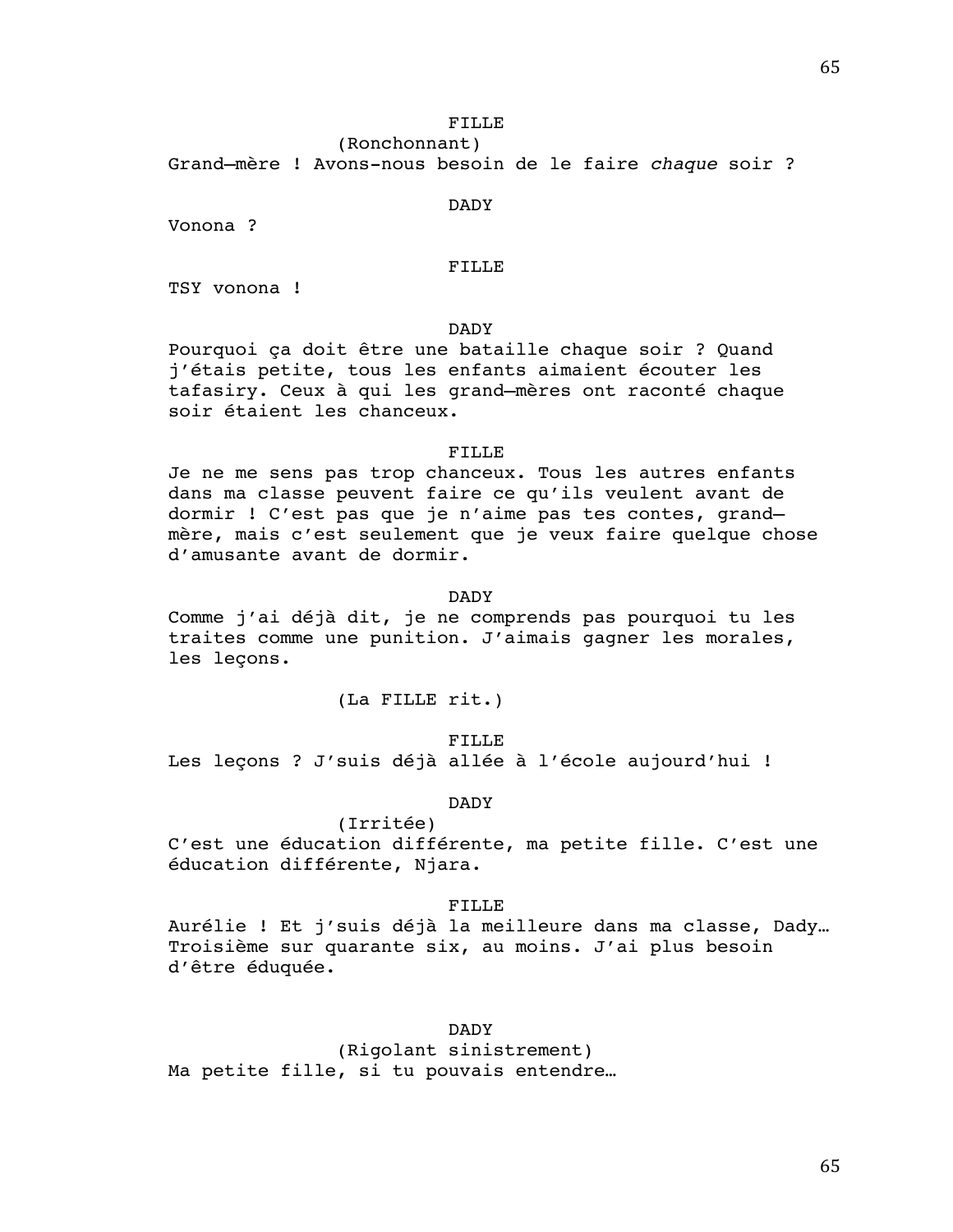FILLE

(Ronchonnant)

Grand–mère ! Avons-nous besoin de le faire *chaque* soir ?

DADY

Vonona ?

FILLE

TSY vonona !

DADY

Pourquoi ça doit être une bataille chaque soir ? Quand j'étais petite, tous les enfants aimaient écouter les tafasiry. Ceux à qui les grand–mères ont raconté chaque soir étaient les chanceux.

FILLE

Je ne me sens pas trop chanceux. Tous les autres enfants dans ma classe peuvent faire ce qu'ils veulent avant de dormir ! C'est pas que je n'aime pas tes contes, grand–mère, mais c'est seulement que je veux faire quelque chose d'amusante avant de dormir.

DADY

Comme j'ai déjà dit, je ne comprends pas pourquoi tu les traites comme une punition. J'aimais gagner les morales, les leçons.

(La FILLE rit.)

FILLE

Les leçons ? J'suis déjà allée à l'école aujourd'hui !

DADY

(Irritée)

C'est une éducation différente, ma petite fille. C'est une éducation différente, Njara.

FILLE

Aurélie ! Et j'suis déjà la meilleure dans ma classe, Dady… Troisième sur quarante six, au moins. J'ai plus besoin d'être éduquée.

DADY

(Rigolant sinistrement)

Ma petite fille, si tu pouvais entendre…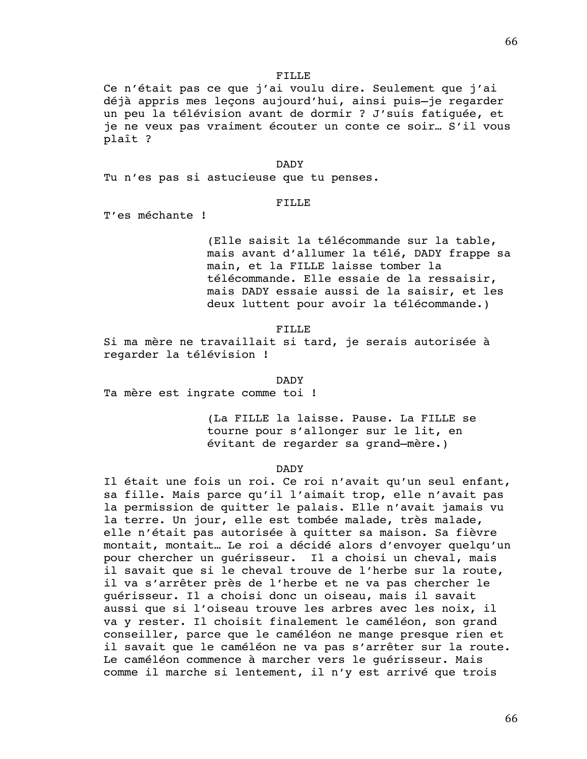FILLE

Ce n'était pas ce que j'ai voulu dire. Seulement que j'ai déjà appris mes leçons aujourd'hui, ainsi puis—je regarder un peu la télévision avant de dormir ? J'suis fatiguée, et je ne veux pas vraiment écouter un conte ce soir… S'il vous plaît ?

DADY

Tu n'es pas si astucieuse que tu penses.

FILLE

T'es méchante !

(Elle saisit la télécommande sur la table, mais avant d'allumer la télé, DADY frappe sa main, et la FILLE laisse tomber la télécommande. Elle essaie de la ressaisir, mais DADY essaie aussi de la saisir, et les deux luttent pour avoir la télécommande.)

FILLE

Si ma mère ne travaillait si tard, je serais autorisée à regarder la télévision !

DADY

Ta mère est ingrate comme toi !

(La FILLE la laisse. Pause. La FILLE se tourne pour s'allonger sur le lit, en évitant de regarder sa grand—mère.)

DADY

Il était une fois un roi. Ce roi n'avait qu'un seul enfant, sa fille. Mais parce qu'il l'aimait trop, elle n'avait pas la permission de quitter le palais. Elle n'avait jamais vu la terre. Un jour, elle est tombée malade, très malade, elle n'était pas autorisée à quitter sa maison. Sa fièvre montait, montait… Le roi a décidé alors d'envoyer quelqu'un pour chercher un guérisseur. Il a choisi un cheval, mais il savait que si le cheval trouve de l'herbe sur la route, il va s'arrêter près de l'herbe et ne va pas chercher le guérisseur. Il a choisi donc un oiseau, mais il savait aussi que si l'oiseau trouve les arbres avec les noix, il va y rester. Il choisit finalement le caméléon, son grand conseiller, parce que le caméléon ne mange presque rien et il savait que le caméléon ne va pas s'arrêter sur la route. Le caméléon commence à marcher vers le guérisseur. Mais comme il marche si lentement, il n'y est arrivé que trois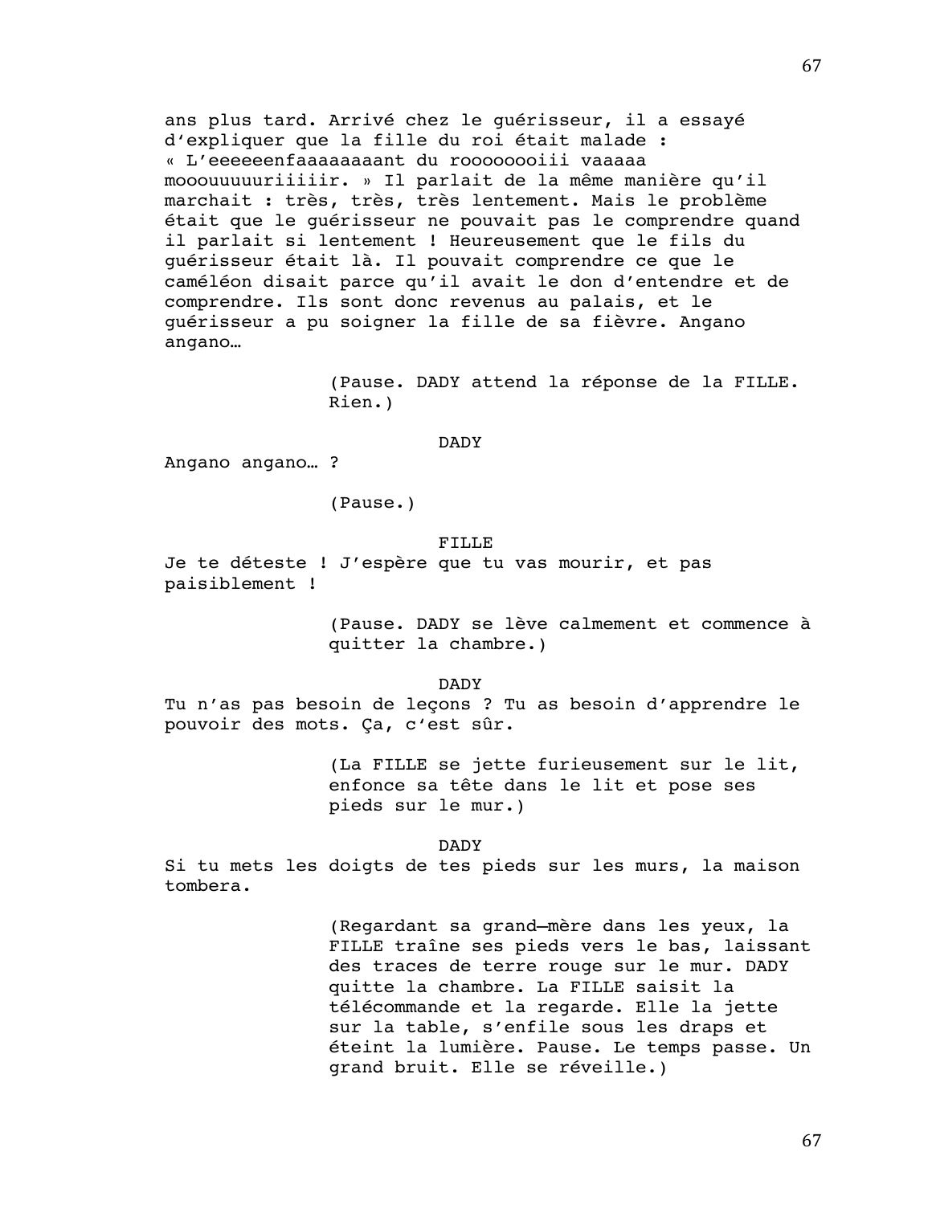ans plus tard. Arrivé chez le guérisseur, il a essayé d'expliquer que la fille du roi était malade : « L'eeeeeenfaaaaaaaant du roooooooiii vaaaaa mooouuuuuriiiiir. » Il parlait de la même manière qu'il marchait : très, très, très lentement. Mais le problème était que le guérisseur ne pouvait pas le comprendre quand il parlait si lentement ! Heureusement que le fils du guérisseur était là. Il pouvait comprendre ce que le caméléon disait parce qu'il avait le don d'entendre et de comprendre. Ils sont donc revenus au palais, et le guérisseur a pu soigner la fille de sa fièvre. Angano angano…

(Pause. DADY attend la réponse de la FILLE. Rien.)

DADY

Angano angano… ?

(Pause.)

FILLE

Je te déteste ! J'espère que tu vas mourir, et pas paisiblement !

(Pause. DADY se lève calmement et commence à quitter la chambre.)

DADY

Tu n'as pas besoin de leçons ? Tu as besoin d'apprendre le pouvoir des mots. Ça, c'est sûr.

(La FILLE se jette furieusement sur le lit, enfonce sa tête dans le lit et pose ses pieds sur le mur.)

DADY

Si tu mets les doigts de tes pieds sur les murs, la maison tombera.

(Regardant sa grand—mère dans les yeux, la FILLE traîne ses pieds vers le bas, laissant des traces de terre rouge sur le mur. DADY quitte la chambre. La FILLE saisit la télécommande et la regarde. Elle la jette sur la table, s'enfile sous les draps et éteint la lumière. Pause. Le temps passe. Un grand bruit. Elle se réveille.)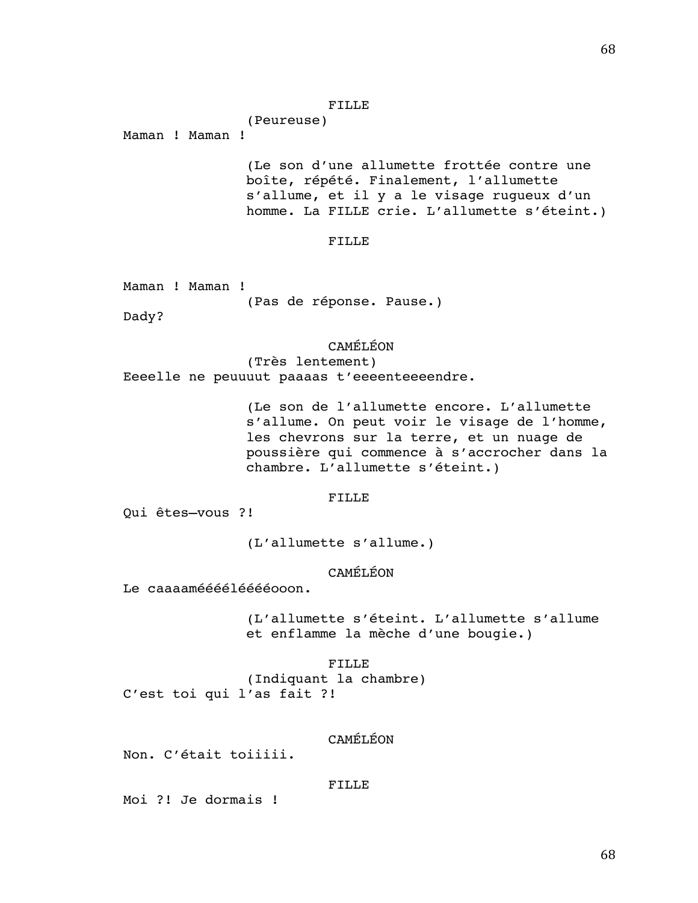FILLE

(Peureuse)

Maman ! Maman !

(Le son d'une allumette frottée contre une boîte, répété. Finalement, l'allumette s'allume, et il y a le visage rugueux d'un homme. La FILLE crie. L'allumette s'éteint.)

FILLE

Maman ! Maman !

(Pas de réponse. Pause.)

Dady?

CAMÉLÉON

(Très lentement)

Eeeelle ne peuuuut paaaas t'eeeenteeeendre.

(Le son de l'allumette encore. L'allumette s'allume. On peut voir le visage de l'homme, les chevrons sur la terre, et un nuage de poussière qui commence à s'accrocher dans la chambre. L'allumette s'éteint.)

FILLE

Qui êtes—vous ?!

(L'allumette s'allume.)

CAMÉLÉON

Le caaaaméééélééééooon.

(L'allumette s'éteint. L'allumette s'allume et enflamme la mèche d'une bougie.)

FILLE

(Indiquant la chambre)

C'est toi qui l'as fait ?!

CAMÉLÉON

Non. C'était toiiiii.

FILLE

Moi ?! Je dormais !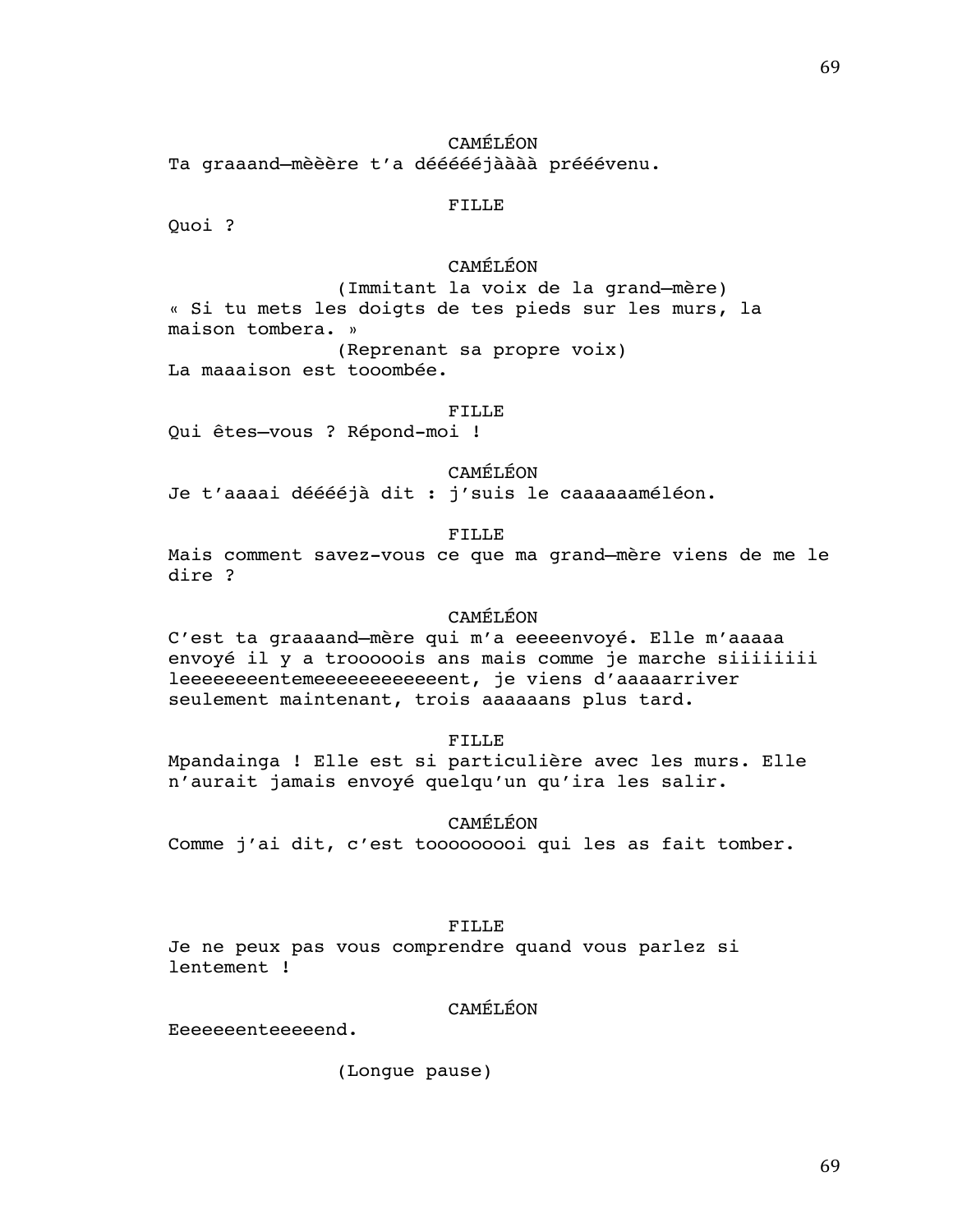CAMÉLÉON

Ta graaand–mèèère t'a dééééjàààà prééévenu.

FILLE

Quoi ?

CAMÉLÉON

(Immitant la voix de la grand–mère)

« Si tu mets les doigts de tes pieds sur les murs, la maison tombera. »

(Reprenant sa propre voix)

La maaaison est tooombée.

FILLE

Qui êtes–vous ? Répond-moi !

CAMÉLÉON

Je t'aaaai dééééjà dit : j'suis le caaaaaaméléon.

FILLE

Mais comment savez-vous ce que ma grand–mère viens de me le dire ?

CAMÉLÉON

C'est ta graaaand–mère qui m'a eeeeenvoyé. Elle m'aaaaa envoyé il y a trooooois ans mais comme je marche siiiiiiii leeeeeeeentemeeeeeeeeeeeent, je viens d'aaaaarriver seulement maintenant, trois aaaaaans plus tard.

FILLE

Mpandainga ! Elle est si particulière avec les murs. Elle n'aurait jamais envoyé quelqu'un qu'ira les salir.

CAMÉLÉON

Comme j'ai dit, c'est tooooooooi qui les as fait tomber.

FILLE

Je ne peux pas vous comprendre quand vous parlez si lentement !

CAMÉLÉON

Eeeeeeenteeeeend.

(Longue pause)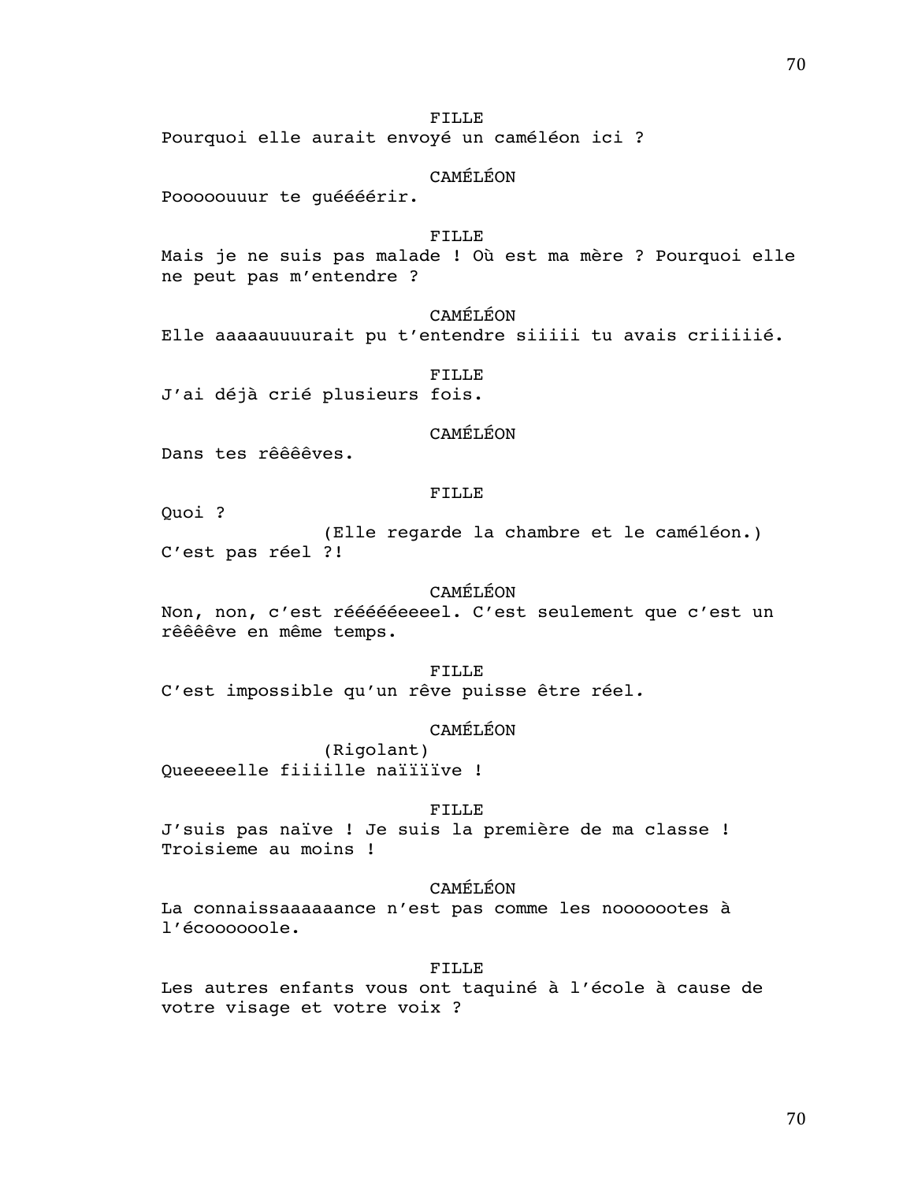FILLE
Pourquoi elle aurait envoyé un caméléon ici ?

CAMÉLÉON
Pooooouuur te guéééérir.

FILLE
Mais je ne suis pas malade ! Où est ma mère ? Pourquoi elle ne peut pas m'entendre ?

CAMÉLÉON
Elle aaaaauuuurait pu t'entendre siiiii tu avais criiiiié.

FILLE
J'ai déjà crié plusieurs fois.

CAMÉLÉON
Dans tes rêêêêves.

FILLE
Quoi ?
(Elle regarde la chambre et le caméléon.)
C'est pas réel ?!

CAMÉLÉON
Non, non, c'est rééééééeeel. C'est seulement que c'est un rêêêêve en même temps.

FILLE
C'est impossible qu'un rêve puisse être réel.

CAMÉLÉON
(Rigolant)
Queeeeelle fiiiille naïïïïve !

FILLE
J'suis pas naïve ! Je suis la première de ma classe ! Troisieme au moins !

CAMÉLÉON
La connaissaaaaaance n'est pas comme les noooootes à l'écoooooole.

FILLE
Les autres enfants vous ont taquiné à l'école à cause de votre visage et votre voix ?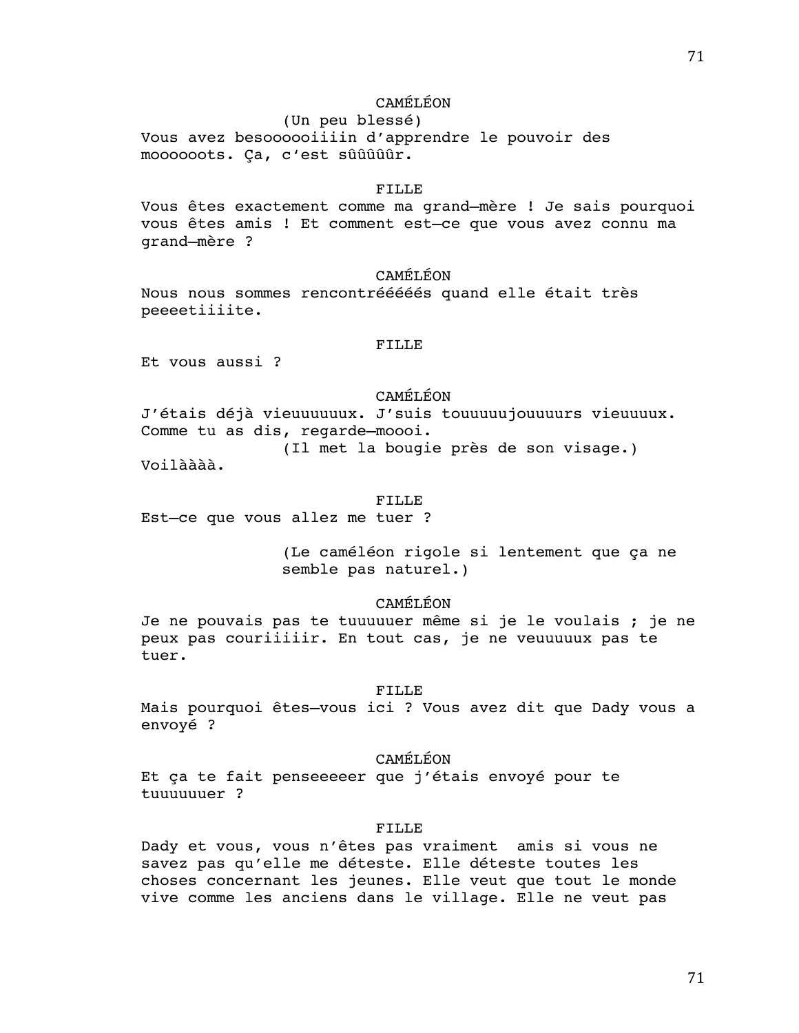CAMÉLÉON

(Un peu blessé)

Vous avez besoooooiiiin d'apprendre le pouvoir des moooooots. Ça, c'est sûûûûûr.

FILLE

Vous êtes exactement comme ma grand-mère ! Je sais pourquoi vous êtes amis ! Et comment est-ce que vous avez connu ma grand-mère ?

CAMÉLÉON

Nous nous sommes rencontréééééés quand elle était très peeeetiiiite.

FILLE

Et vous aussi ?

CAMÉLÉON

J'étais déjà vieuuuuuux. J'suis touuuuujouuuurs vieuuuux. Comme tu as dis, regarde-moooi.

(Il met la bougie près de son visage.)

Voilàààà.

FILLE

Est-ce que vous allez me tuer ?

(Le caméléon rigole si lentement que ça ne semble pas naturel.)

CAMÉLÉON

Je ne pouvais pas te tuuuuuer même si je le voulais ; je ne peux pas couriiiiir. En tout cas, je ne veuuuuux pas te tuer.

FILLE

Mais pourquoi êtes-vous ici ? Vous avez dit que Dady vous a envoyé ?

CAMÉLÉON

Et ça te fait penseeeeer que j'étais envoyé pour te tuuuuuer ?

FILLE

Dady et vous, vous n'êtes pas vraiment amis si vous ne savez pas qu'elle me déteste. Elle déteste toutes les choses concernant les jeunes. Elle veut que tout le monde vive comme les anciens dans le village. Elle ne veut pas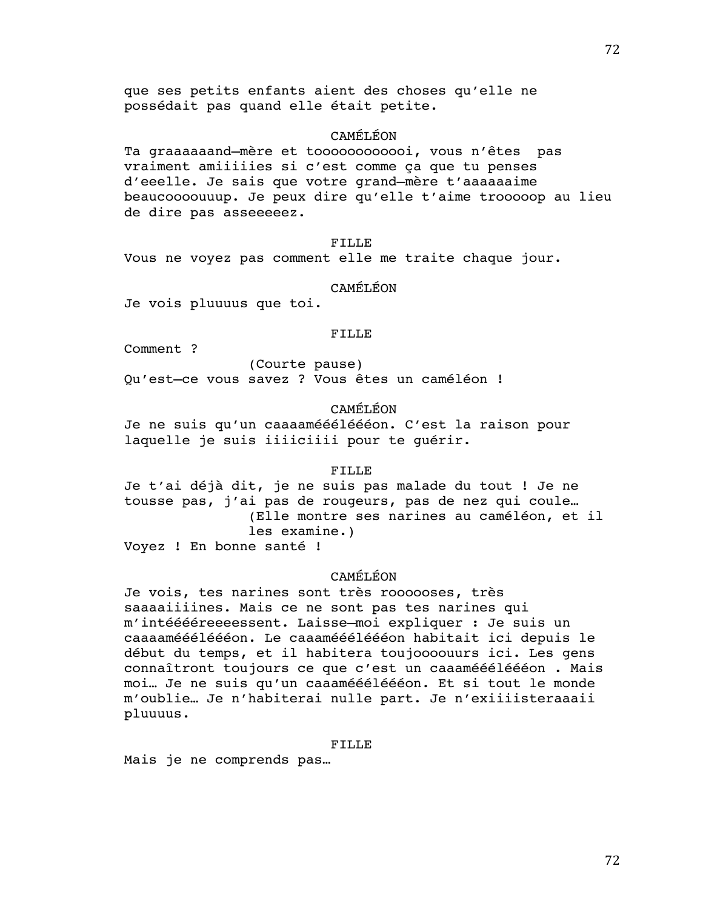que ses petits enfants aient des choses qu'elle ne possédait pas quand elle était petite.

CAMÉLÉON

Ta graaaaaand–mère et toooooooooooi, vous n'êtes pas vraiment amiiiiies si c'est comme ça que tu penses d'eeelle. Je sais que votre grand–mère t'aaaaaaime beaucoooouuup. Je peux dire qu'elle t'aime trooooop au lieu de dire pas asseeeeez.

FILLE

Vous ne voyez pas comment elle me traite chaque jour.

CAMÉLÉON

Je vois pluuuus que toi.

FILLE

Comment ?

(Courte pause)

Qu'est–ce vous savez ? Vous êtes un caméléon !

CAMÉLÉON

Je ne suis qu'un caaaamééléééon. C'est la raison pour laquelle je suis iiiiciiii pour te guérir.

FILLE

Je t'ai déjà dit, je ne suis pas malade du tout ! Je ne tousse pas, j'ai pas de rougeurs, pas de nez qui coule…

(Elle montre ses narines au caméléon, et il les examine.)

Voyez ! En bonne santé !

CAMÉLÉON

Je vois, tes narines sont très roooooses, très saaaaiiiines. Mais ce ne sont pas tes narines qui m'intééééreeeessent. Laisse–moi expliquer : Je suis un caaaaméééléééon. Le caaaméééléééon habitait ici depuis le début du temps, et il habitera toujooouurs ici. Les gens connaîtront toujours ce que c'est un caaaméééléééon . Mais moi… Je ne suis qu'un caaaméééléééon. Et si tout le monde m'oublie… Je n'habiterai nulle part. Je n'exiiiisteraaaii pluuuus.

FILLE

Mais je ne comprends pas…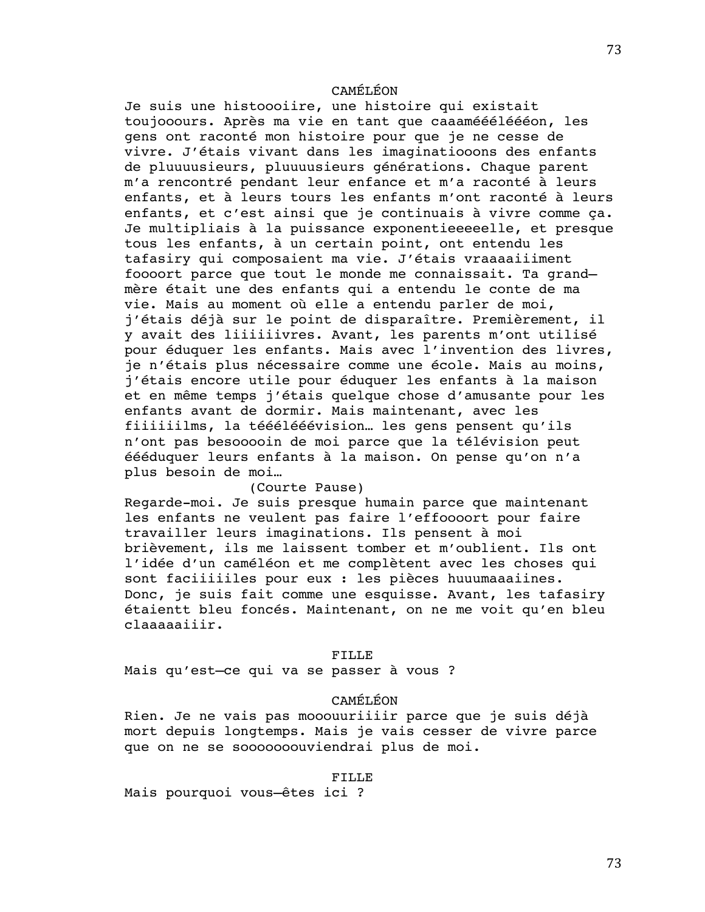CAMÉLÉON

Je suis une histoooiire, une histoire qui existait toujooours. Après ma vie en tant que caaaméééléééon, les gens ont raconté mon histoire pour que je ne cesse de vivre. J'étais vivant dans les imaginatiooons des enfants de pluuuusieurs, pluuuusieurs générations. Chaque parent m'a rencontré pendant leur enfance et m'a raconté à leurs enfants, et à leurs tours les enfants m'ont raconté à leurs enfants, et c'est ainsi que je continuais à vivre comme ça. Je multipliais à la puissance exponentieeeeelle, et presque tous les enfants, à un certain point, ont entendu les tafasiry qui composaient ma vie. J'étais vraaaaiiiment foooort parce que tout le monde me connaissait. Ta grand—mère était une des enfants qui a entendu le conte de ma vie. Mais au moment où elle a entendu parler de moi, j'étais déjà sur le point de disparaître. Premièrement, il y avait des liiiiiivres. Avant, les parents m'ont utilisé pour éduquer les enfants. Mais avec l'invention des livres, je n'étais plus nécessaire comme une école. Mais au moins, j'étais encore utile pour éduquer les enfants à la maison et en même temps j'étais quelque chose d'amusante pour les enfants avant de dormir. Mais maintenant, avec les fiiiiiilms, la téééléééévision… les gens pensent qu'ils n'ont pas besooooin de moi parce que la télévision peut ééééduquer leurs enfants à la maison. On pense qu'on n'a plus besoin de moi…

(Courte Pause)

Regarde-moi. Je suis presque humain parce que maintenant les enfants ne veulent pas faire l'effoooort pour faire travailler leurs imaginations. Ils pensent à moi brièvement, ils me laissent tomber et m'oublient. Ils ont l'idée d'un caméléon et me complètent avec les choses qui sont faciiiiiles pour eux : les pièces huuumaaaiines. Donc, je suis fait comme une esquisse. Avant, les tafasiry étaientt bleu foncés. Maintenant, on ne me voit qu'en bleu claaaaaiiir.

FILLE

Mais qu'est—ce qui va se passer à vous ?

CAMÉLÉON

Rien. Je ne vais pas mooouuriiiir parce que je suis déjà mort depuis longtemps. Mais je vais cesser de vivre parce que on ne se soooooouviendrai plus de moi.

FILLE

Mais pourquoi vous—êtes ici ?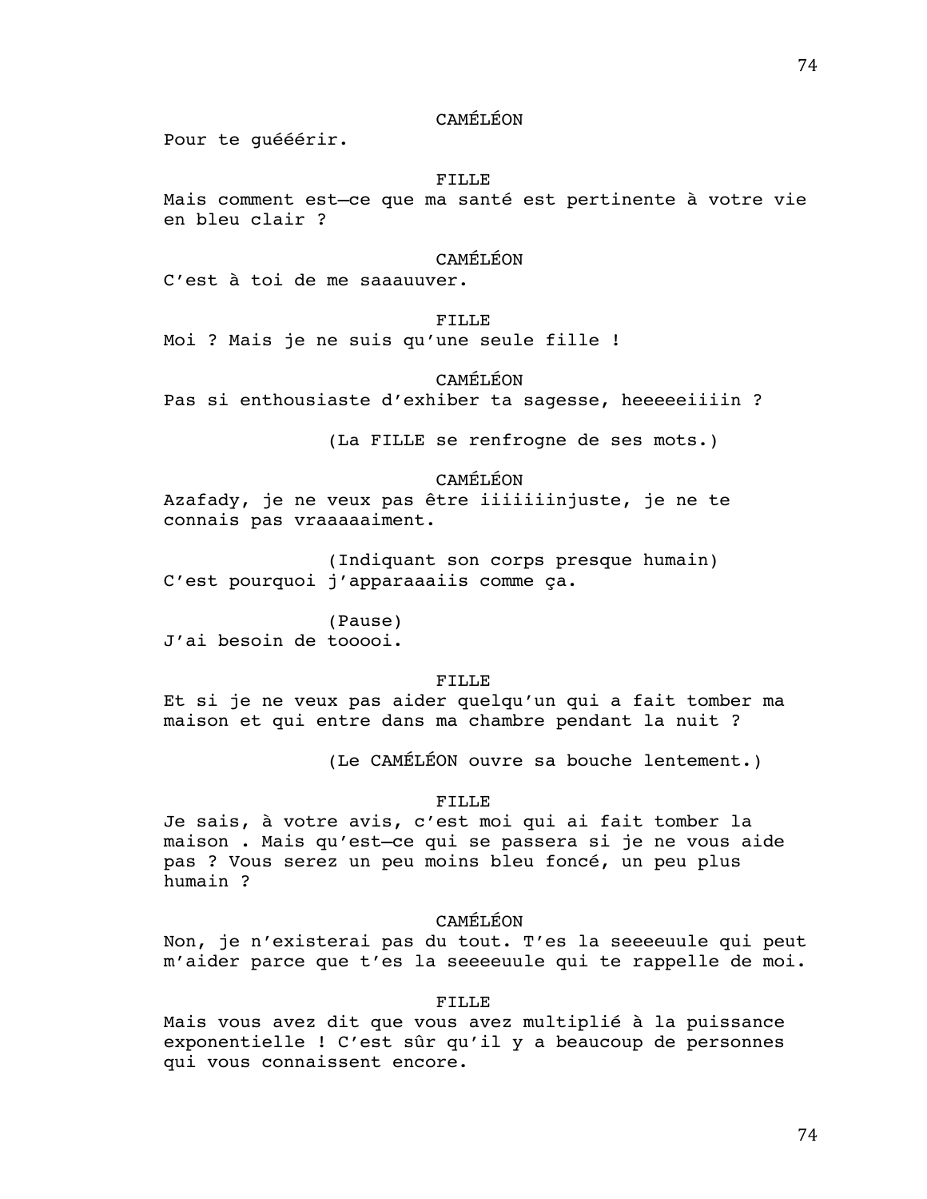CAMÉLÉON

Pour te guééérir.

FILLE

Mais comment est—ce que ma santé est pertinente à votre vie en bleu clair ?

CAMÉLÉON

C'est à toi de me saaauuver.

FILLE

Moi ? Mais je ne suis qu'une seule fille !

CAMÉLÉON

Pas si enthousiaste d'exhiber ta sagesse, heeeeeiiiin ?

(La FILLE se renfrogne de ses mots.)

CAMÉLÉON

Azafady, je ne veux pas être iiiiiiinjuste, je ne te connais pas vraaaaaiment.

(Indiquant son corps presque humain)

C'est pourquoi j'apparaaaiis comme ça.

(Pause)

J'ai besoin de tooooi.

FILLE

Et si je ne veux pas aider quelqu'un qui a fait tomber ma maison et qui entre dans ma chambre pendant la nuit ?

(Le CAMÉLÉON ouvre sa bouche lentement.)

FILLE

Je sais, à votre avis, c'est moi qui ai fait tomber la maison . Mais qu'est—ce qui se passera si je ne vous aide pas ? Vous serez un peu moins bleu foncé, un peu plus humain ?

CAMÉLÉON

Non, je n'existerai pas du tout. T'es la seeeeuule qui peut m'aider parce que t'es la seeeeuule qui te rappelle de moi.

FILLE

Mais vous avez dit que vous avez multiplié à la puissance exponentielle ! C'est sûr qu'il y a beaucoup de personnes qui vous connaissent encore.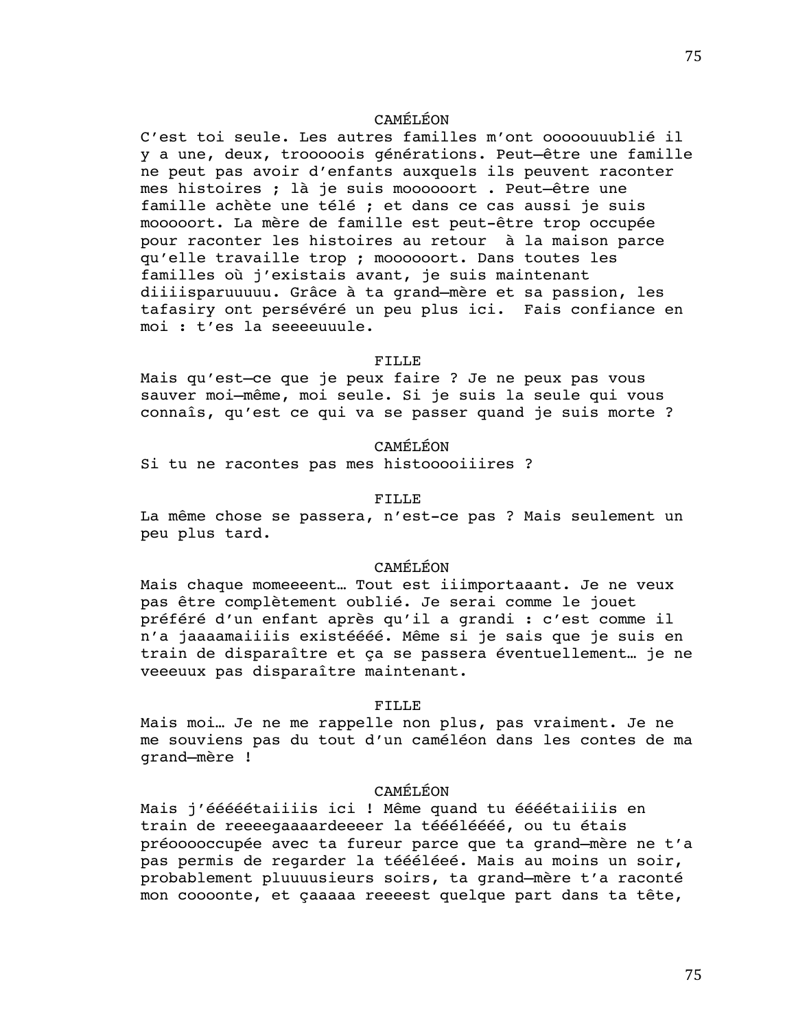CAMÉLÉON

C'est toi seule. Les autres familles m'ont oooouuublié il y a une, deux, trooooois générations. Peut–être une famille ne peut pas avoir d'enfants auxquels ils peuvent raconter mes histoires ; là je suis moooooort . Peut–être une famille achète une télé ; et dans ce cas aussi je suis mooooort. La mère de famille est peut-être trop occupée pour raconter les histoires au retour à la maison parce qu'elle travaille trop ; moooooort. Dans toutes les familles où j'existais avant, je suis maintenant diiiisparuuuuu. Grâce à ta grand–mère et sa passion, les tafasiry ont persévéré un peu plus ici. Fais confiance en moi : t'es la seeeeuuule.

FILLE

Mais qu'est–ce que je peux faire ? Je ne peux pas vous sauver moi–même, moi seule. Si je suis la seule qui vous connaîs, qu'est ce qui va se passer quand je suis morte ?

CAMÉLÉON

Si tu ne racontes pas mes histoooiiires ?

FILLE

La même chose se passera, n'est-ce pas ? Mais seulement un peu plus tard.

CAMÉLÉON

Mais chaque momeeeent… Tout est iiimportaaant. Je ne veux pas être complètement oublié. Je serai comme le jouet préféré d'un enfant après qu'il a grandi : c'est comme il n'a jaaaamaiiiis existéééé. Même si je sais que je suis en train de disparaître et ça se passera éventuellement… je ne veeeuux pas disparaître maintenant.

FILLE

Mais moi… Je ne me rappelle non plus, pas vraiment. Je ne me souviens pas du tout d'un caméléon dans les contes de ma grand–mère !

CAMÉLÉON

Mais j'ééééétaiiiis ici ! Même quand tu éééétaiiiis en train de reeeegaaaardeeeer la téééléééé, ou tu étais préooooccupée avec ta fureur parce que ta grand–mère ne t'a pas permis de regarder la téééléeé. Mais au moins un soir, probablement pluuuusieurs soirs, ta grand–mère t'a raconté mon cooonte, et çaaaaa reeeest quelque part dans ta tête,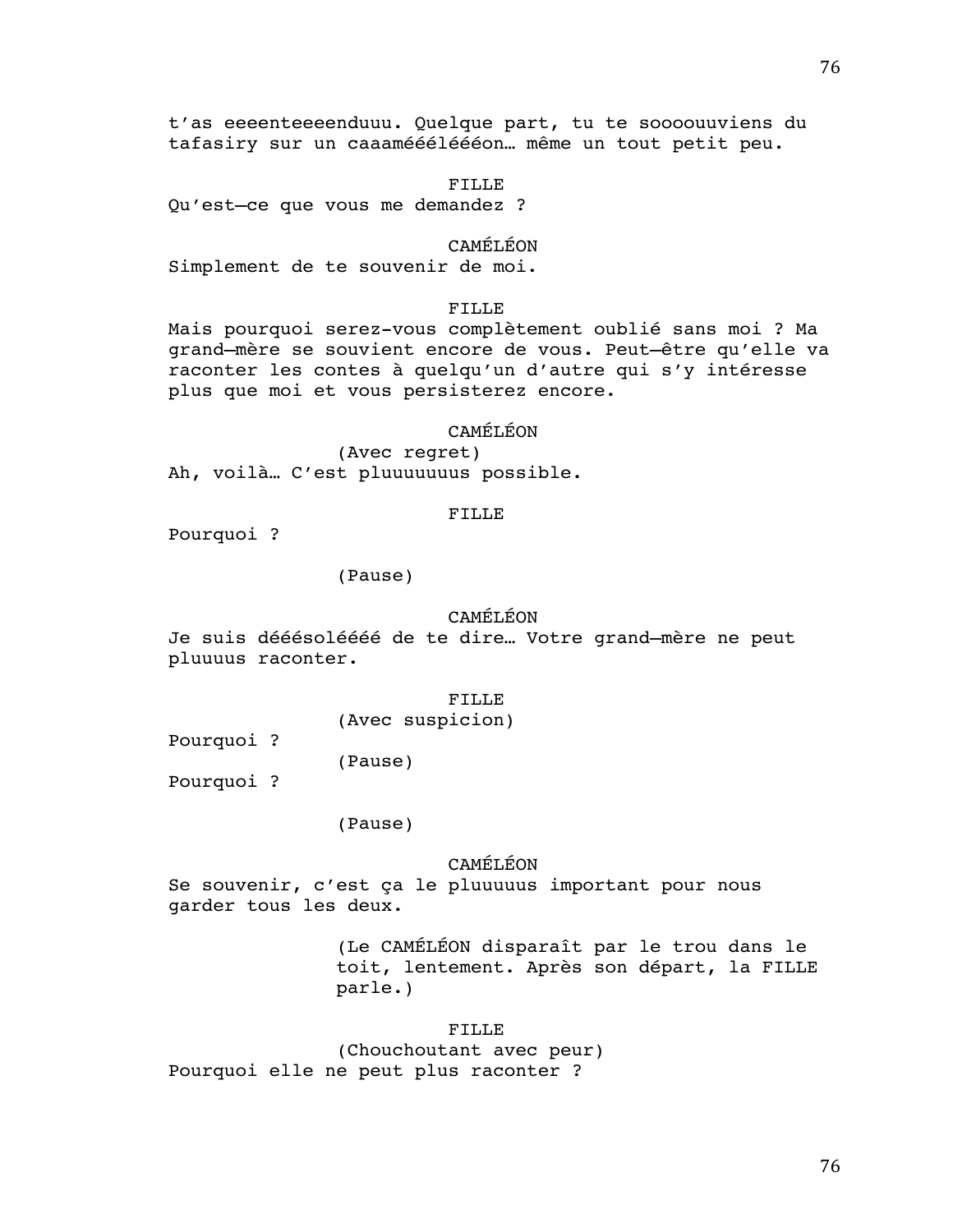t'as eeeenteeeenduuu. Quelque part, tu te sooooouuviens du tafasiry sur un caaaméééléééon… même un tout petit peu.

FILLE

Qu'est—ce que vous me demandez ?

CAMÉLÉON

Simplement de te souvenir de moi.

FILLE

Mais pourquoi serez-vous complètement oublié sans moi ? Ma grand—mère se souvient encore de vous. Peut—être qu'elle va raconter les contes à quelqu'un d'autre qui s'y intéresse plus que moi et vous persisterez encore.

CAMÉLÉON

(Avec regret)

Ah, voilà… C'est pluuuuuuus possible.

FILLE

Pourquoi ?

(Pause)

CAMÉLÉON

Je suis dééésolééé de te dire… Votre grand—mère ne peut pluuuus raconter.

FILLE

(Avec suspicion)

Pourquoi ?

(Pause)

Pourquoi ?

(Pause)

CAMÉLÉON

Se souvenir, c'est ça le pluuuuus important pour nous garder tous les deux.

(Le CAMÉLÉON disparaît par le trou dans le toit, lentement. Après son départ, la FILLE parle.)

FILLE

(Chouchoutant avec peur)

Pourquoi elle ne peut plus raconter ?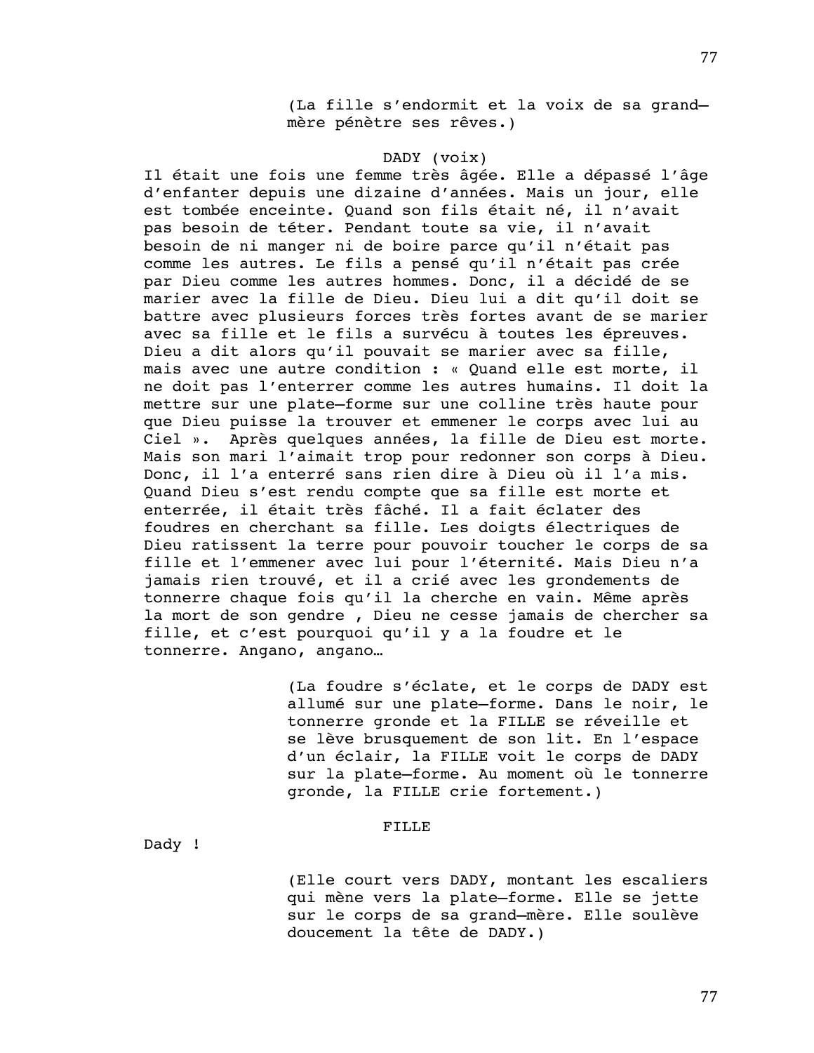(La fille s'endormit et la voix de sa grand–mère pénètre ses rêves.)

DADY (voix)

Il était une fois une femme très âgée. Elle a dépassé l'âge d'enfanter depuis une dizaine d'années. Mais un jour, elle est tombée enceinte. Quand son fils était né, il n'avait pas besoin de téter. Pendant toute sa vie, il n'avait besoin de ni manger ni de boire parce qu'il n'était pas comme les autres. Le fils a pensé qu'il n'était pas crée par Dieu comme les autres hommes. Donc, il a décidé de se marier avec la fille de Dieu. Dieu lui a dit qu'il doit se battre avec plusieurs forces très fortes avant de se marier avec sa fille et le fils a survécu à toutes les épreuves. Dieu a dit alors qu'il pouvait se marier avec sa fille, mais avec une autre condition : « Quand elle est morte, il ne doit pas l'enterrer comme les autres humains. Il doit la mettre sur une plate–forme sur une colline très haute pour que Dieu puisse la trouver et emmener le corps avec lui au Ciel ». Après quelques années, la fille de Dieu est morte. Mais son mari l'aimait trop pour redonner son corps à Dieu. Donc, il l'a enterré sans rien dire à Dieu où il l'a mis. Quand Dieu s'est rendu compte que sa fille est morte et enterrée, il était très fâché. Il a fait éclater des foudres en cherchant sa fille. Les doigts électriques de Dieu ratissent la terre pour pouvoir toucher le corps de sa fille et l'emmener avec lui pour l'éternité. Mais Dieu n'a jamais rien trouvé, et il a crié avec les grondements de tonnerre chaque fois qu'il la cherche en vain. Même après la mort de son gendre , Dieu ne cesse jamais de chercher sa fille, et c'est pourquoi qu'il y a la foudre et le tonnerre. Angano, angano…

(La foudre s'éclate, et le corps de DADY est allumé sur une plate–forme. Dans le noir, le tonnerre gronde et la FILLE se réveille et se lève brusquement de son lit. En l'espace d'un éclair, la FILLE voit le corps de DADY sur la plate–forme. Au moment où le tonnerre gronde, la FILLE crie fortement.)

FILLE

Dady !

(Elle court vers DADY, montant les escaliers qui mène vers la plate–forme. Elle se jette sur le corps de sa grand–mère. Elle soulève doucement la tête de DADY.)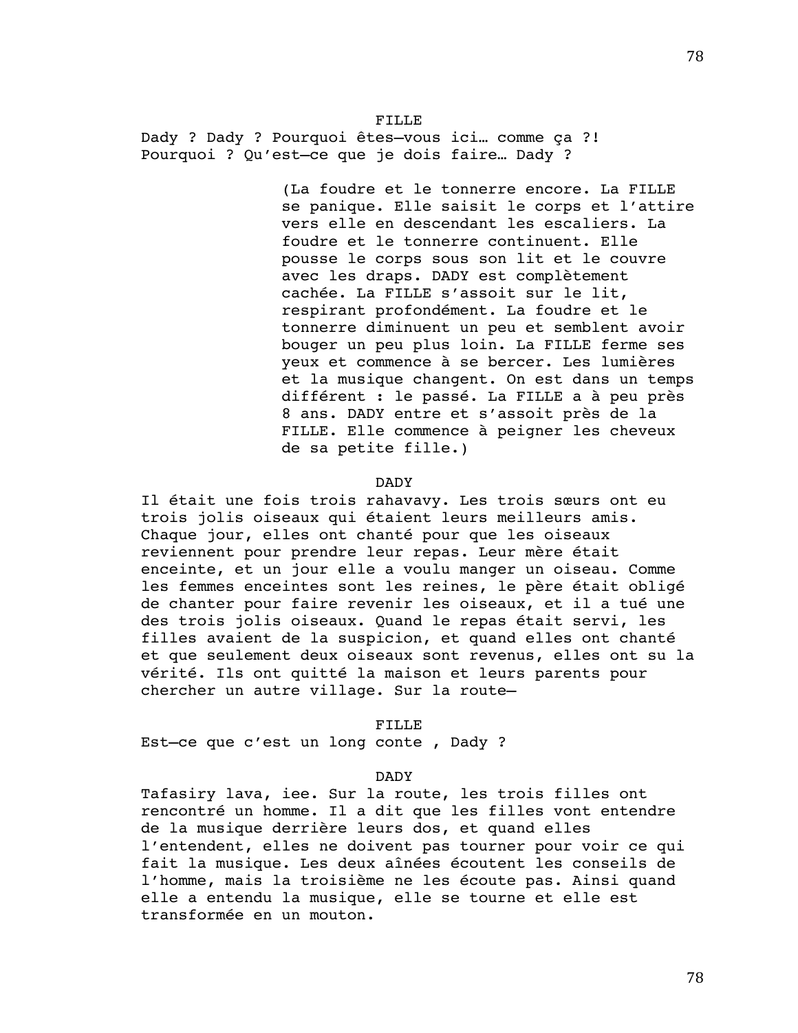FILLE

Dady ? Dady ? Pourquoi êtes—vous ici… comme ça ?! Pourquoi ? Qu'est—ce que je dois faire… Dady ?

(La foudre et le tonnerre encore. La FILLE se panique. Elle saisit le corps et l'attire vers elle en descendant les escaliers. La foudre et le tonnerre continuent. Elle pousse le corps sous son lit et le couvre avec les draps. DADY est complètement cachée. La FILLE s'assoit sur le lit, respirant profondément. La foudre et le tonnerre diminuent un peu et semblent avoir bouger un peu plus loin. La FILLE ferme ses yeux et commence à se bercer. Les lumières et la musique changent. On est dans un temps différent : le passé. La FILLE a à peu près 8 ans. DADY entre et s'assoit près de la FILLE. Elle commence à peigner les cheveux de sa petite fille.)

DADY

Il était une fois trois rahavavy. Les trois sœurs ont eu trois jolis oiseaux qui étaient leurs meilleurs amis. Chaque jour, elles ont chanté pour que les oiseaux reviennent pour prendre leur repas. Leur mère était enceinte, et un jour elle a voulu manger un oiseau. Comme les femmes enceintes sont les reines, le père était obligé de chanter pour faire revenir les oiseaux, et il a tué une des trois jolis oiseaux. Quand le repas était servi, les filles avaient de la suspicion, et quand elles ont chanté et que seulement deux oiseaux sont revenus, elles ont su la vérité. Ils ont quitté la maison et leurs parents pour chercher un autre village. Sur la route—

FILLE

Est—ce que c'est un long conte , Dady ?

DADY

Tafasiry lava, iee. Sur la route, les trois filles ont rencontré un homme. Il a dit que les filles vont entendre de la musique derrière leurs dos, et quand elles l'entendent, elles ne doivent pas tourner pour voir ce qui fait la musique. Les deux aînées écoutent les conseils de l'homme, mais la troisième ne les écoute pas. Ainsi quand elle a entendu la musique, elle se tourne et elle est transformée en un mouton.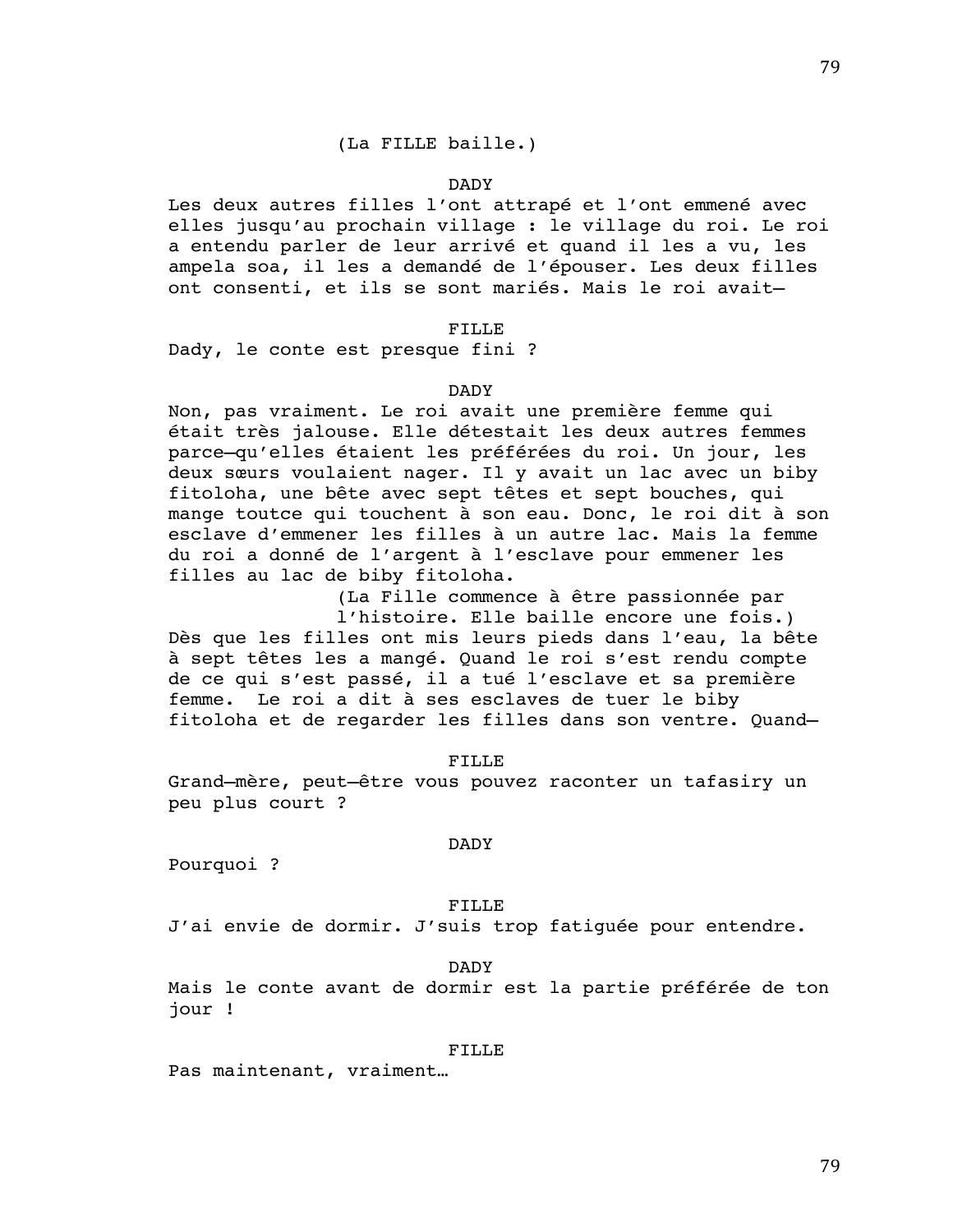(La FILLE baille.)

DADY

Les deux autres filles l'ont attrapé et l'ont emmené avec elles jusqu'au prochain village : le village du roi. Le roi a entendu parler de leur arrivé et quand il les a vu, les ampela soa, il les a demandé de l'épouser. Les deux filles ont consenti, et ils se sont mariés. Mais le roi avait—

FILLE

Dady, le conte est presque fini ?

DADY

Non, pas vraiment. Le roi avait une première femme qui était très jalouse. Elle détestait les deux autres femmes parce—qu'elles étaient les préférées du roi. Un jour, les deux sœurs voulaient nager. Il y avait un lac avec un biby fitoloha, une bête avec sept têtes et sept bouches, qui mange toutce qui touchent à son eau. Donc, le roi dit à son esclave d'emmener les filles à un autre lac. Mais la femme du roi a donné de l'argent à l'esclave pour emmener les filles au lac de biby fitoloha.

(La Fille commence à être passionnée par l'histoire. Elle baille encore une fois.)

Dès que les filles ont mis leurs pieds dans l'eau, la bête à sept têtes les a mangé. Quand le roi s'est rendu compte de ce qui s'est passé, il a tué l'esclave et sa première femme. Le roi a dit à ses esclaves de tuer le biby fitoloha et de regarder les filles dans son ventre. Quand—

FILLE

Grand—mère, peut—être vous pouvez raconter un tafasiry un peu plus court ?

DADY

Pourquoi ?

FILLE

J'ai envie de dormir. J'suis trop fatiguée pour entendre.

DADY

Mais le conte avant de dormir est la partie préférée de ton jour !

FILLE

Pas maintenant, vraiment…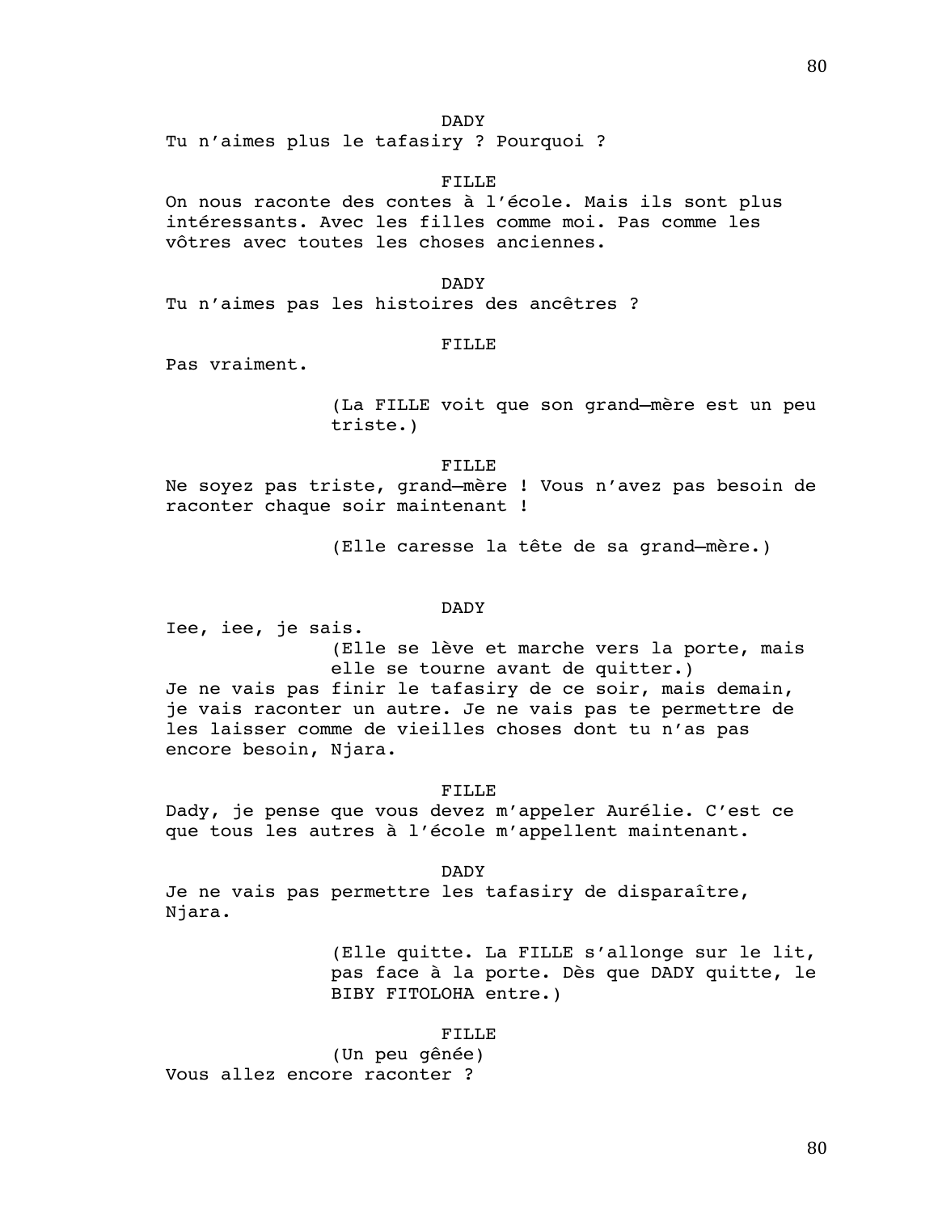DADY

Tu n'aimes plus le tafasiry ? Pourquoi ?

FILLE

On nous raconte des contes à l'école. Mais ils sont plus intéressants. Avec les filles comme moi. Pas comme les vôtres avec toutes les choses anciennes.

DADY

Tu n'aimes pas les histoires des ancêtres ?

FILLE

Pas vraiment.

(La FILLE voit que son grand–mère est un peu triste.)

FILLE

Ne soyez pas triste, grand–mère ! Vous n'avez pas besoin de raconter chaque soir maintenant !

(Elle caresse la tête de sa grand–mère.)

DADY

Iee, iee, je sais.

(Elle se lève et marche vers la porte, mais elle se tourne avant de quitter.)

Je ne vais pas finir le tafasiry de ce soir, mais demain, je vais raconter un autre. Je ne vais pas te permettre de les laisser comme de vieilles choses dont tu n'as pas encore besoin, Njara.

FILLE

Dady, je pense que vous devez m'appeler Aurélie. C'est ce que tous les autres à l'école m'appellent maintenant.

DADY

Je ne vais pas permettre les tafasiry de disparaître, Njara.

(Elle quitte. La FILLE s'allonge sur le lit, pas face à la porte. Dès que DADY quitte, le BIBY FITOLOHA entre.)

FILLE

(Un peu gênée)

Vous allez encore raconter ?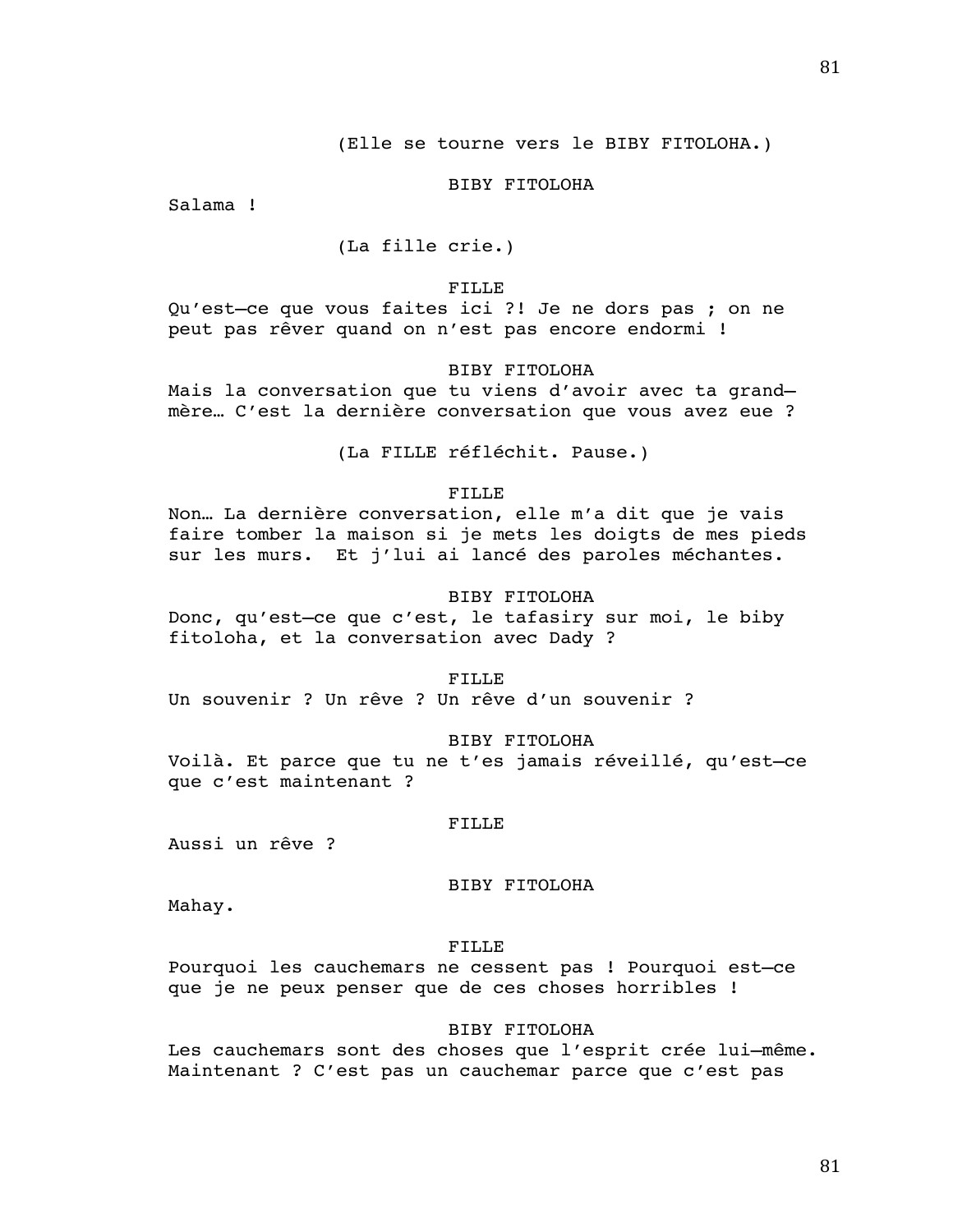(Elle se tourne vers le BIBY FITOLOHA.)

BIBY FITOLOHA

Salama !

(La fille crie.)

FILLE

Qu'est—ce que vous faites ici ?! Je ne dors pas ; on ne peut pas rêver quand on n'est pas encore endormi !

BIBY FITOLOHA

Mais la conversation que tu viens d'avoir avec ta grand—mère… C'est la dernière conversation que vous avez eue ?

(La FILLE réfléchit. Pause.)

FILLE

Non… La dernière conversation, elle m'a dit que je vais faire tomber la maison si je mets les doigts de mes pieds sur les murs.  Et j'lui ai lancé des paroles méchantes.

BIBY FITOLOHA

Donc, qu'est—ce que c'est, le tafasiry sur moi, le biby fitoloha, et la conversation avec Dady ?

FILLE

Un souvenir ? Un rêve ? Un rêve d'un souvenir ?

BIBY FITOLOHA

Voilà. Et parce que tu ne t'es jamais réveillé, qu'est—ce que c'est maintenant ?

FILLE

Aussi un rêve ?

BIBY FITOLOHA

Mahay.

FILLE

Pourquoi les cauchemars ne cessent pas ! Pourquoi est—ce que je ne peux penser que de ces choses horribles !

BIBY FITOLOHA

Les cauchemars sont des choses que l'esprit crée lui—même. Maintenant ? C'est pas un cauchemar parce que c'est pas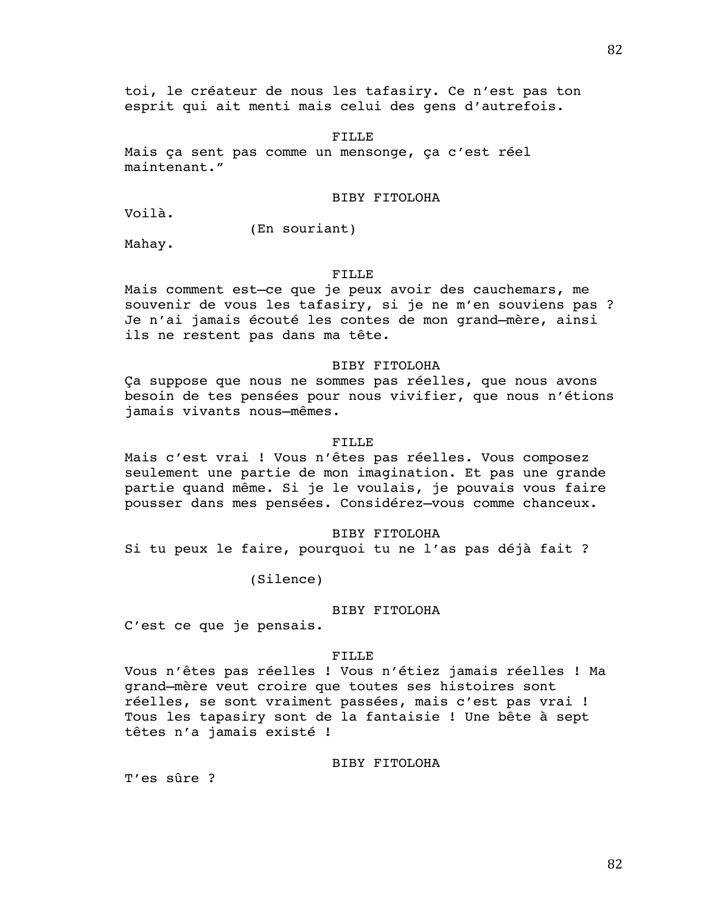toi, le créateur de nous les tafasiry. Ce n'est pas ton esprit qui ait menti mais celui des gens d'autrefois.

FILLE

Mais ça sent pas comme un mensonge, ça c'est réel maintenant."

BIBY FITOLOHA

Voilà.

(En souriant)

Mahay.

FILLE

Mais comment est—ce que je peux avoir des cauchemars, me souvenir de vous les tafasiry, si je ne m'en souviens pas ? Je n'ai jamais écouté les contes de mon grand—mère, ainsi ils ne restent pas dans ma tête.

BIBY FITOLOHA

Ça suppose que nous ne sommes pas réelles, que nous avons besoin de tes pensées pour nous vivifier, que nous n'étions jamais vivants nous—mêmes.

FILLE

Mais c'est vrai ! Vous n'êtes pas réelles. Vous composez seulement une partie de mon imagination. Et pas une grande partie quand même. Si je le voulais, je pouvais vous faire pousser dans mes pensées. Considérez—vous comme chanceux.

BIBY FITOLOHA

Si tu peux le faire, pourquoi tu ne l'as pas déjà fait ?

(Silence)

BIBY FITOLOHA

C'est ce que je pensais.

FILLE

Vous n'êtes pas réelles ! Vous n'étiez jamais réelles ! Ma grand—mère veut croire que toutes ses histoires sont réelles, se sont vraiment passées, mais c'est pas vrai ! Tous les tapasiry sont de la fantaisie ! Une bête à sept têtes n'a jamais existé !

BIBY FITOLOHA

T'es sûre ?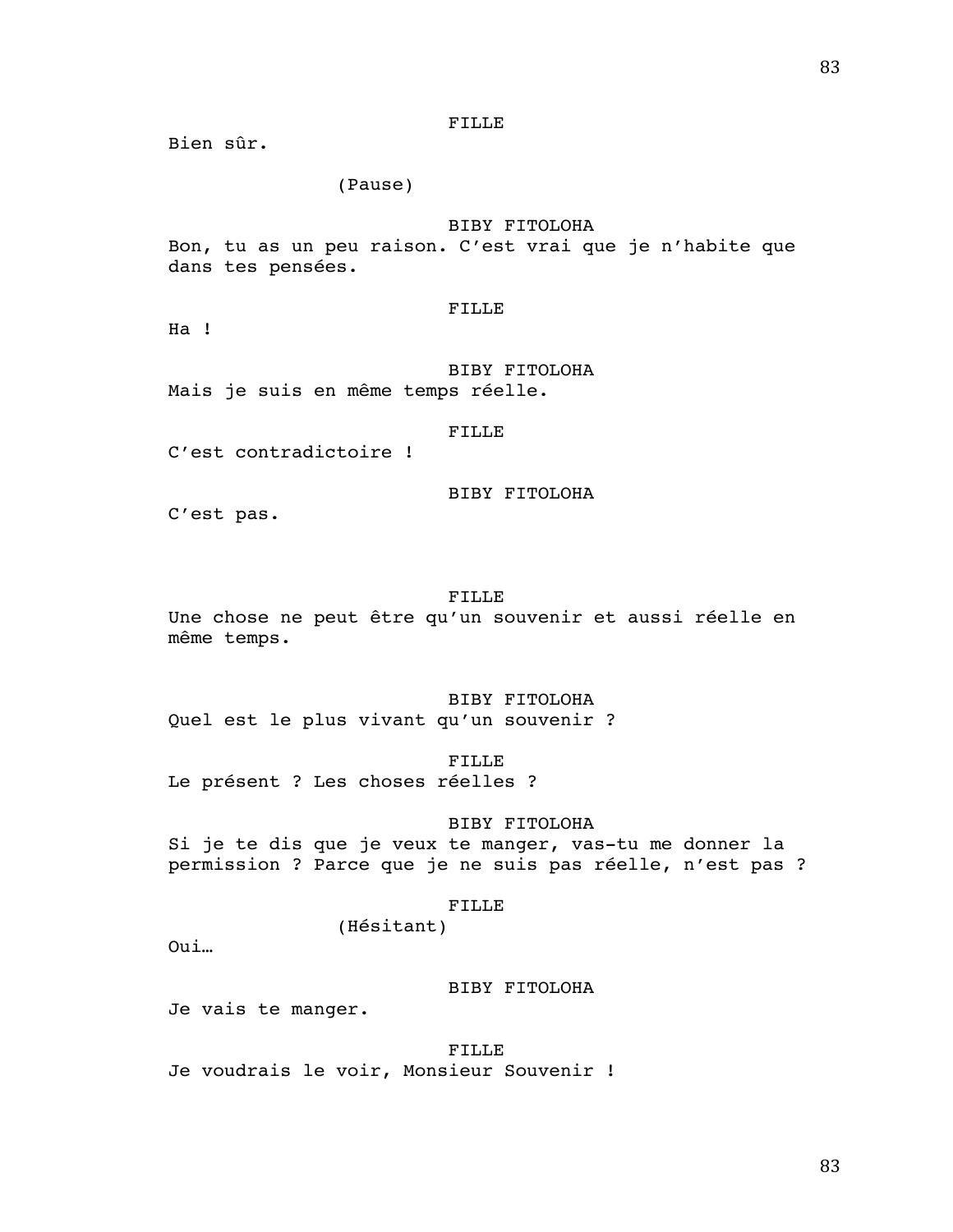FILLE

Bien sûr.

(Pause)

BIBY FITOLOHA

Bon, tu as un peu raison. C'est vrai que je n'habite que dans tes pensées.

FILLE

Ha !

BIBY FITOLOHA

Mais je suis en même temps réelle.

FILLE

C'est contradictoire !

BIBY FITOLOHA

C'est pas.

FILLE

Une chose ne peut être qu'un souvenir et aussi réelle en même temps.

BIBY FITOLOHA

Quel est le plus vivant qu'un souvenir ?

FILLE

Le présent ? Les choses réelles ?

BIBY FITOLOHA

Si je te dis que je veux te manger, vas-tu me donner la permission ? Parce que je ne suis pas réelle, n'est pas ?

FILLE

(Hésitant)

Oui…

BIBY FITOLOHA

Je vais te manger.

FILLE

Je voudrais le voir, Monsieur Souvenir !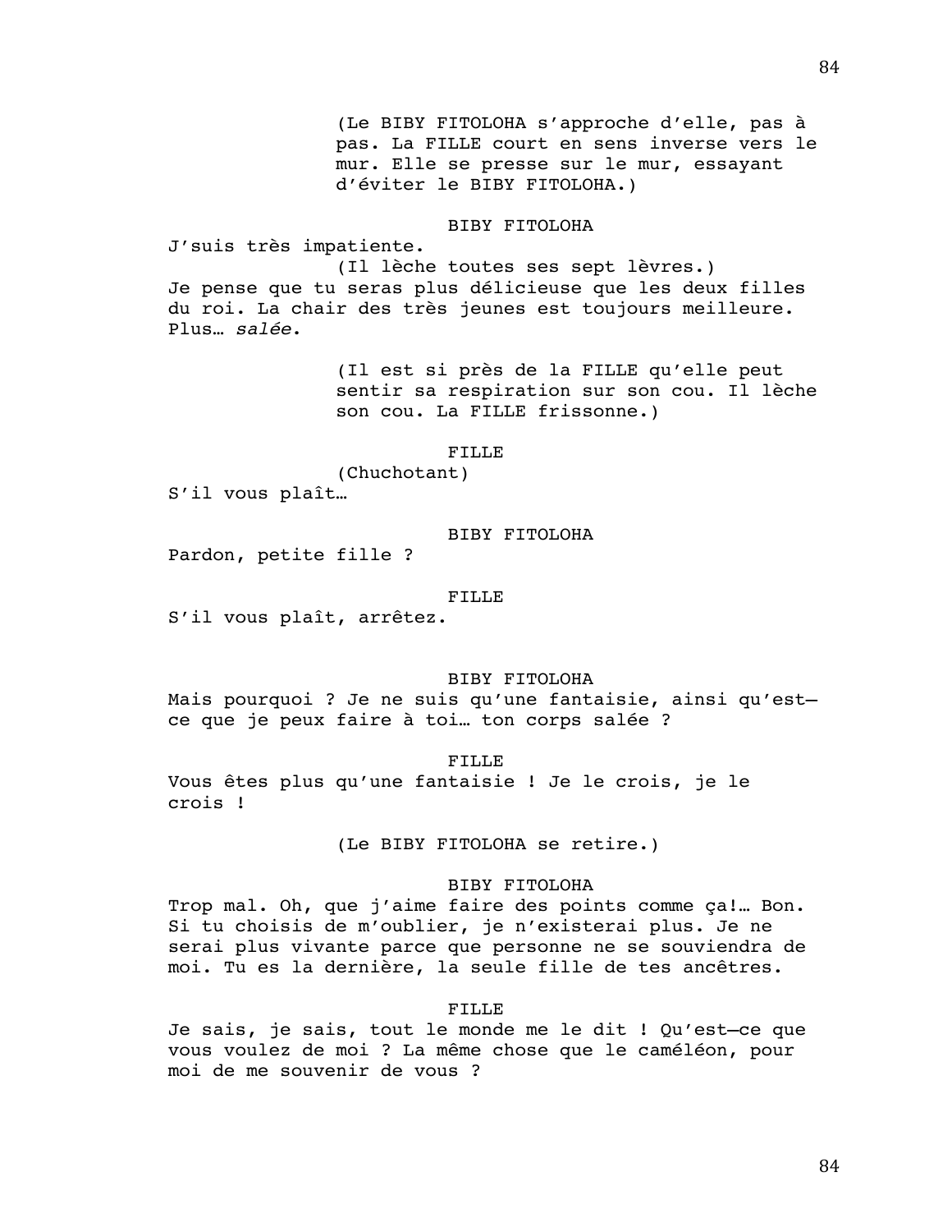(Le BIBY FITOLOHA s'approche d'elle, pas à pas. La FILLE court en sens inverse vers le mur. Elle se presse sur le mur, essayant d'éviter le BIBY FITOLOHA.)

BIBY FITOLOHA

J'suis très impatiente.

(Il lèche toutes ses sept lèvres.)

Je pense que tu seras plus délicieuse que les deux filles du roi. La chair des très jeunes est toujours meilleure. Plus… *salée*.

(Il est si près de la FILLE qu'elle peut sentir sa respiration sur son cou. Il lèche son cou. La FILLE frissonne.)

FILLE

(Chuchotant)

S'il vous plaît…

BIBY FITOLOHA

Pardon, petite fille ?

FILLE

S'il vous plaît, arrêtez.

BIBY FITOLOHA

Mais pourquoi ? Je ne suis qu'une fantaisie, ainsi qu'est—ce que je peux faire à toi… ton corps salée ?

FILLE

Vous êtes plus qu'une fantaisie ! Je le crois, je le crois !

(Le BIBY FITOLOHA se retire.)

BIBY FITOLOHA

Trop mal. Oh, que j'aime faire des points comme ça!… Bon. Si tu choisis de m'oublier, je n'existerai plus. Je ne serai plus vivante parce que personne ne se souviendra de moi. Tu es la dernière, la seule fille de tes ancêtres.

FILLE

Je sais, je sais, tout le monde me le dit ! Qu'est—ce que vous voulez de moi ? La même chose que le caméléon, pour moi de me souvenir de vous ?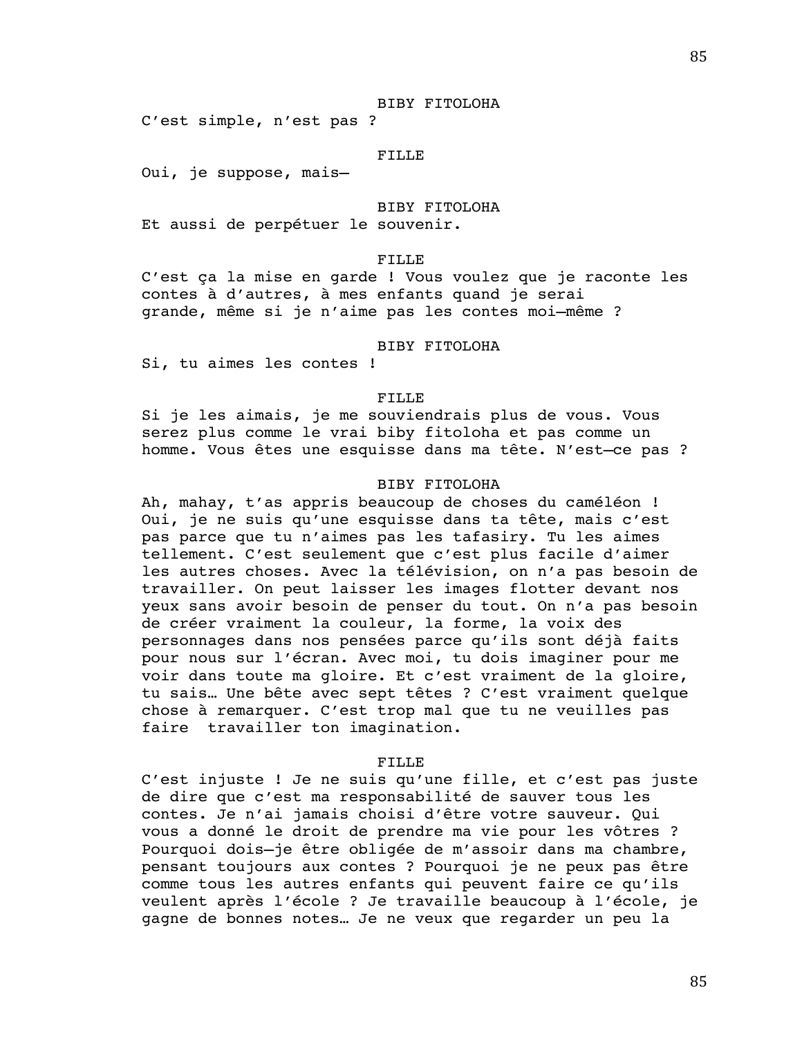BIBY FITOLOHA

C'est simple, n'est pas ?

FILLE

Oui, je suppose, mais—

BIBY FITOLOHA

Et aussi de perpétuer le souvenir.

FILLE

C'est ça la mise en garde ! Vous voulez que je raconte les contes à d'autres, à mes enfants quand je serai grande, même si je n'aime pas les contes moi—même ?

BIBY FITOLOHA

Si, tu aimes les contes !

FILLE

Si je les aimais, je me souviendrais plus de vous. Vous serez plus comme le vrai biby fitoloha et pas comme un homme. Vous êtes une esquisse dans ma tête. N'est—ce pas ?

BIBY FITOLOHA

Ah, mahay, t'as appris beaucoup de choses du caméléon ! Oui, je ne suis qu'une esquisse dans ta tête, mais c'est pas parce que tu n'aimes pas les tafasiry. Tu les aimes tellement. C'est seulement que c'est plus facile d'aimer les autres choses. Avec la télévision, on n'a pas besoin de travailler. On peut laisser les images flotter devant nos yeux sans avoir besoin de penser du tout. On n'a pas besoin de créer vraiment la couleur, la forme, la voix des personnages dans nos pensées parce qu'ils sont déjà faits pour nous sur l'écran. Avec moi, tu dois imaginer pour me voir dans toute ma gloire. Et c'est vraiment de la gloire, tu sais… Une bête avec sept têtes ? C'est vraiment quelque chose à remarquer. C'est trop mal que tu ne veuilles pas faire travailler ton imagination.

FILLE

C'est injuste ! Je ne suis qu'une fille, et c'est pas juste de dire que c'est ma responsabilité de sauver tous les contes. Je n'ai jamais choisi d'être votre sauveur. Qui vous a donné le droit de prendre ma vie pour les vôtres ? Pourquoi dois—je être obligée de m'assoir dans ma chambre, pensant toujours aux contes ? Pourquoi je ne peux pas être comme tous les autres enfants qui peuvent faire ce qu'ils veulent après l'école ? Je travaille beaucoup à l'école, je gagne de bonnes notes… Je ne veux que regarder un peu la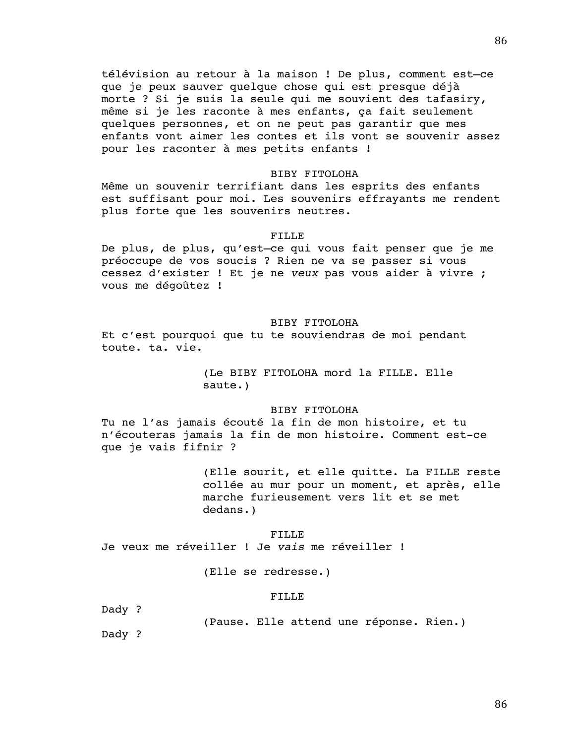télévision au retour à la maison ! De plus, comment est–ce que je peux sauver quelque chose qui est presque déjà morte ? Si je suis la seule qui me souvient des tafasiry, même si je les raconte à mes enfants, ça fait seulement quelques personnes, et on ne peut pas garantir que mes enfants vont aimer les contes et ils vont se souvenir assez pour les raconter à mes petits enfants !

BIBY FITOLOHA

Même un souvenir terrifiant dans les esprits des enfants est suffisant pour moi. Les souvenirs effrayants me rendent plus forte que les souvenirs neutres.

FILLE

De plus, de plus, qu'est–ce qui vous fait penser que je me préoccupe de vos soucis ? Rien ne va se passer si vous cessez d'exister ! Et je ne *veux* pas vous aider à vivre ; vous me dégoûtez !

BIBY FITOLOHA

Et c'est pourquoi que tu te souviendras de moi pendant toute. ta. vie.

(Le BIBY FITOLOHA mord la FILLE. Elle saute.)

BIBY FITOLOHA

Tu ne l'as jamais écouté la fin de mon histoire, et tu n'écouteras jamais la fin de mon histoire. Comment est-ce que je vais fifnir ?

(Elle sourit, et elle quitte. La FILLE reste collée au mur pour un moment, et après, elle marche furieusement vers lit et se met dedans.)

FILLE

Je veux me réveiller ! Je *vais* me réveiller !

(Elle se redresse.)

FILLE

Dady ?

(Pause. Elle attend une réponse. Rien.)

Dady ?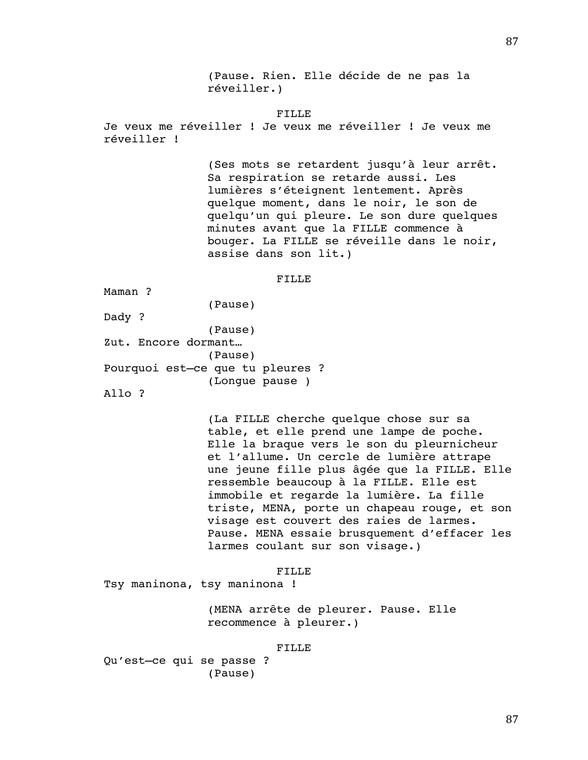(Pause. Rien. Elle décide de ne pas la réveiller.)

FILLE

Je veux me réveiller ! Je veux me réveiller ! Je veux me réveiller !

(Ses mots se retardent jusqu'à leur arrêt. Sa respiration se retarde aussi. Les lumières s'éteignent lentement. Après quelque moment, dans le noir, le son de quelqu'un qui pleure. Le son dure quelques minutes avant que la FILLE commence à bouger. La FILLE se réveille dans le noir, assise dans son lit.)

FILLE

Maman ?

(Pause)

Dady ?

(Pause)

Zut. Encore dormant…

(Pause)

Pourquoi est—ce que tu pleures ?

(Longue pause )

Allo ?

(La FILLE cherche quelque chose sur sa table, et elle prend une lampe de poche. Elle la braque vers le son du pleurnicheur et l'allume. Un cercle de lumière attrape une jeune fille plus âgée que la FILLE. Elle ressemble beaucoup à la FILLE. Elle est immobile et regarde la lumière. La fille triste, MENA, porte un chapeau rouge, et son visage est couvert des raies de larmes. Pause. MENA essaie brusquement d'effacer les larmes coulant sur son visage.)

FILLE

Tsy maninona, tsy maninona !

(MENA arrête de pleurer. Pause. Elle recommence à pleurer.)

FILLE

Qu'est—ce qui se passe ?

(Pause)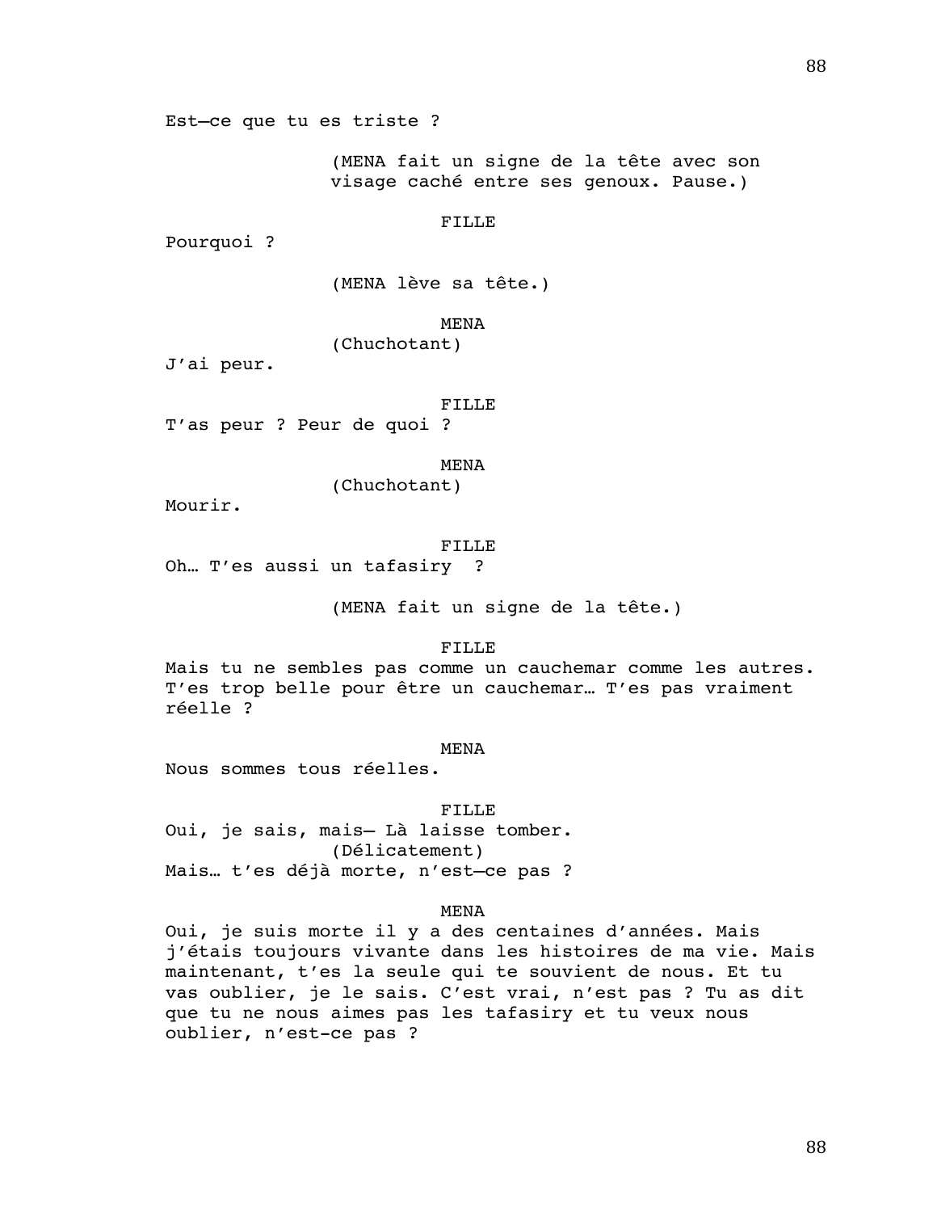Est—ce que tu es triste ?

(MENA fait un signe de la tête avec son visage caché entre ses genoux. Pause.)

FILLE

Pourquoi ?

(MENA lève sa tête.)

MENA

(Chuchotant)

J'ai peur.

FILLE

T'as peur ? Peur de quoi ?

MENA

(Chuchotant)

Mourir.

FILLE

Oh… T'es aussi un tafasiry  ?

(MENA fait un signe de la tête.)

FILLE

Mais tu ne sembles pas comme un cauchemar comme les autres. T'es trop belle pour être un cauchemar… T'es pas vraiment réelle ?

MENA

Nous sommes tous réelles.

FILLE

Oui, je sais, mais— Là laisse tomber.

(Délicatement)

Mais… t'es déjà morte, n'est—ce pas ?

MENA

Oui, je suis morte il y a des centaines d'années. Mais j'étais toujours vivante dans les histoires de ma vie. Mais maintenant, t'es la seule qui te souvient de nous. Et tu vas oublier, je le sais. C'est vrai, n'est pas ? Tu as dit que tu ne nous aimes pas les tafasiry et tu veux nous oublier, n'est-ce pas ?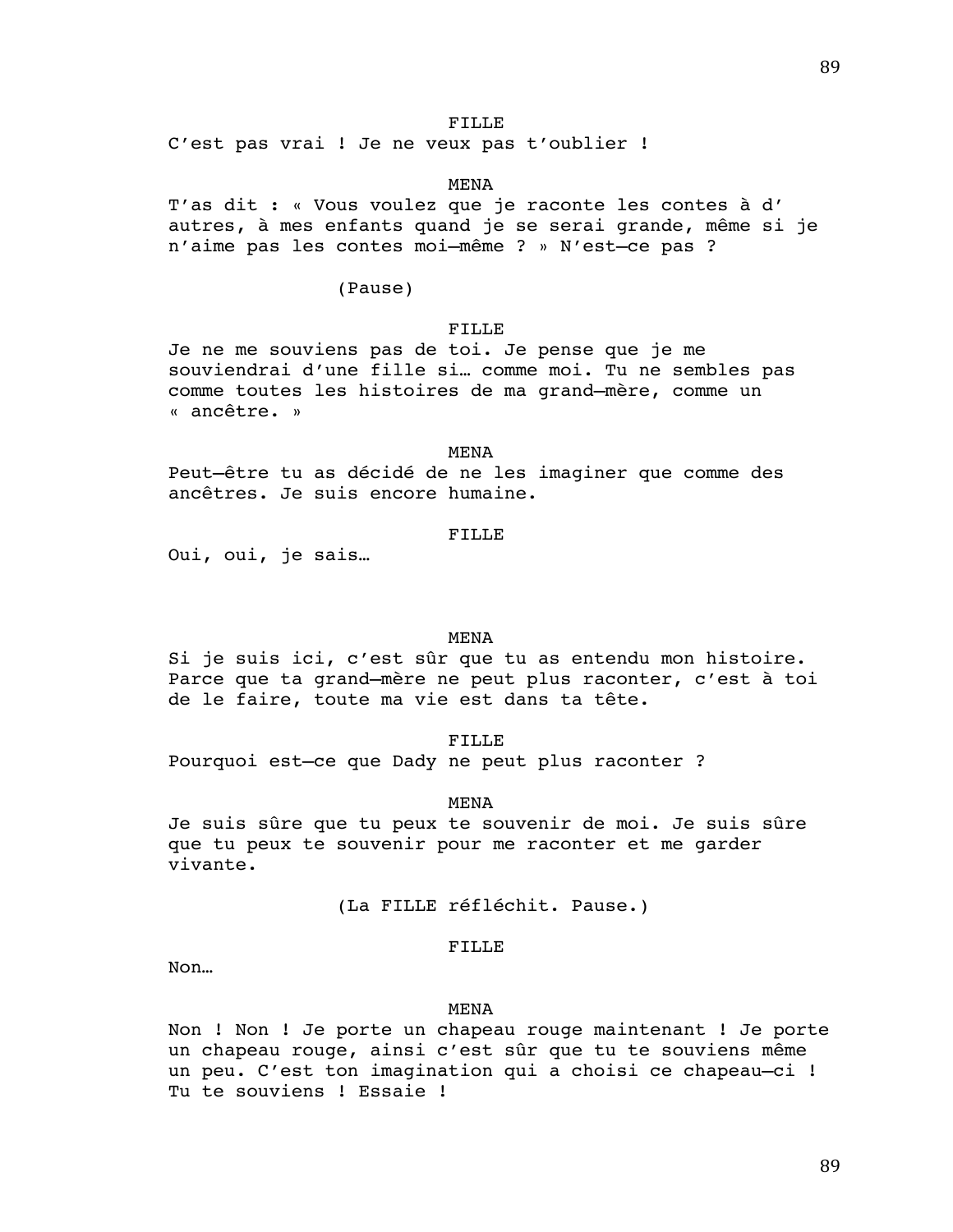FILLE

C'est pas vrai ! Je ne veux pas t'oublier !

MENA

T'as dit : « Vous voulez que je raconte les contes à d' autres, à mes enfants quand je se serai grande, même si je n'aime pas les contes moi–même ? » N'est–ce pas ?

(Pause)

FILLE

Je ne me souviens pas de toi. Je pense que je me souviendrai d'une fille si… comme moi. Tu ne sembles pas comme toutes les histoires de ma grand–mère, comme un « ancêtre. »

MENA

Peut–être tu as décidé de ne les imaginer que comme des ancêtres. Je suis encore humaine.

FILLE

Oui, oui, je sais…

MENA

Si je suis ici, c'est sûr que tu as entendu mon histoire. Parce que ta grand–mère ne peut plus raconter, c'est à toi de le faire, toute ma vie est dans ta tête.

FILLE

Pourquoi est–ce que Dady ne peut plus raconter ?

MENA

Je suis sûre que tu peux te souvenir de moi. Je suis sûre que tu peux te souvenir pour me raconter et me garder vivante.

(La FILLE réfléchit. Pause.)

FILLE

Non…

MENA

Non ! Non ! Je porte un chapeau rouge maintenant ! Je porte un chapeau rouge, ainsi c'est sûr que tu te souviens même un peu. C'est ton imagination qui a choisi ce chapeau–ci ! Tu te souviens ! Essaie !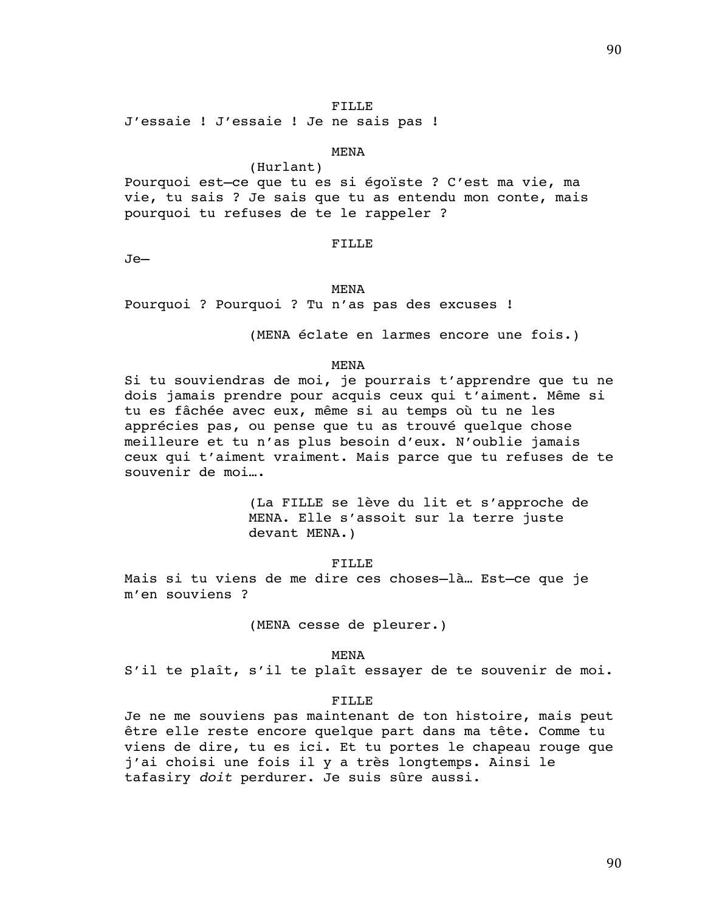FILLE

J'essaie ! J'essaie ! Je ne sais pas !

MENA

(Hurlant)

Pourquoi est–ce que tu es si égoïste ? C'est ma vie, ma vie, tu sais ? Je sais que tu as entendu mon conte, mais pourquoi tu refuses de te le rappeler ?

FILLE

Je—

MENA

Pourquoi ? Pourquoi ? Tu n'as pas des excuses !

(MENA éclate en larmes encore une fois.)

MENA

Si tu souviendras de moi, je pourrais t'apprendre que tu ne dois jamais prendre pour acquis ceux qui t'aiment. Même si tu es fâchée avec eux, même si au temps où tu ne les apprécies pas, ou pense que tu as trouvé quelque chose meilleure et tu n'as plus besoin d'eux. N'oublie jamais ceux qui t'aiment vraiment. Mais parce que tu refuses de te souvenir de moi….

(La FILLE se lève du lit et s'approche de MENA. Elle s'assoit sur la terre juste devant MENA.)

FILLE

Mais si tu viens de me dire ces choses–là… Est–ce que je m'en souviens ?

(MENA cesse de pleurer.)

MENA

S'il te plaît, s'il te plaît essayer de te souvenir de moi.

FILLE

Je ne me souviens pas maintenant de ton histoire, mais peut être elle reste encore quelque part dans ma tête. Comme tu viens de dire, tu es ici. Et tu portes le chapeau rouge que j'ai choisi une fois il y a très longtemps. Ainsi le tafasiry *doit* perdurer. Je suis sûre aussi.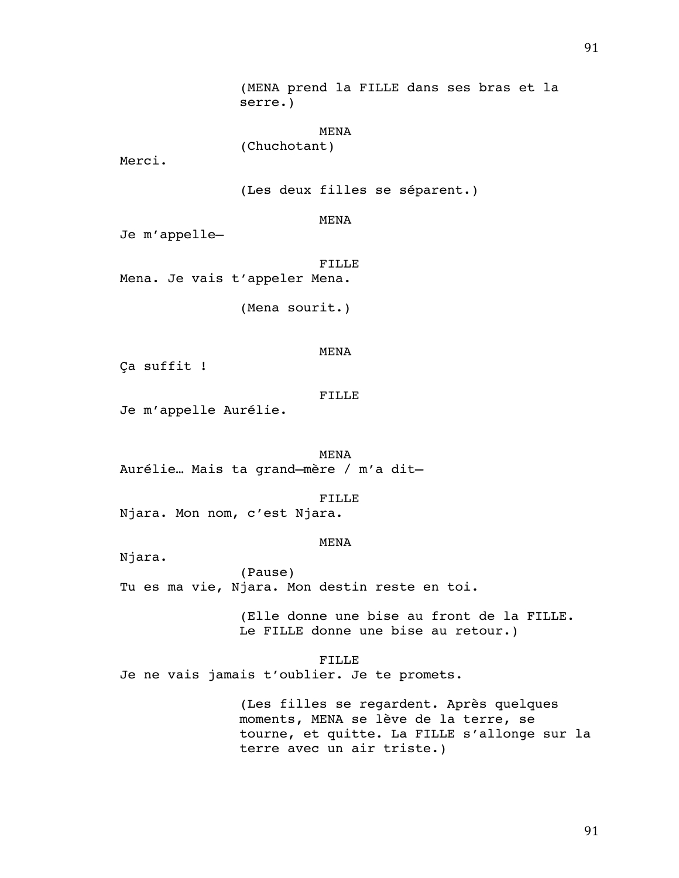(MENA prend la FILLE dans ses bras et la serre.)

MENA
(Chuchotant)
Merci.

(Les deux filles se séparent.)

MENA
Je m'appelle—

FILLE
Mena. Je vais t'appeler Mena.

(Mena sourit.)

MENA
Ça suffit !

FILLE
Je m'appelle Aurélie.

MENA
Aurélie… Mais ta grand-mère / m'a dit—

FILLE
Njara. Mon nom, c'est Njara.

MENA
Njara.
(Pause)
Tu es ma vie, Njara. Mon destin reste en toi.

(Elle donne une bise au front de la FILLE. Le FILLE donne une bise au retour.)

FILLE
Je ne vais jamais t'oublier. Je te promets.

(Les filles se regardent. Après quelques moments, MENA se lève de la terre, se tourne, et quitte. La FILLE s'allonge sur la terre avec un air triste.)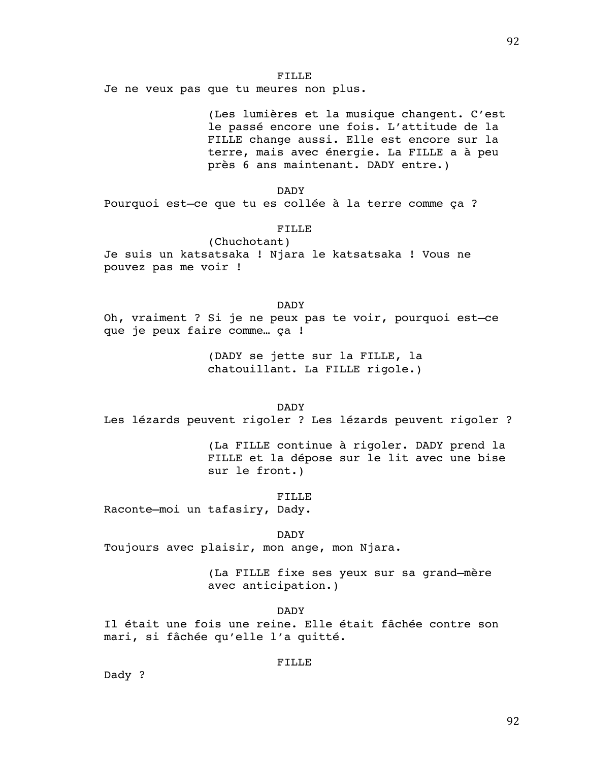FILLE

Je ne veux pas que tu meures non plus.

(Les lumières et la musique changent. C'est le passé encore une fois. L'attitude de la FILLE change aussi. Elle est encore sur la terre, mais avec énergie. La FILLE a à peu près 6 ans maintenant. DADY entre.)

DADY

Pourquoi est—ce que tu es collée à la terre comme ça ?

FILLE

(Chuchotant)

Je suis un katsatsaka ! Njara le katsatsaka ! Vous ne pouvez pas me voir !

DADY

Oh, vraiment ? Si je ne peux pas te voir, pourquoi est—ce que je peux faire comme… ça !

(DADY se jette sur la FILLE, la chatouillant. La FILLE rigole.)

DADY

Les lézards peuvent rigoler ? Les lézards peuvent rigoler ?

(La FILLE continue à rigoler. DADY prend la FILLE et la dépose sur le lit avec une bise sur le front.)

FILLE

Raconte—moi un tafasiry, Dady.

DADY

Toujours avec plaisir, mon ange, mon Njara.

(La FILLE fixe ses yeux sur sa grand—mère avec anticipation.)

DADY

Il était une fois une reine. Elle était fâchée contre son mari, si fâchée qu'elle l'a quitté.

FILLE

Dady ?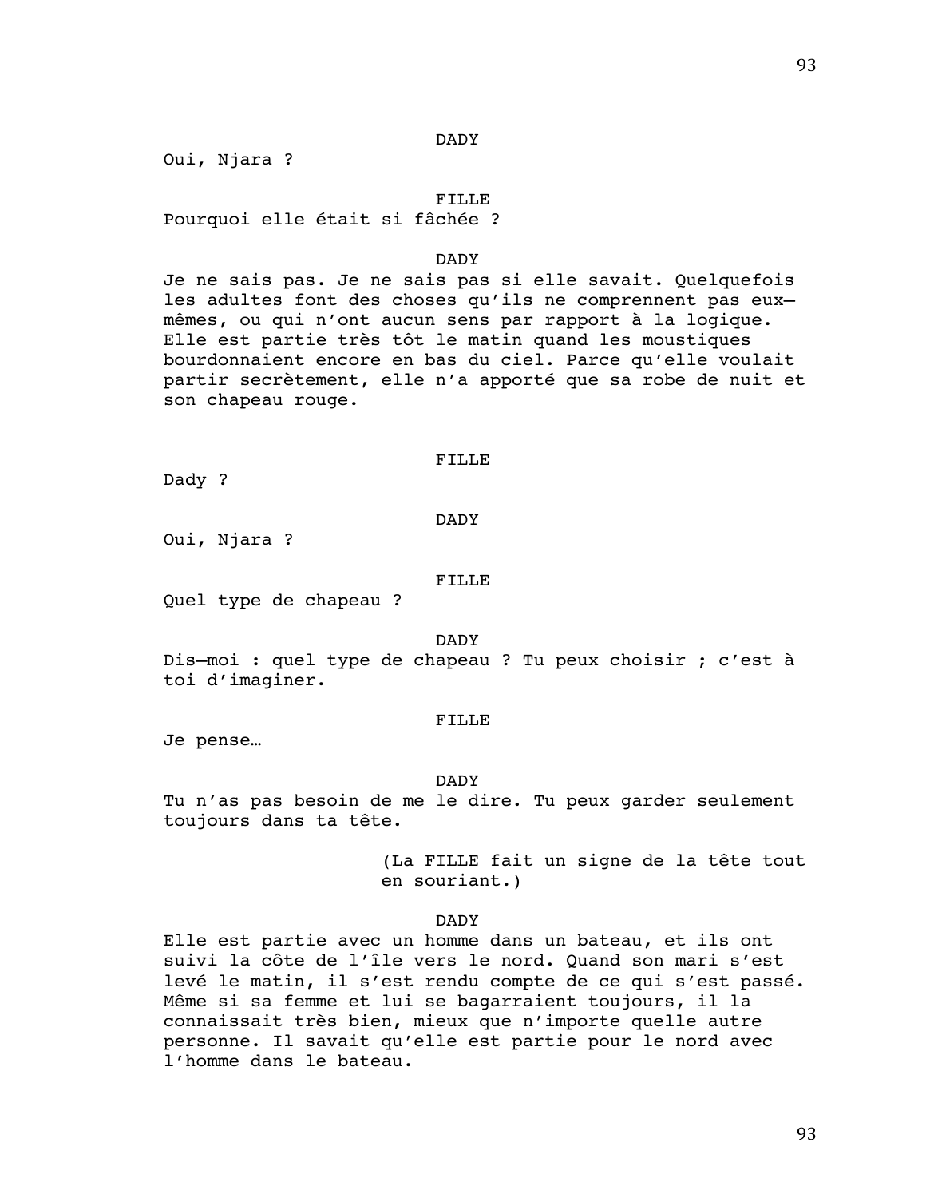DADY

Oui, Njara ?

FILLE

Pourquoi elle était si fâchée ?

DADY

Je ne sais pas. Je ne sais pas si elle savait. Quelquefois les adultes font des choses qu'ils ne comprennent pas eux—mêmes, ou qui n'ont aucun sens par rapport à la logique. Elle est partie très tôt le matin quand les moustiques bourdonnaient encore en bas du ciel. Parce qu'elle voulait partir secrètement, elle n'a apporté que sa robe de nuit et son chapeau rouge.

FILLE

Dady ?

DADY

Oui, Njara ?

FILLE

Quel type de chapeau ?

DADY

Dis—moi : quel type de chapeau ? Tu peux choisir ; c'est à toi d'imaginer.

FILLE

Je pense…

DADY

Tu n'as pas besoin de me le dire. Tu peux garder seulement toujours dans ta tête.

(La FILLE fait un signe de la tête tout en souriant.)

DADY

Elle est partie avec un homme dans un bateau, et ils ont suivi la côte de l'île vers le nord. Quand son mari s'est levé le matin, il s'est rendu compte de ce qui s'est passé. Même si sa femme et lui se bagarraient toujours, il la connaissait très bien, mieux que n'importe quelle autre personne. Il savait qu'elle est partie pour le nord avec l'homme dans le bateau.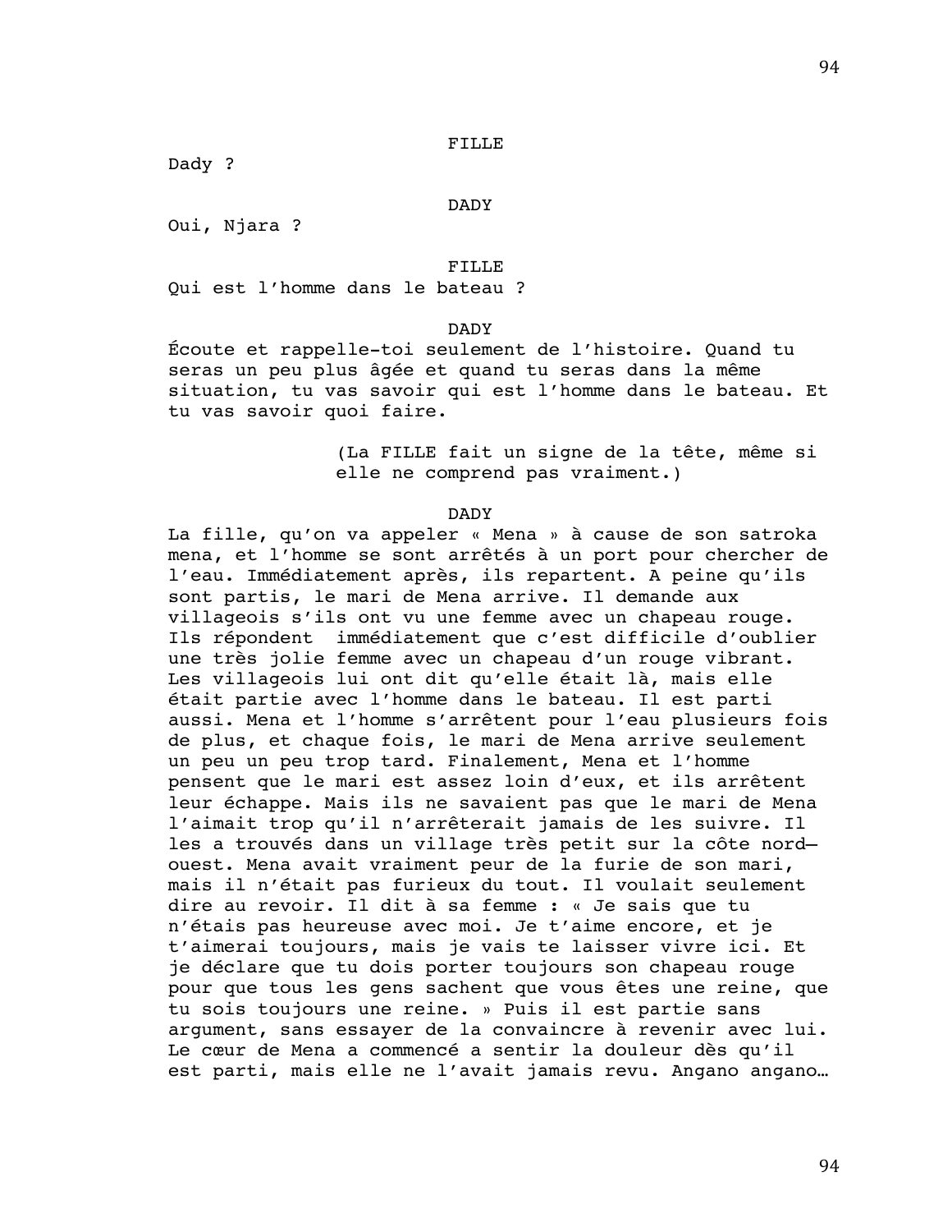FILLE

Dady ?

DADY

Oui, Njara ?

FILLE

Qui est l'homme dans le bateau ?

DADY

Écoute et rappelle-toi seulement de l'histoire. Quand tu seras un peu plus âgée et quand tu seras dans la même situation, tu vas savoir qui est l'homme dans le bateau. Et tu vas savoir quoi faire.

(La FILLE fait un signe de la tête, même si elle ne comprend pas vraiment.)

DADY

La fille, qu'on va appeler « Mena » à cause de son satroka mena, et l'homme se sont arrêtés à un port pour chercher de l'eau. Immédiatement après, ils repartent. A peine qu'ils sont partis, le mari de Mena arrive. Il demande aux villageois s'ils ont vu une femme avec un chapeau rouge. Ils répondent immédiatement que c'est difficile d'oublier une très jolie femme avec un chapeau d'un rouge vibrant. Les villageois lui ont dit qu'elle était là, mais elle était partie avec l'homme dans le bateau. Il est parti aussi. Mena et l'homme s'arrêtent pour l'eau plusieurs fois de plus, et chaque fois, le mari de Mena arrive seulement un peu un peu trop tard. Finalement, Mena et l'homme pensent que le mari est assez loin d'eux, et ils arrêtent leur échappe. Mais ils ne savaient pas que le mari de Mena l'aimait trop qu'il n'arrêterait jamais de les suivre. Il les a trouvés dans un village très petit sur la côte nord–ouest. Mena avait vraiment peur de la furie de son mari, mais il n'était pas furieux du tout. Il voulait seulement dire au revoir. Il dit à sa femme : « Je sais que tu n'étais pas heureuse avec moi. Je t'aime encore, et je t'aimerai toujours, mais je vais te laisser vivre ici. Et je déclare que tu dois porter toujours son chapeau rouge pour que tous les gens sachent que vous êtes une reine, que tu sois toujours une reine. » Puis il est partie sans argument, sans essayer de la convaincre à revenir avec lui. Le cœur de Mena a commencé a sentir la douleur dès qu'il est parti, mais elle ne l'avait jamais revu. Angano angano…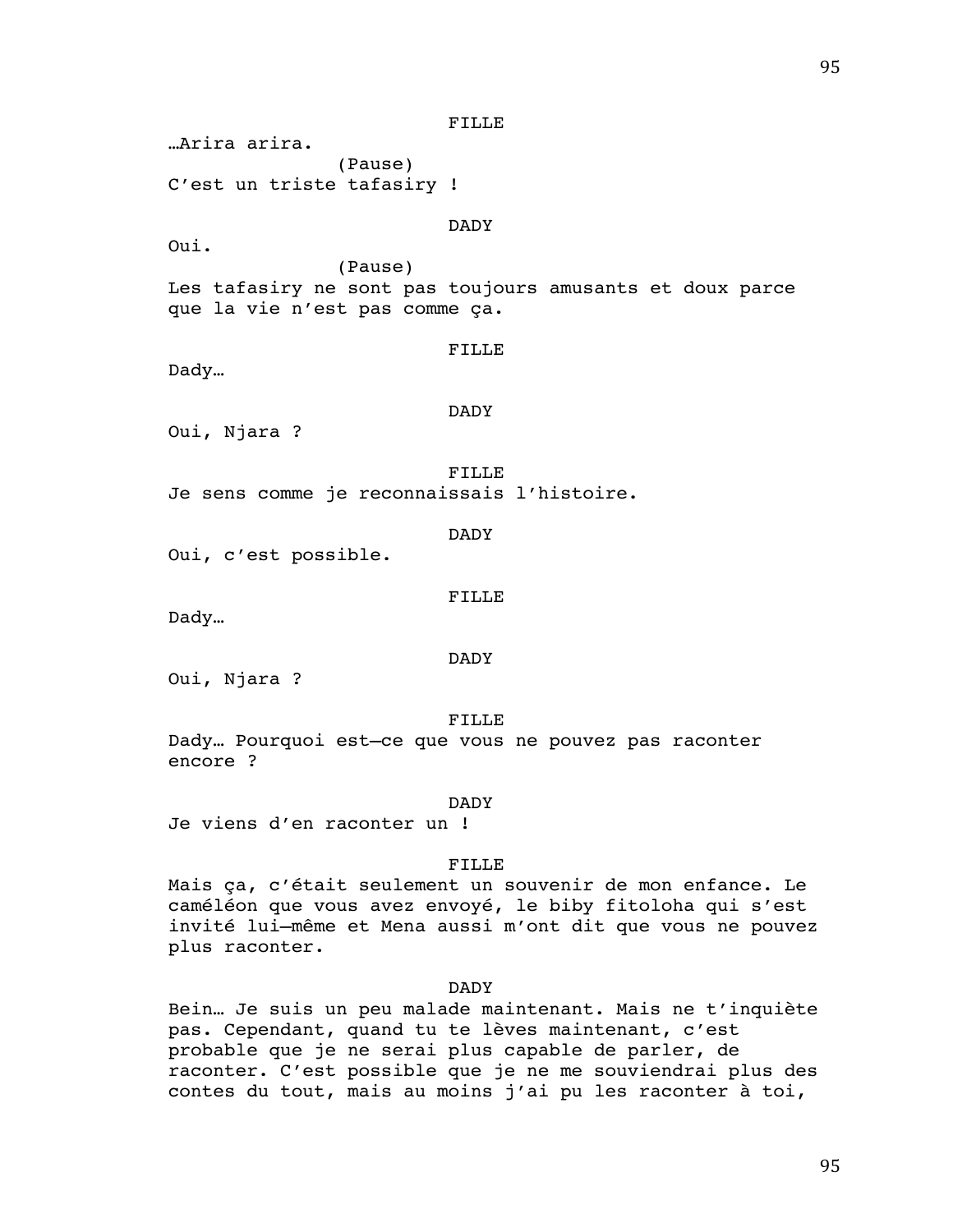FILLE

…Arira arira.

(Pause)

C'est un triste tafasiry !

DADY

Oui.

(Pause)

Les tafasiry ne sont pas toujours amusants et doux parce que la vie n'est pas comme ça.

FILLE

Dady…

DADY

Oui, Njara ?

FILLE

Je sens comme je reconnaissais l'histoire.

DADY

Oui, c'est possible.

FILLE

Dady…

DADY

Oui, Njara ?

FILLE

Dady… Pourquoi est-ce que vous ne pouvez pas raconter encore ?

DADY

Je viens d'en raconter un !

FILLE

Mais ça, c'était seulement un souvenir de mon enfance. Le caméléon que vous avez envoyé, le biby fitoloha qui s'est invité lui-même et Mena aussi m'ont dit que vous ne pouvez plus raconter.

DADY

Bein… Je suis un peu malade maintenant. Mais ne t'inquiète pas. Cependant, quand tu te lèves maintenant, c'est probable que je ne serai plus capable de parler, de raconter. C'est possible que je ne me souviendrai plus des contes du tout, mais au moins j'ai pu les raconter à toi,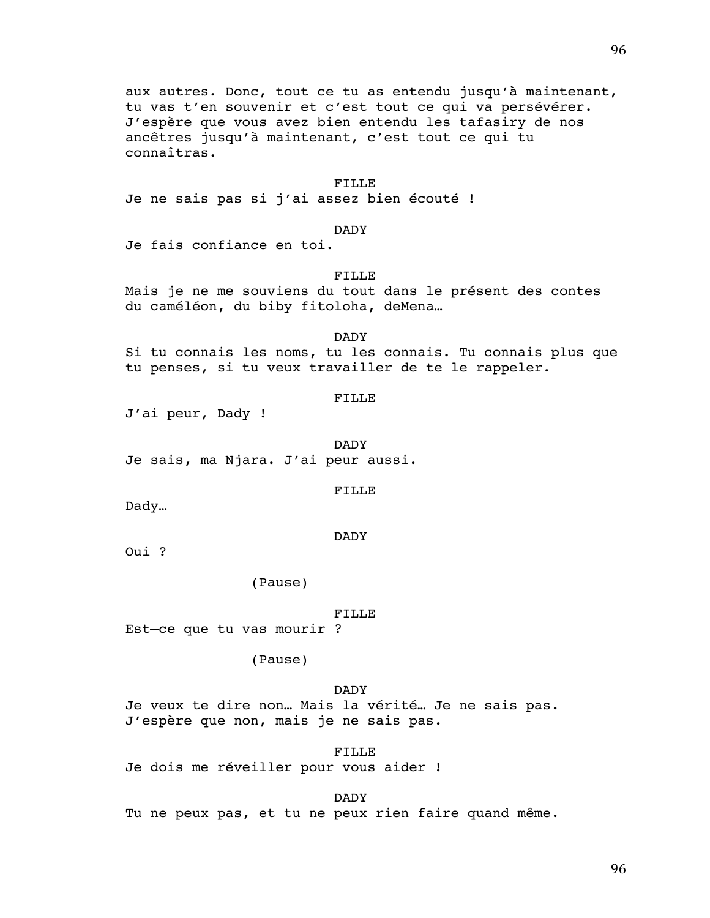aux autres. Donc, tout ce tu as entendu jusqu'à maintenant, tu vas t'en souvenir et c'est tout ce qui va persévérer. J'espère que vous avez bien entendu les tafasiry de nos ancêtres jusqu'à maintenant, c'est tout ce qui tu connaîtras.

FILLE

Je ne sais pas si j'ai assez bien écouté !

DADY

Je fais confiance en toi.

FILLE

Mais je ne me souviens du tout dans le présent des contes du caméléon, du biby fitoloha, deMena…

DADY

Si tu connais les noms, tu les connais. Tu connais plus que tu penses, si tu veux travailler de te le rappeler.

FILLE

J'ai peur, Dady !

DADY

Je sais, ma Njara. J'ai peur aussi.

FILLE

Dady…

DADY

Oui ?

(Pause)

FILLE

Est—ce que tu vas mourir ?

(Pause)

DADY

Je veux te dire non… Mais la vérité… Je ne sais pas. J'espère que non, mais je ne sais pas.

FILLE

Je dois me réveiller pour vous aider !

DADY

Tu ne peux pas, et tu ne peux rien faire quand même.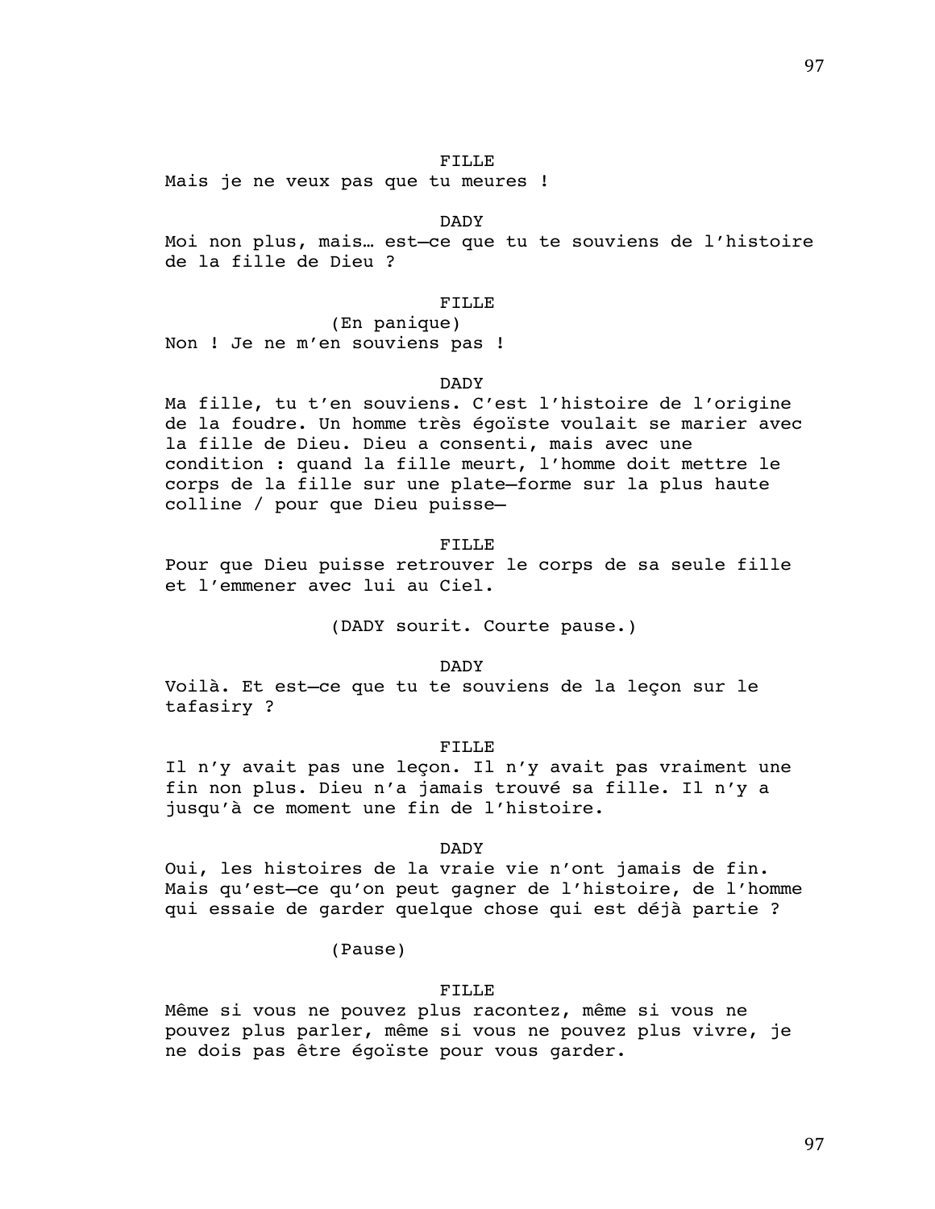FILLE

Mais je ne veux pas que tu meures !

DADY

Moi non plus, mais… est—ce que tu te souviens de l'histoire de la fille de Dieu ?

FILLE

(En panique)

Non ! Je ne m'en souviens pas !

DADY

Ma fille, tu t'en souviens. C'est l'histoire de l'origine de la foudre. Un homme très égoïste voulait se marier avec la fille de Dieu. Dieu a consenti, mais avec une condition : quand la fille meurt, l'homme doit mettre le corps de la fille sur une plate—forme sur la plus haute colline / pour que Dieu puisse—

FILLE

Pour que Dieu puisse retrouver le corps de sa seule fille et l'emmener avec lui au Ciel.

(DADY sourit. Courte pause.)

DADY

Voilà. Et est—ce que tu te souviens de la leçon sur le tafasiry ?

FILLE

Il n'y avait pas une leçon. Il n'y avait pas vraiment une fin non plus. Dieu n'a jamais trouvé sa fille. Il n'y a jusqu'à ce moment une fin de l'histoire.

DADY

Oui, les histoires de la vraie vie n'ont jamais de fin. Mais qu'est—ce qu'on peut gagner de l'histoire, de l'homme qui essaie de garder quelque chose qui est déjà partie ?

(Pause)

FILLE

Même si vous ne pouvez plus racontez, même si vous ne pouvez plus parler, même si vous ne pouvez plus vivre, je ne dois pas être égoïste pour vous garder.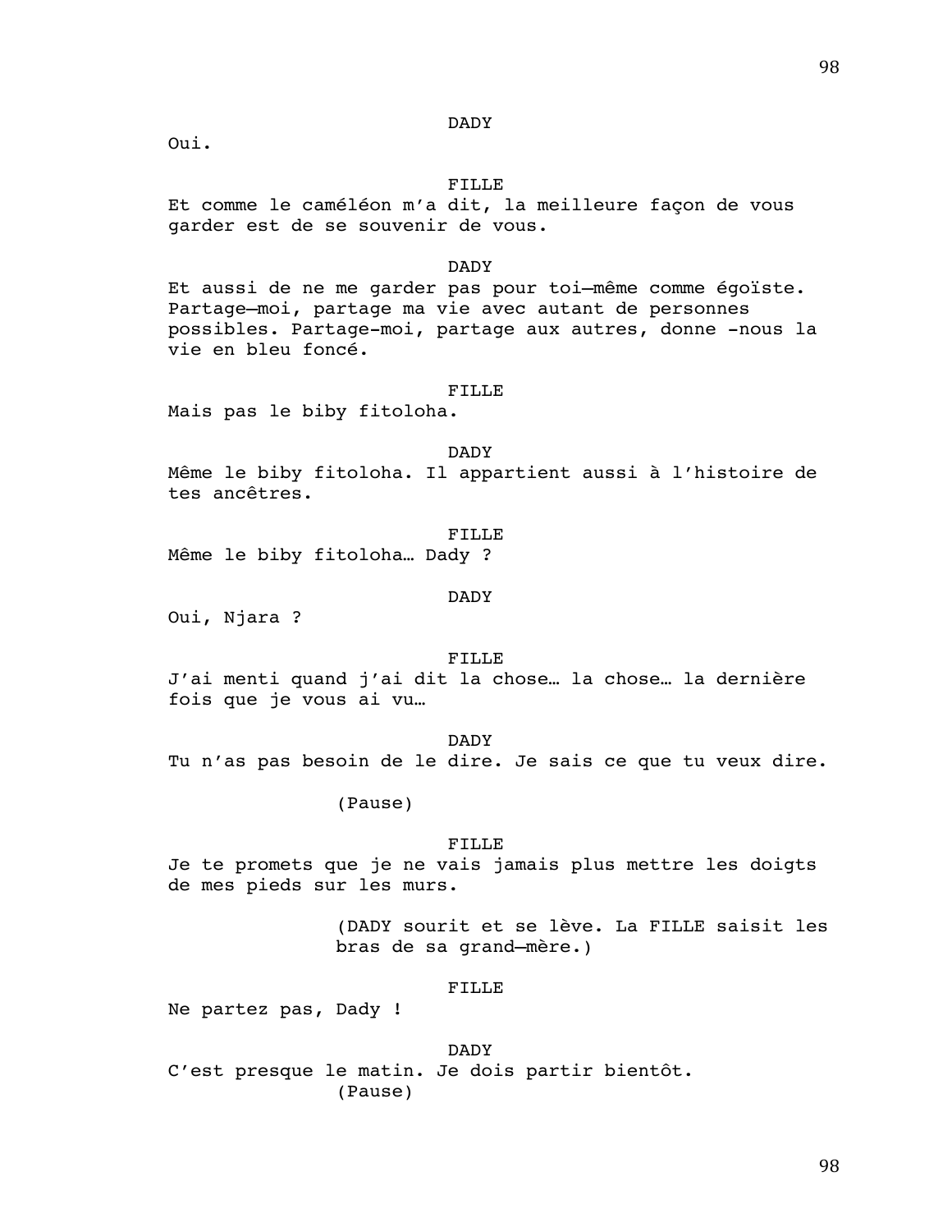DADY

Oui.

FILLE

Et comme le caméléon m'a dit, la meilleure façon de vous garder est de se souvenir de vous.

DADY

Et aussi de ne me garder pas pour toi—même comme égoïste. Partage—moi, partage ma vie avec autant de personnes possibles. Partage-moi, partage aux autres, donne -nous la vie en bleu foncé.

FILLE

Mais pas le biby fitoloha.

DADY

Même le biby fitoloha. Il appartient aussi à l'histoire de tes ancêtres.

FILLE

Même le biby fitoloha… Dady ?

DADY

Oui, Njara ?

FILLE

J'ai menti quand j'ai dit la chose… la chose… la dernière fois que je vous ai vu…

DADY

Tu n'as pas besoin de le dire. Je sais ce que tu veux dire.

(Pause)

FILLE

Je te promets que je ne vais jamais plus mettre les doigts de mes pieds sur les murs.

(DADY sourit et se lève. La FILLE saisit les bras de sa grand—mère.)

FILLE

Ne partez pas, Dady !

DADY

C'est presque le matin. Je dois partir bientôt.

(Pause)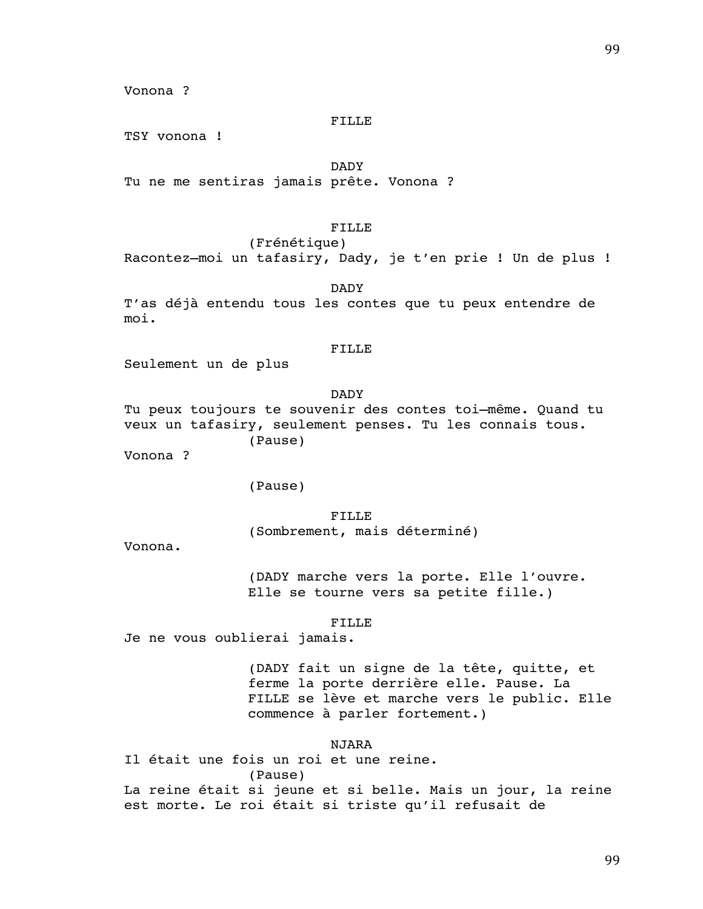Vonona ?

FILLE

TSY vonona !

DADY

Tu ne me sentiras jamais prête. Vonona ?

FILLE

(Frénétique)

Racontez–moi un tafasiry, Dady, je t'en prie ! Un de plus !

DADY

T'as déjà entendu tous les contes que tu peux entendre de moi.

FILLE

Seulement un de plus

DADY

Tu peux toujours te souvenir des contes toi–même. Quand tu veux un tafasiry, seulement penses. Tu les connais tous.

(Pause)

Vonona ?

(Pause)

FILLE

(Sombrement, mais déterminé)

Vonona.

(DADY marche vers la porte. Elle l'ouvre. Elle se tourne vers sa petite fille.)

FILLE

Je ne vous oublierai jamais.

(DADY fait un signe de la tête, quitte, et ferme la porte derrière elle. Pause. La FILLE se lève et marche vers le public. Elle commence à parler fortement.)

NJARA

Il était une fois un roi et une reine.

(Pause)

La reine était si jeune et si belle. Mais un jour, la reine est morte. Le roi était si triste qu'il refusait de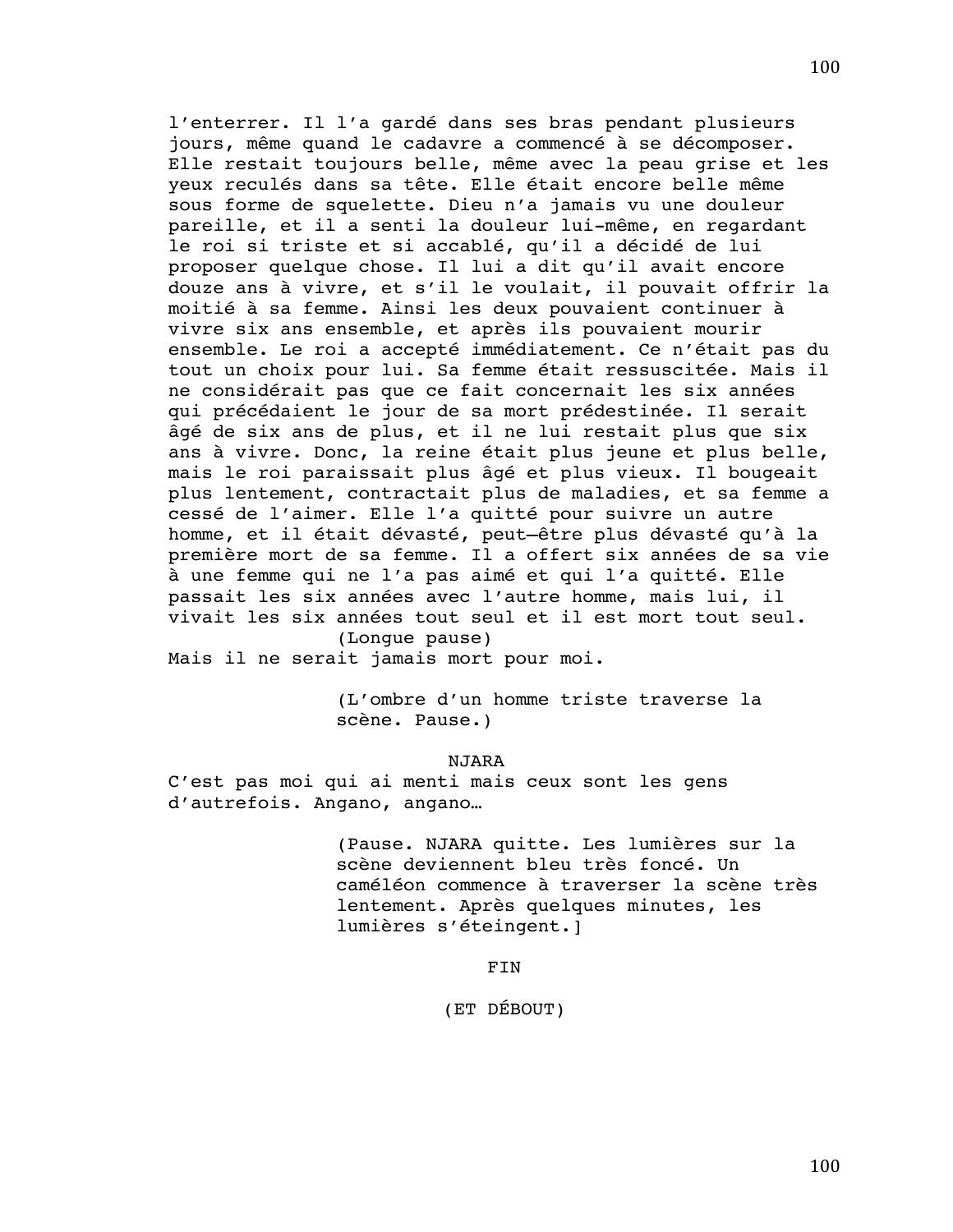l'enterrer. Il l'a gardé dans ses bras pendant plusieurs jours, même quand le cadavre a commencé à se décomposer. Elle restait toujours belle, même avec la peau grise et les yeux reculés dans sa tête. Elle était encore belle même sous forme de squelette. Dieu n'a jamais vu une douleur pareille, et il a senti la douleur lui-même, en regardant le roi si triste et si accablé, qu'il a décidé de lui proposer quelque chose. Il lui a dit qu'il avait encore douze ans à vivre, et s'il le voulait, il pouvait offrir la moitié à sa femme. Ainsi les deux pouvaient continuer à vivre six ans ensemble, et après ils pouvaient mourir ensemble. Le roi a accepté immédiatement. Ce n'était pas du tout un choix pour lui. Sa femme était ressuscitée. Mais il ne considérait pas que ce fait concernait les six années qui précédaient le jour de sa mort prédestinée. Il serait âgé de six ans de plus, et il ne lui restait plus que six ans à vivre. Donc, la reine était plus jeune et plus belle, mais le roi paraissait plus âgé et plus vieux. Il bougeait plus lentement, contractait plus de maladies, et sa femme a cessé de l'aimer. Elle l'a quitté pour suivre un autre homme, et il était dévasté, peut–être plus dévasté qu'à la première mort de sa femme. Il a offert six années de sa vie à une femme qui ne l'a pas aimé et qui l'a quitté. Elle passait les six années avec l'autre homme, mais lui, il vivait les six années tout seul et il est mort tout seul.

(Longue pause)

Mais il ne serait jamais mort pour moi.

(L'ombre d'un homme triste traverse la scène. Pause.)

NJARA

C'est pas moi qui ai menti mais ceux sont les gens d'autrefois. Angano, angano…

(Pause. NJARA quitte. Les lumières sur la scène deviennent bleu très foncé. Un caméléon commence à traverser la scène très lentement. Après quelques minutes, les lumières s'éteingent.]

FIN

(ET DÉBOUT)